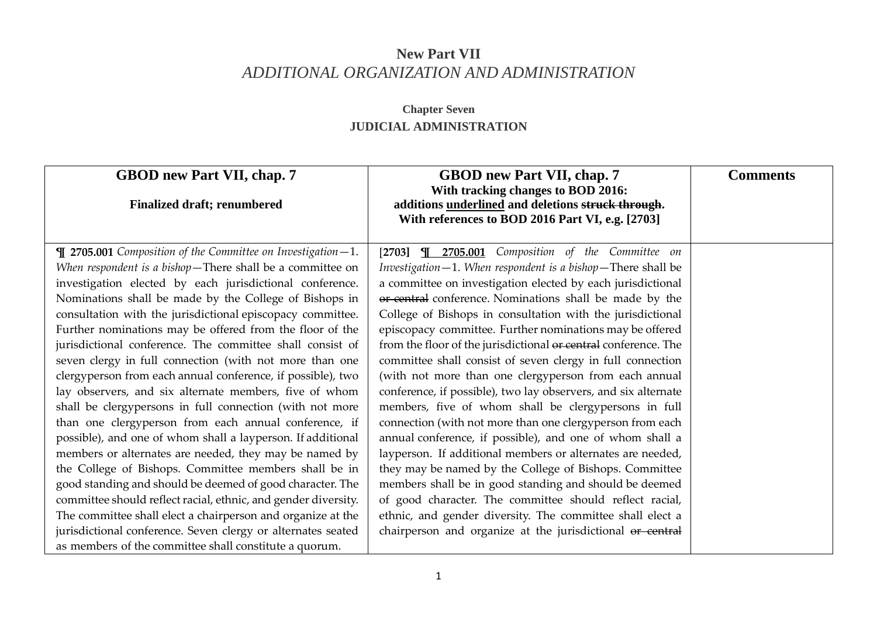# New Part VII
## *ADDITIONAL ORGANIZATION AND ADMINISTRATION*

### Chapter Seven
### JUDICIAL ADMINISTRATION

| **GBOD new Part VII, chap. 7**<br><br>**Finalized draft; renumbered** | **GBOD new Part VII, chap. 7**<br>**With tracking changes to BOD 2016: additions <u>underlined</u> and deletions ~~struck through~~.**<br>**With references to BOD 2016 Part VI, e.g. [2703]** | **Comments** |
|---|---|---|
| **¶ 2705.001** *Composition of the Committee on Investigation*—1. *When respondent is a bishop*—There shall be a committee on investigation elected by each jurisdictional conference. Nominations shall be made by the College of Bishops in consultation with the jurisdictional episcopacy committee. Further nominations may be offered from the floor of the jurisdictional conference. The committee shall consist of seven clergy in full connection (with not more than one clergyperson from each annual conference, if possible), two lay observers, and six alternate members, five of whom shall be clergypersons in full connection (with not more than one clergyperson from each annual conference, if possible), and one of whom shall a layperson. If additional members or alternates are needed, they may be named by the College of Bishops. Committee members shall be in good standing and should be deemed of good character. The committee should reflect racial, ethnic, and gender diversity. The committee shall elect a chairperson and organize at the jurisdictional conference. Seven clergy or alternates seated as members of the committee shall constitute a quorum. | **[2703]** **<u>¶ 2705.001</u>** *Composition of the Committee on Investigation*—1. *When respondent is a bishop*—There shall be a committee on investigation elected by each jurisdictional ~~or central~~ conference. Nominations shall be made by the College of Bishops in consultation with the jurisdictional episcopacy committee. Further nominations may be offered from the floor of the jurisdictional ~~or central~~ conference. The committee shall consist of seven clergy in full connection (with not more than one clergyperson from each annual conference, if possible), two lay observers, and six alternate members, five of whom shall be clergypersons in full connection (with not more than one clergyperson from each annual conference, if possible), and one of whom shall a layperson. If additional members or alternates are needed, they may be named by the College of Bishops. Committee members shall be in good standing and should be deemed of good character. The committee should reflect racial, ethnic, and gender diversity. The committee shall elect a chairperson and organize at the jurisdictional ~~or central~~ | |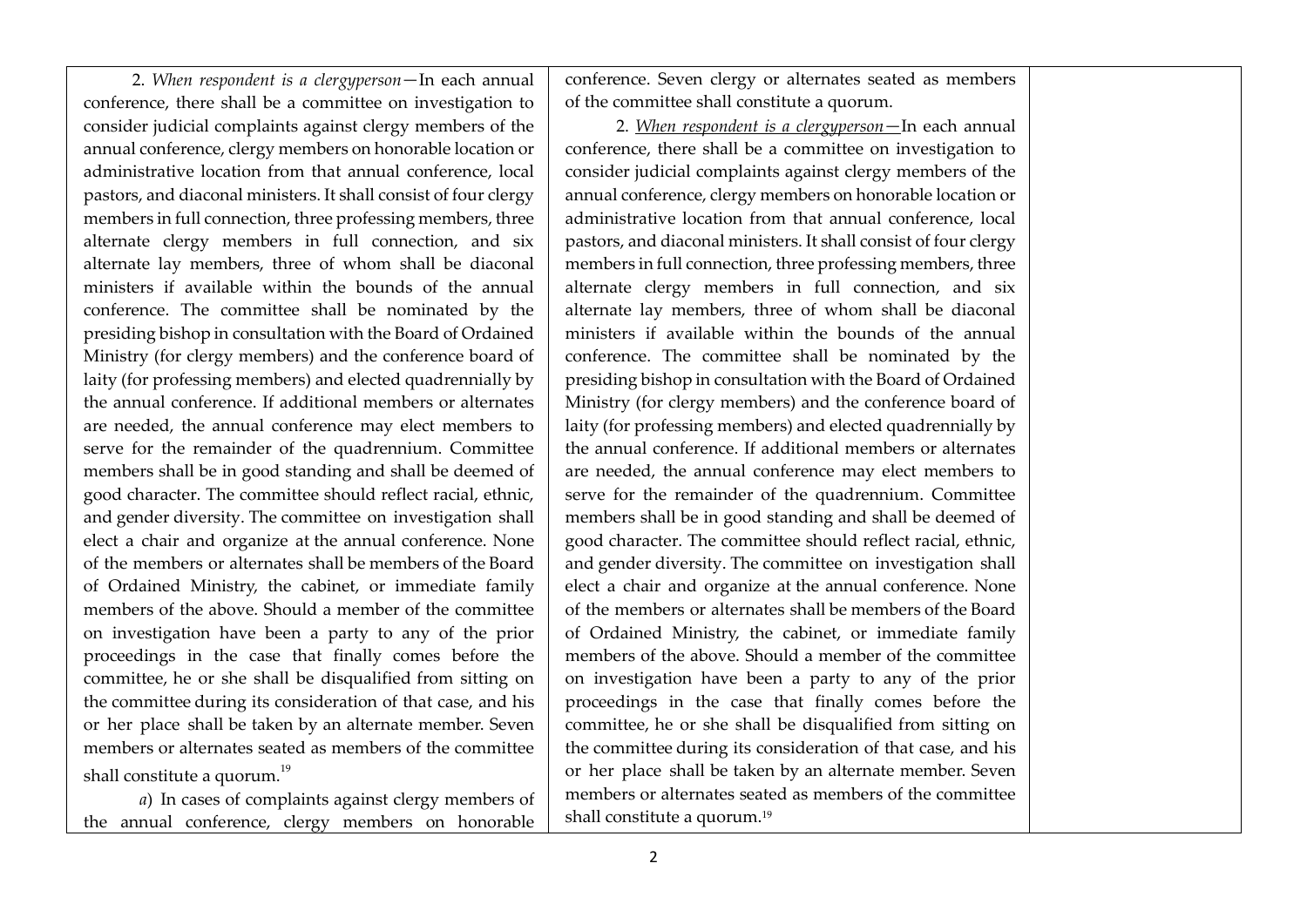| | | |
|---|---|---|
| 2. *When respondent is a clergyperson*—In each annual conference, there shall be a committee on investigation to consider judicial complaints against clergy members of the annual conference, clergy members on honorable location or administrative location from that annual conference, local pastors, and diaconal ministers. It shall consist of four clergy members in full connection, three professing members, three alternate clergy members in full connection, and six alternate lay members, three of whom shall be diaconal ministers if available within the bounds of the annual conference. The committee shall be nominated by the presiding bishop in consultation with the Board of Ordained Ministry (for clergy members) and the conference board of laity (for professing members) and elected quadrennially by the annual conference. If additional members or alternates are needed, the annual conference may elect members to serve for the remainder of the quadrennium. Committee members shall be in good standing and shall be deemed of good character. The committee should reflect racial, ethnic, and gender diversity. The committee on investigation shall elect a chair and organize at the annual conference. None of the members or alternates shall be members of the Board of Ordained Ministry, the cabinet, or immediate family members of the above. Should a member of the committee on investigation have been a party to any of the prior proceedings in the case that finally comes before the committee, he or she shall be disqualified from sitting on the committee during its consideration of that case, and his or her place shall be taken by an alternate member. Seven members or alternates seated as members of the committee shall constitute a quorum.[19]<br><br>*a*) In cases of complaints against clergy members of the annual conference, clergy members on honorable | conference. Seven clergy or alternates seated as members of the committee shall constitute a quorum.<br><br>2. <u>*When respondent is a clergyperson*</u>—In each annual conference, there shall be a committee on investigation to consider judicial complaints against clergy members of the annual conference, clergy members on honorable location or administrative location from that annual conference, local pastors, and diaconal ministers. It shall consist of four clergy members in full connection, three professing members, three alternate clergy members in full connection, and six alternate lay members, three of whom shall be diaconal ministers if available within the bounds of the annual conference. The committee shall be nominated by the presiding bishop in consultation with the Board of Ordained Ministry (for clergy members) and the conference board of laity (for professing members) and elected quadrennially by the annual conference. If additional members or alternates are needed, the annual conference may elect members to serve for the remainder of the quadrennium. Committee members shall be in good standing and shall be deemed of good character. The committee should reflect racial, ethnic, and gender diversity. The committee on investigation shall elect a chair and organize at the annual conference. None of the members or alternates shall be members of the Board of Ordained Ministry, the cabinet, or immediate family members of the above. Should a member of the committee on investigation have been a party to any of the prior proceedings in the case that finally comes before the committee, he or she shall be disqualified from sitting on the committee during its consideration of that case, and his or her place shall be taken by an alternate member. Seven members or alternates seated as members of the committee shall constitute a quorum.[19] | |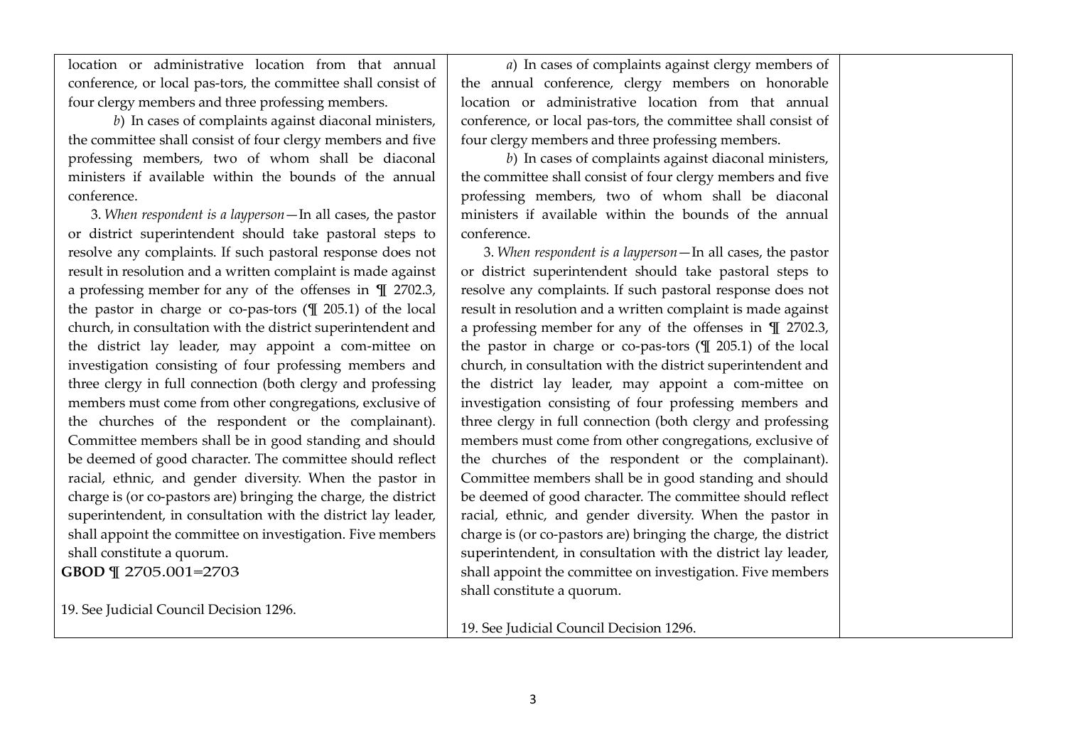| | | |
|---|---|---|
| location or administrative location from that annual conference, or local pas-tors, the committee shall consist of four clergy members and three professing members.<br><br>*b*) In cases of complaints against diaconal ministers, the committee shall consist of four clergy members and five professing members, two of whom shall be diaconal ministers if available within the bounds of the annual conference.<br><br>3. *When respondent is a layperson*—In all cases, the pastor or district superintendent should take pastoral steps to resolve any complaints. If such pastoral response does not result in resolution and a written complaint is made against a professing member for any of the offenses in ¶ 2702.3, the pastor in charge or co-pas-tors (¶ 205.1) of the local church, in consultation with the district superintendent and the district lay leader, may appoint a com-mittee on investigation consisting of four professing members and three clergy in full connection (both clergy and professing members must come from other congregations, exclusive of the churches of the respondent or the complainant). Committee members shall be in good standing and should be deemed of good character. The committee should reflect racial, ethnic, and gender diversity. When the pastor in charge is (or co-pastors are) bringing the charge, the district superintendent, in consultation with the district lay leader, shall appoint the committee on investigation. Five members shall constitute a quorum.<br>**GBOD** ¶ 2705.001=2703<br><br>19. See Judicial Council Decision 1296. | *a*) In cases of complaints against clergy members of the annual conference, clergy members on honorable location or administrative location from that annual conference, or local pas-tors, the committee shall consist of four clergy members and three professing members.<br><br>*b*) In cases of complaints against diaconal ministers, the committee shall consist of four clergy members and five professing members, two of whom shall be diaconal ministers if available within the bounds of the annual conference.<br><br>3. *When respondent is a layperson*—In all cases, the pastor or district superintendent should take pastoral steps to resolve any complaints. If such pastoral response does not result in resolution and a written complaint is made against a professing member for any of the offenses in ¶ 2702.3, the pastor in charge or co-pas-tors (¶ 205.1) of the local church, in consultation with the district superintendent and the district lay leader, may appoint a com-mittee on investigation consisting of four professing members and three clergy in full connection (both clergy and professing members must come from other congregations, exclusive of the churches of the respondent or the complainant). Committee members shall be in good standing and should be deemed of good character. The committee should reflect racial, ethnic, and gender diversity. When the pastor in charge is (or co-pastors are) bringing the charge, the district superintendent, in consultation with the district lay leader, shall appoint the committee on investigation. Five members shall constitute a quorum.<br><br>19. See Judicial Council Decision 1296. | |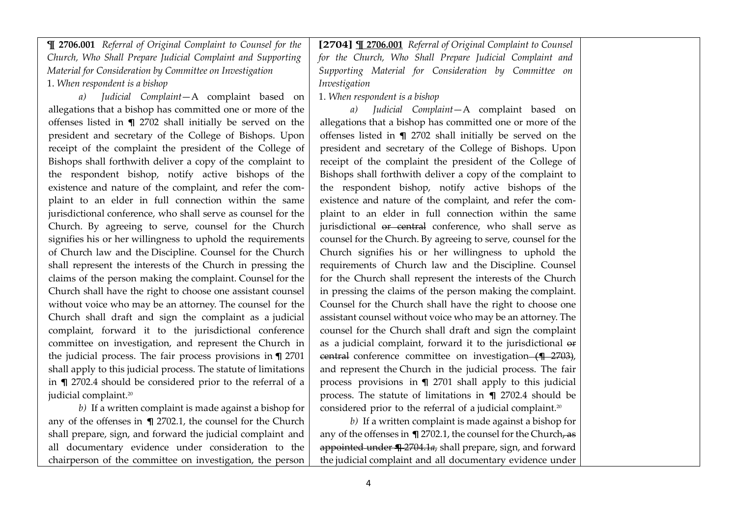| | | |
|---|---|---|
| **¶ 2706.001** *Referral of Original Complaint to Counsel for the Church, Who Shall Prepare Judicial Complaint and Supporting Material for Consideration by Committee on Investigation*<br>1. *When respondent is a bishop*<br>*a) Judicial Complaint*—A complaint based on allegations that a bishop has committed one or more of the offenses listed in ¶ 2702 shall initially be served on the president and secretary of the College of Bishops. Upon receipt of the complaint the president of the College of Bishops shall forthwith deliver a copy of the complaint to the respondent bishop, notify active bishops of the existence and nature of the complaint, and refer the complaint to an elder in full connection within the same jurisdictional conference, who shall serve as counsel for the Church. By agreeing to serve, counsel for the Church signifies his or her willingness to uphold the requirements of Church law and the Discipline. Counsel for the Church shall represent the interests of the Church in pressing the claims of the person making the complaint. Counsel for the Church shall have the right to choose one assistant counsel without voice who may be an attorney. The counsel for the Church shall draft and sign the complaint as a judicial complaint, forward it to the jurisdictional conference committee on investigation, and represent the Church in the judicial process. The fair process provisions in ¶ 2701 shall apply to this judicial process. The statute of limitations in ¶ 2702.4 should be considered prior to the referral of a judicial complaint.[20]<br>*b)* If a written complaint is made against a bishop for any of the offenses in ¶ 2702.1, the counsel for the Church shall prepare, sign, and forward the judicial complaint and all documentary evidence under consideration to the chairperson of the committee on investigation, the person | **[2704]** **¶ 2706.001** *Referral of Original Complaint to Counsel for the Church, Who Shall Prepare Judicial Complaint and Supporting Material for Consideration by Committee on Investigation*<br>1. *When respondent is a bishop*<br>*a) Judicial Complaint*—A complaint based on allegations that a bishop has committed one or more of the offenses listed in ¶ 2702 shall initially be served on the president and secretary of the College of Bishops. Upon receipt of the complaint the president of the College of Bishops shall forthwith deliver a copy of the complaint to the respondent bishop, notify active bishops of the existence and nature of the complaint, and refer the complaint to an elder in full connection within the same jurisdictional ~~or central~~ conference, who shall serve as counsel for the Church. By agreeing to serve, counsel for the Church signifies his or her willingness to uphold the requirements of Church law and the Discipline. Counsel for the Church shall represent the interests of the Church in pressing the claims of the person making the complaint. Counsel for the Church shall have the right to choose one assistant counsel without voice who may be an attorney. The counsel for the Church shall draft and sign the complaint as a judicial complaint, forward it to the jurisdictional ~~or central~~ conference committee on investigation~~ (¶ 2703)~~, and represent the Church in the judicial process. The fair process provisions in ¶ 2701 shall apply to this judicial process. The statute of limitations in ¶ 2702.4 should be considered prior to the referral of a judicial complaint.[20]<br>*b)* If a written complaint is made against a bishop for any of the offenses in ¶ 2702.1, the counsel for the Church~~, as appointed under ¶ 2704.1*a*,~~ shall prepare, sign, and forward the judicial complaint and all documentary evidence under | |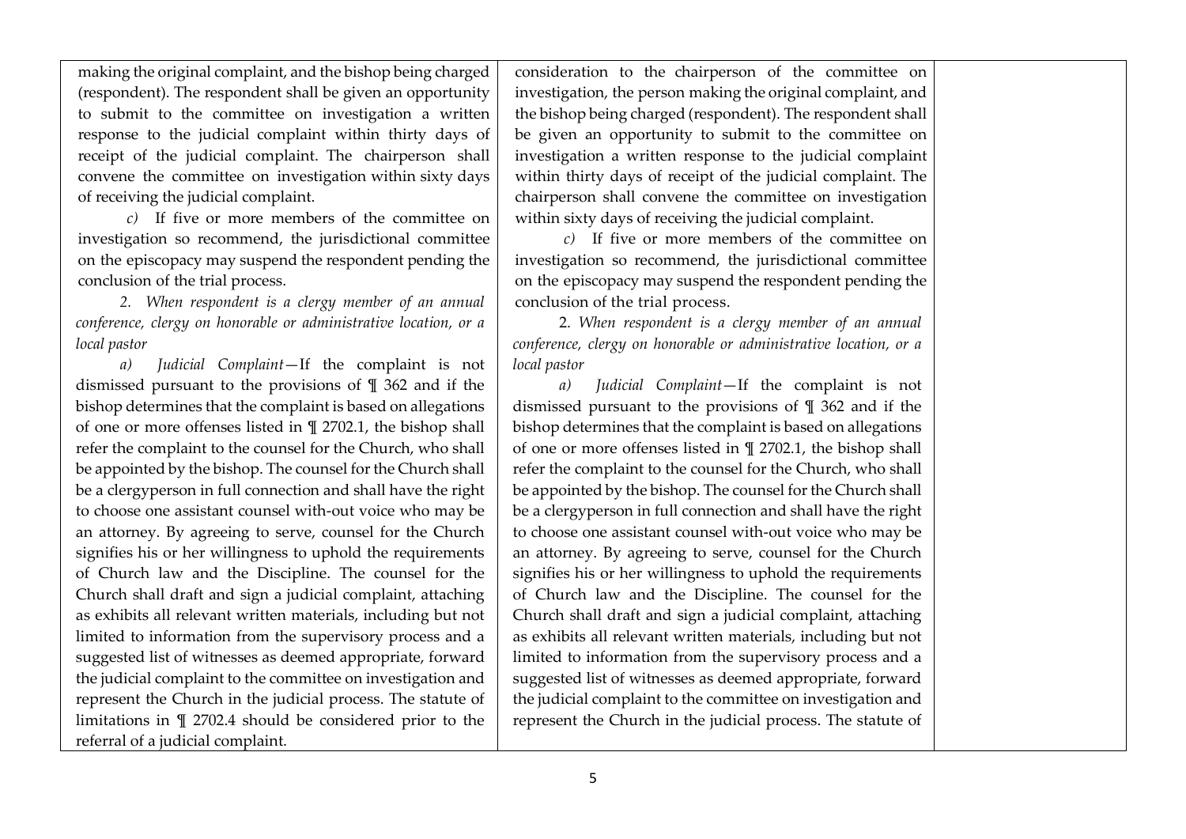| | | |
|---|---|---|
| making the original complaint, and the bishop being charged (respondent). The respondent shall be given an opportunity to submit to the committee on investigation a written response to the judicial complaint within thirty days of receipt of the judicial complaint. The chairperson shall convene the committee on investigation within sixty days of receiving the judicial complaint.<br><br>*c)* If five or more members of the committee on investigation so recommend, the jurisdictional committee on the episcopacy may suspend the respondent pending the conclusion of the trial process.<br><br>*2. When respondent is a clergy member of an annual conference, clergy on honorable or administrative location, or a local pastor*<br><br>*a) Judicial Complaint*—If the complaint is not dismissed pursuant to the provisions of ¶ 362 and if the bishop determines that the complaint is based on allegations of one or more offenses listed in ¶ 2702.1, the bishop shall refer the complaint to the counsel for the Church, who shall be appointed by the bishop. The counsel for the Church shall be a clergyperson in full connection and shall have the right to choose one assistant counsel with-out voice who may be an attorney. By agreeing to serve, counsel for the Church signifies his or her willingness to uphold the requirements of Church law and the Discipline. The counsel for the Church shall draft and sign a judicial complaint, attaching as exhibits all relevant written materials, including but not limited to information from the supervisory process and a suggested list of witnesses as deemed appropriate, forward the judicial complaint to the committee on investigation and represent the Church in the judicial process. The statute of limitations in ¶ 2702.4 should be considered prior to the referral of a judicial complaint. | consideration to the chairperson of the committee on investigation, the person making the original complaint, and the bishop being charged (respondent). The respondent shall be given an opportunity to submit to the committee on investigation a written response to the judicial complaint within thirty days of receipt of the judicial complaint. The chairperson shall convene the committee on investigation within sixty days of receiving the judicial complaint.<br><br>*c)* If five or more members of the committee on investigation so recommend, the jurisdictional committee on the episcopacy may suspend the respondent pending the conclusion of the trial process.<br><br>2. *When respondent is a clergy member of an annual conference, clergy on honorable or administrative location, or a local pastor*<br><br>*a) Judicial Complaint*—If the complaint is not dismissed pursuant to the provisions of ¶ 362 and if the bishop determines that the complaint is based on allegations of one or more offenses listed in ¶ 2702.1, the bishop shall refer the complaint to the counsel for the Church, who shall be appointed by the bishop. The counsel for the Church shall be a clergyperson in full connection and shall have the right to choose one assistant counsel with-out voice who may be an attorney. By agreeing to serve, counsel for the Church signifies his or her willingness to uphold the requirements of Church law and the Discipline. The counsel for the Church shall draft and sign a judicial complaint, attaching as exhibits all relevant written materials, including but not limited to information from the supervisory process and a suggested list of witnesses as deemed appropriate, forward the judicial complaint to the committee on investigation and represent the Church in the judicial process. The statute of | |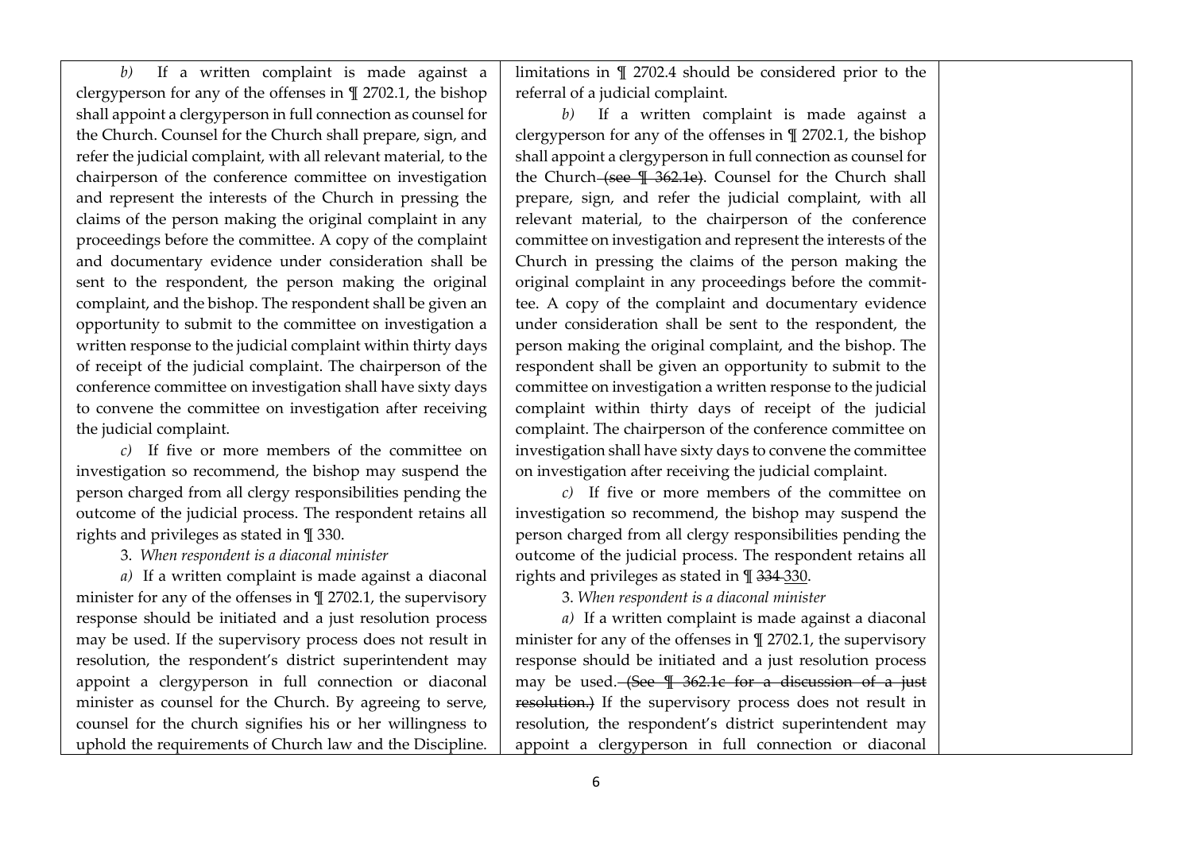| | | |
|---|---|---|
| *b)* If a written complaint is made against a clergyperson for any of the offenses in ¶ 2702.1, the bishop shall appoint a clergyperson in full connection as counsel for the Church. Counsel for the Church shall prepare, sign, and refer the judicial complaint, with all relevant material, to the chairperson of the conference committee on investigation and represent the interests of the Church in pressing the claims of the person making the original complaint in any proceedings before the committee. A copy of the complaint and documentary evidence under consideration shall be sent to the respondent, the person making the original complaint, and the bishop. The respondent shall be given an opportunity to submit to the committee on investigation a written response to the judicial complaint within thirty days of receipt of the judicial complaint. The chairperson of the conference committee on investigation shall have sixty days to convene the committee on investigation after receiving the judicial complaint.<br><br>*c)* If five or more members of the committee on investigation so recommend, the bishop may suspend the person charged from all clergy responsibilities pending the outcome of the judicial process. The respondent retains all rights and privileges as stated in ¶ 330.<br><br>3. *When respondent is a diaconal minister*<br><br>*a)* If a written complaint is made against a diaconal minister for any of the offenses in ¶ 2702.1, the supervisory response should be initiated and a just resolution process may be used. If the supervisory process does not result in resolution, the respondent's district superintendent may appoint a clergyperson in full connection or diaconal minister as counsel for the Church. By agreeing to serve, counsel for the church signifies his or her willingness to uphold the requirements of Church law and the Discipline. | limitations in ¶ 2702.4 should be considered prior to the referral of a judicial complaint.<br><br>*b)* If a written complaint is made against a clergyperson for any of the offenses in ¶ 2702.1, the bishop shall appoint a clergyperson in full connection as counsel for the Church ~~(see ¶ 362.1e)~~. Counsel for the Church shall prepare, sign, and refer the judicial complaint, with all relevant material, to the chairperson of the conference committee on investigation and represent the interests of the Church in pressing the claims of the person making the original complaint in any proceedings before the committee. A copy of the complaint and documentary evidence under consideration shall be sent to the respondent, the person making the original complaint, and the bishop. The respondent shall be given an opportunity to submit to the committee on investigation a written response to the judicial complaint within thirty days of receipt of the judicial complaint. The chairperson of the conference committee on investigation shall have sixty days to convene the committee on investigation after receiving the judicial complaint.<br><br>*c)* If five or more members of the committee on investigation so recommend, the bishop may suspend the person charged from all clergy responsibilities pending the outcome of the judicial process. The respondent retains all rights and privileges as stated in ¶ ~~334~~ <u>330</u>.<br><br>3. *When respondent is a diaconal minister*<br><br>*a)* If a written complaint is made against a diaconal minister for any of the offenses in ¶ 2702.1, the supervisory response should be initiated and a just resolution process may be used. ~~(See ¶ 362.1c for a discussion of a just resolution.)~~ If the supervisory process does not result in resolution, the respondent's district superintendent may appoint a clergyperson in full connection or diaconal | |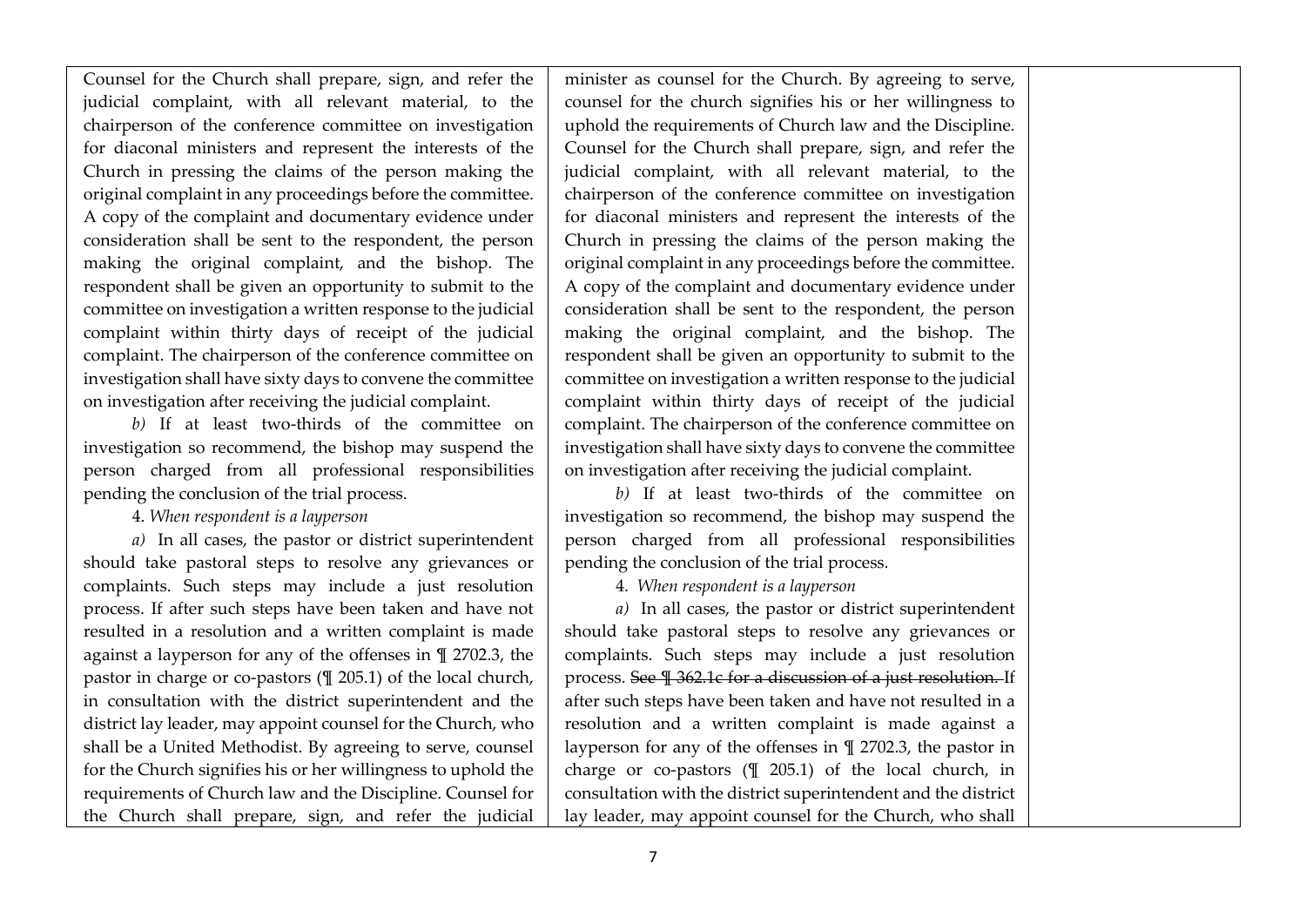| | | |
|---|---|---|
| Counsel for the Church shall prepare, sign, and refer the judicial complaint, with all relevant material, to the chairperson of the conference committee on investigation for diaconal ministers and represent the interests of the Church in pressing the claims of the person making the original complaint in any proceedings before the committee. A copy of the complaint and documentary evidence under consideration shall be sent to the respondent, the person making the original complaint, and the bishop. The respondent shall be given an opportunity to submit to the committee on investigation a written response to the judicial complaint within thirty days of receipt of the judicial complaint. The chairperson of the conference committee on investigation shall have sixty days to convene the committee on investigation after receiving the judicial complaint.<br><br>*b)* If at least two-thirds of the committee on investigation so recommend, the bishop may suspend the person charged from all professional responsibilities pending the conclusion of the trial process.<br><br>4. *When respondent is a layperson*<br><br>*a)* In all cases, the pastor or district superintendent should take pastoral steps to resolve any grievances or complaints. Such steps may include a just resolution process. If after such steps have been taken and have not resulted in a resolution and a written complaint is made against a layperson for any of the offenses in ¶ 2702.3, the pastor in charge or co-pastors (¶ 205.1) of the local church, in consultation with the district superintendent and the district lay leader, may appoint counsel for the Church, who shall be a United Methodist. By agreeing to serve, counsel for the Church signifies his or her willingness to uphold the requirements of Church law and the Discipline. Counsel for the Church shall prepare, sign, and refer the judicial | minister as counsel for the Church. By agreeing to serve, counsel for the church signifies his or her willingness to uphold the requirements of Church law and the Discipline. Counsel for the Church shall prepare, sign, and refer the judicial complaint, with all relevant material, to the chairperson of the conference committee on investigation for diaconal ministers and represent the interests of the Church in pressing the claims of the person making the original complaint in any proceedings before the committee. A copy of the complaint and documentary evidence under consideration shall be sent to the respondent, the person making the original complaint, and the bishop. The respondent shall be given an opportunity to submit to the committee on investigation a written response to the judicial complaint within thirty days of receipt of the judicial complaint. The chairperson of the conference committee on investigation shall have sixty days to convene the committee on investigation after receiving the judicial complaint.<br><br>*b)* If at least two-thirds of the committee on investigation so recommend, the bishop may suspend the person charged from all professional responsibilities pending the conclusion of the trial process.<br><br>4. *When respondent is a layperson*<br><br>*a)* In all cases, the pastor or district superintendent should take pastoral steps to resolve any grievances or complaints. Such steps may include a just resolution process. ~~See ¶ 362.1c for a discussion of a just resolution.~~ If after such steps have been taken and have not resulted in a resolution and a written complaint is made against a layperson for any of the offenses in ¶ 2702.3, the pastor in charge or co-pastors (¶ 205.1) of the local church, in consultation with the district superintendent and the district lay leader, may appoint counsel for the Church, who shall | |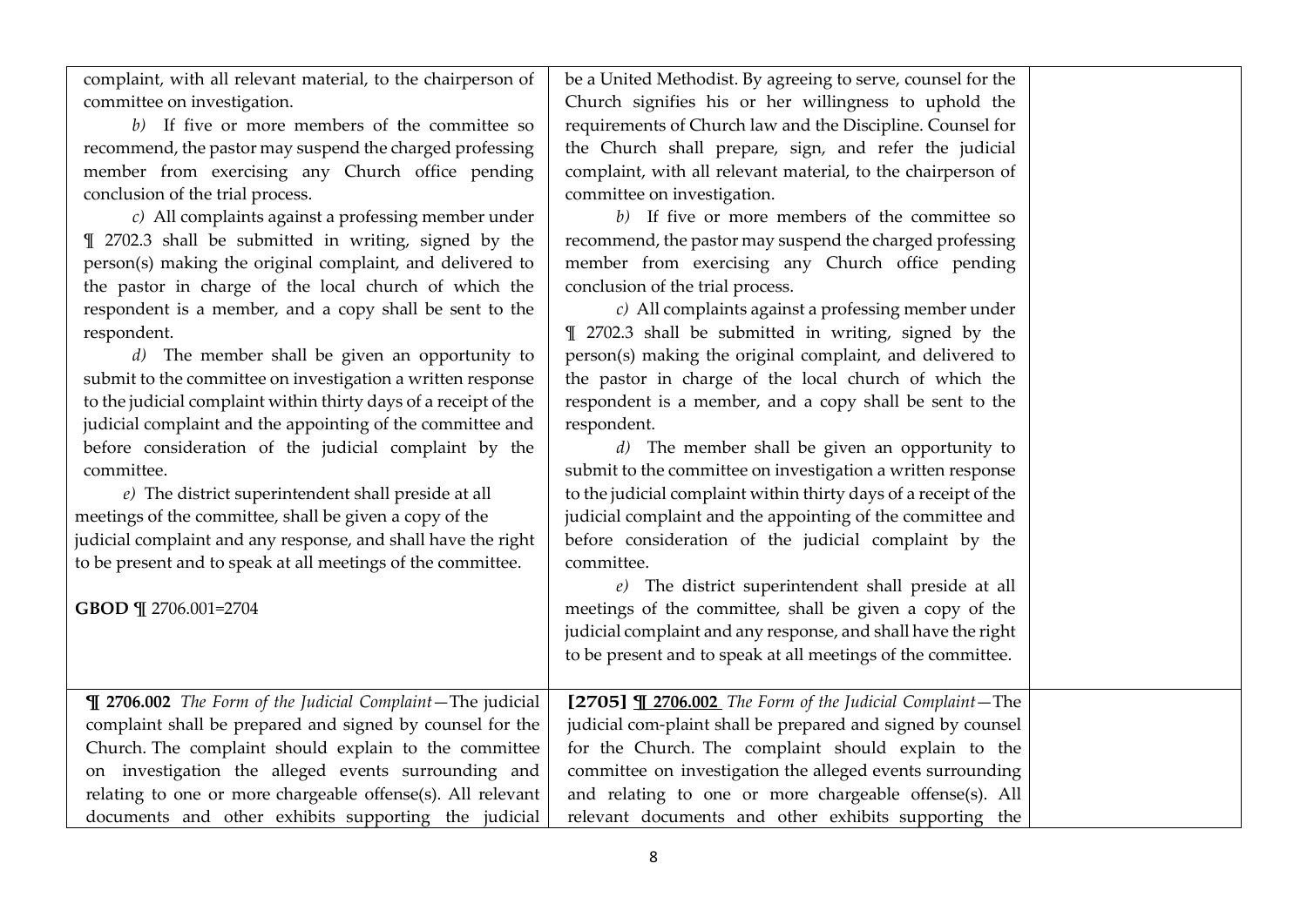| | | |
|---|---|---|
| complaint, with all relevant material, to the chairperson of committee on investigation.<br><br>*b)* If five or more members of the committee so recommend, the pastor may suspend the charged professing member from exercising any Church office pending conclusion of the trial process.<br><br>*c)* All complaints against a professing member under ¶ 2702.3 shall be submitted in writing, signed by the person(s) making the original complaint, and delivered to the pastor in charge of the local church of which the respondent is a member, and a copy shall be sent to the respondent.<br><br>*d)* The member shall be given an opportunity to submit to the committee on investigation a written response to the judicial complaint within thirty days of a receipt of the judicial complaint and the appointing of the committee and before consideration of the judicial complaint by the committee.<br><br>*e)* The district superintendent shall preside at all meetings of the committee, shall be given a copy of the judicial complaint and any response, and shall have the right to be present and to speak at all meetings of the committee.<br><br>**GBOD** ¶ 2706.001=2704 | be a United Methodist. By agreeing to serve, counsel for the Church signifies his or her willingness to uphold the requirements of Church law and the Discipline. Counsel for the Church shall prepare, sign, and refer the judicial complaint, with all relevant material, to the chairperson of committee on investigation.<br><br>*b)* If five or more members of the committee so recommend, the pastor may suspend the charged professing member from exercising any Church office pending conclusion of the trial process.<br><br>*c)* All complaints against a professing member under ¶ 2702.3 shall be submitted in writing, signed by the person(s) making the original complaint, and delivered to the pastor in charge of the local church of which the respondent is a member, and a copy shall be sent to the respondent.<br><br>*d)* The member shall be given an opportunity to submit to the committee on investigation a written response to the judicial complaint within thirty days of a receipt of the judicial complaint and the appointing of the committee and before consideration of the judicial complaint by the committee.<br><br>*e)* The district superintendent shall preside at all meetings of the committee, shall be given a copy of the judicial complaint and any response, and shall have the right to be present and to speak at all meetings of the committee. | |
| **¶ 2706.002** *The Form of the Judicial Complaint*—The judicial complaint shall be prepared and signed by counsel for the Church. The complaint should explain to the committee on investigation the alleged events surrounding and relating to one or more chargeable offense(s). All relevant documents and other exhibits supporting the judicial | **[2705]** **¶ 2706.002** *The Form of the Judicial Complaint*—The judicial com-plaint shall be prepared and signed by counsel for the Church. The complaint should explain to the committee on investigation the alleged events surrounding and relating to one or more chargeable offense(s). All relevant documents and other exhibits supporting the | |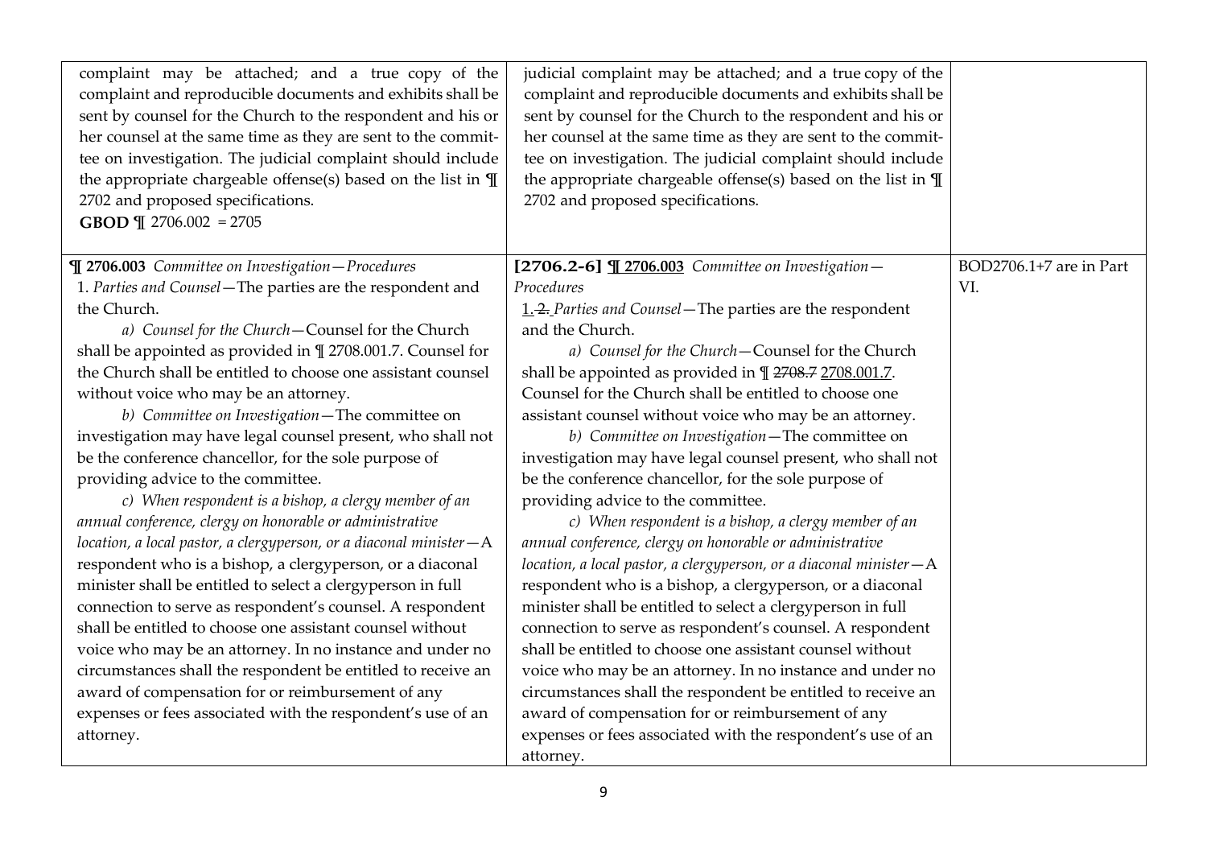| | | |
|---|---|---|
| complaint may be attached; and a true copy of the complaint and reproducible documents and exhibits shall be sent by counsel for the Church to the respondent and his or her counsel at the same time as they are sent to the committee on investigation. The judicial complaint should include the appropriate chargeable offense(s) based on the list in ¶ 2702 and proposed specifications.<br>**GBOD** ¶ 2706.002 = 2705 | judicial complaint may be attached; and a true copy of the complaint and reproducible documents and exhibits shall be sent by counsel for the Church to the respondent and his or her counsel at the same time as they are sent to the committee on investigation. The judicial complaint should include the appropriate chargeable offense(s) based on the list in ¶ 2702 and proposed specifications. | |
| **¶ 2706.003** *Committee on Investigation—Procedures*<br>1. *Parties and Counsel*—The parties are the respondent and the Church.<br>*a) Counsel for the Church*—Counsel for the Church shall be appointed as provided in ¶ 2708.001.7. Counsel for the Church shall be entitled to choose one assistant counsel without voice who may be an attorney.<br>*b) Committee on Investigation*—The committee on investigation may have legal counsel present, who shall not be the conference chancellor, for the sole purpose of providing advice to the committee.<br>*c) When respondent is a bishop, a clergy member of an annual conference, clergy on honorable or administrative location, a local pastor, a clergyperson, or a diaconal minister*—A respondent who is a bishop, a clergyperson, or a diaconal minister shall be entitled to select a clergyperson in full connection to serve as respondent's counsel. A respondent shall be entitled to choose one assistant counsel without voice who may be an attorney. In no instance and under no circumstances shall the respondent be entitled to receive an award of compensation for or reimbursement of any expenses or fees associated with the respondent's use of an attorney. | **[2706.2-6]** **¶ 2706.003** *Committee on Investigation—Procedures*<br>1. ~~2.~~ *Parties and Counsel*—The parties are the respondent and the Church.<br>*a) Counsel for the Church*—Counsel for the Church shall be appointed as provided in ¶ ~~2708.7~~ 2708.001.7. Counsel for the Church shall be entitled to choose one assistant counsel without voice who may be an attorney.<br>*b) Committee on Investigation*—The committee on investigation may have legal counsel present, who shall not be the conference chancellor, for the sole purpose of providing advice to the committee.<br>*c) When respondent is a bishop, a clergy member of an annual conference, clergy on honorable or administrative location, a local pastor, a clergyperson, or a diaconal minister*—A respondent who is a bishop, a clergyperson, or a diaconal minister shall be entitled to select a clergyperson in full connection to serve as respondent's counsel. A respondent shall be entitled to choose one assistant counsel without voice who may be an attorney. In no instance and under no circumstances shall the respondent be entitled to receive an award of compensation for or reimbursement of any expenses or fees associated with the respondent's use of an attorney. | BOD2706.1+7 are in Part VI. |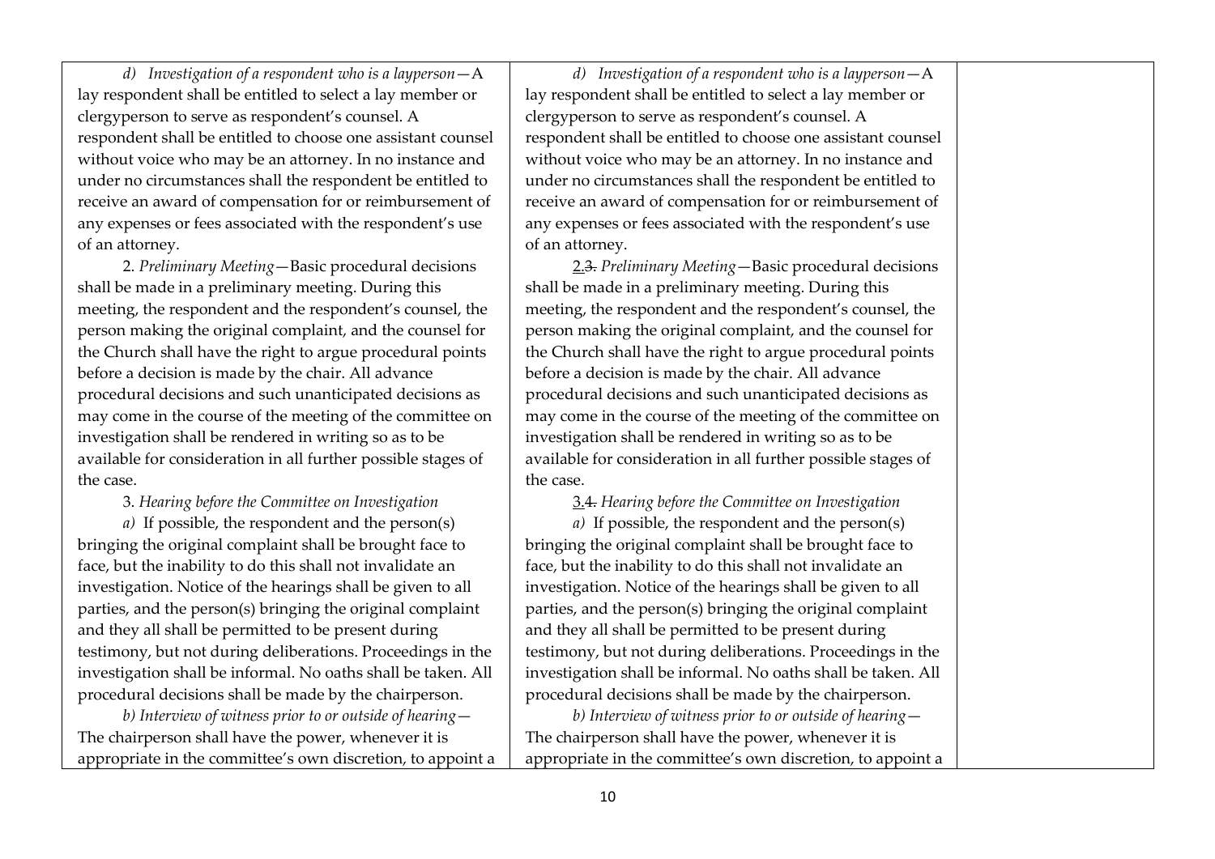| | | |
|---|---|---|
| *d) Investigation of a respondent who is a layperson*—A lay respondent shall be entitled to select a lay member or clergyperson to serve as respondent's counsel. A respondent shall be entitled to choose one assistant counsel without voice who may be an attorney. In no instance and under no circumstances shall the respondent be entitled to receive an award of compensation for or reimbursement of any expenses or fees associated with the respondent's use of an attorney.<br><br>2. *Preliminary Meeting*—Basic procedural decisions shall be made in a preliminary meeting. During this meeting, the respondent and the respondent's counsel, the person making the original complaint, and the counsel for the Church shall have the right to argue procedural points before a decision is made by the chair. All advance procedural decisions and such unanticipated decisions as may come in the course of the meeting of the committee on investigation shall be rendered in writing so as to be available for consideration in all further possible stages of the case.<br><br>3. *Hearing before the Committee on Investigation*<br><br>*a)* If possible, the respondent and the person(s) bringing the original complaint shall be brought face to face, but the inability to do this shall not invalidate an investigation. Notice of the hearings shall be given to all parties, and the person(s) bringing the original complaint and they all shall be permitted to be present during testimony, but not during deliberations. Proceedings in the investigation shall be informal. No oaths shall be taken. All procedural decisions shall be made by the chairperson.<br><br>*b) Interview of witness prior to or outside of hearing*—The chairperson shall have the power, whenever it is appropriate in the committee's own discretion, to appoint a | *d) Investigation of a respondent who is a layperson*—A lay respondent shall be entitled to select a lay member or clergyperson to serve as respondent's counsel. A respondent shall be entitled to choose one assistant counsel without voice who may be an attorney. In no instance and under no circumstances shall the respondent be entitled to receive an award of compensation for or reimbursement of any expenses or fees associated with the respondent's use of an attorney.<br><br><u>2.</u>~~3.~~ *Preliminary Meeting*—Basic procedural decisions shall be made in a preliminary meeting. During this meeting, the respondent and the respondent's counsel, the person making the original complaint, and the counsel for the Church shall have the right to argue procedural points before a decision is made by the chair. All advance procedural decisions and such unanticipated decisions as may come in the course of the meeting of the committee on investigation shall be rendered in writing so as to be available for consideration in all further possible stages of the case.<br><br><u>3.</u>~~4.~~ *Hearing before the Committee on Investigation*<br><br>*a)* If possible, the respondent and the person(s) bringing the original complaint shall be brought face to face, but the inability to do this shall not invalidate an investigation. Notice of the hearings shall be given to all parties, and the person(s) bringing the original complaint and they all shall be permitted to be present during testimony, but not during deliberations. Proceedings in the investigation shall be informal. No oaths shall be taken. All procedural decisions shall be made by the chairperson.<br><br>*b) Interview of witness prior to or outside of hearing*—The chairperson shall have the power, whenever it is appropriate in the committee's own discretion, to appoint a | |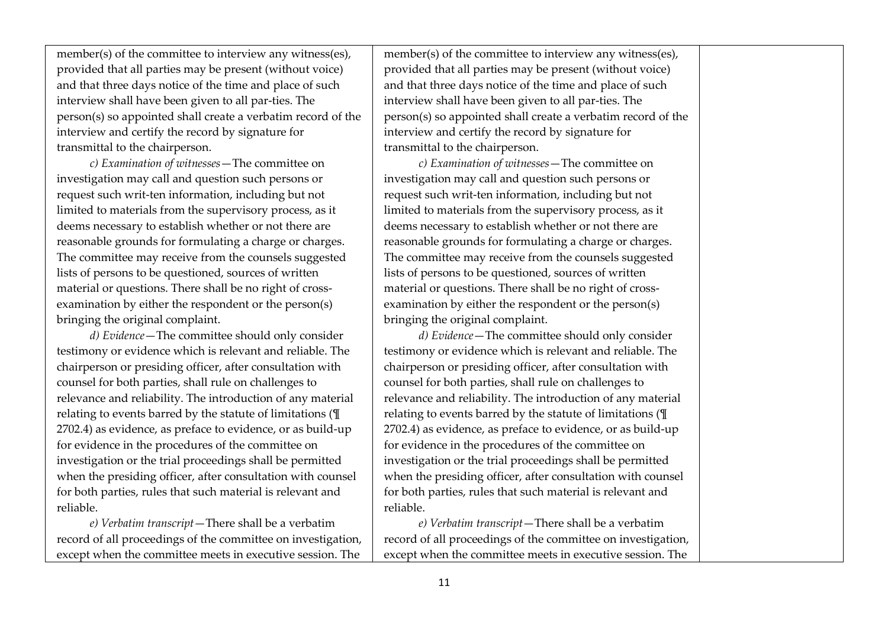| | | |
|---|---|---|
| member(s) of the committee to interview any witness(es), provided that all parties may be present (without voice) and that three days notice of the time and place of such interview shall have been given to all par-ties. The person(s) so appointed shall create a verbatim record of the interview and certify the record by signature for transmittal to the chairperson.<br><br>*c) Examination of witnesses*—The committee on investigation may call and question such persons or request such writ-ten information, including but not limited to materials from the supervisory process, as it deems necessary to establish whether or not there are reasonable grounds for formulating a charge or charges. The committee may receive from the counsels suggested lists of persons to be questioned, sources of written material or questions. There shall be no right of cross-examination by either the respondent or the person(s) bringing the original complaint.<br><br>*d) Evidence*—The committee should only consider testimony or evidence which is relevant and reliable. The chairperson or presiding officer, after consultation with counsel for both parties, shall rule on challenges to relevance and reliability. The introduction of any material relating to events barred by the statute of limitations (¶ 2702.4) as evidence, as preface to evidence, or as build-up for evidence in the procedures of the committee on investigation or the trial proceedings shall be permitted when the presiding officer, after consultation with counsel for both parties, rules that such material is relevant and reliable.<br><br>*e) Verbatim transcript*—There shall be a verbatim record of all proceedings of the committee on investigation, except when the committee meets in executive session. The | member(s) of the committee to interview any witness(es), provided that all parties may be present (without voice) and that three days notice of the time and place of such interview shall have been given to all par-ties. The person(s) so appointed shall create a verbatim record of the interview and certify the record by signature for transmittal to the chairperson.<br><br>*c) Examination of witnesses*—The committee on investigation may call and question such persons or request such writ-ten information, including but not limited to materials from the supervisory process, as it deems necessary to establish whether or not there are reasonable grounds for formulating a charge or charges. The committee may receive from the counsels suggested lists of persons to be questioned, sources of written material or questions. There shall be no right of cross-examination by either the respondent or the person(s) bringing the original complaint.<br><br>*d) Evidence*—The committee should only consider testimony or evidence which is relevant and reliable. The chairperson or presiding officer, after consultation with counsel for both parties, shall rule on challenges to relevance and reliability. The introduction of any material relating to events barred by the statute of limitations (¶ 2702.4) as evidence, as preface to evidence, or as build-up for evidence in the procedures of the committee on investigation or the trial proceedings shall be permitted when the presiding officer, after consultation with counsel for both parties, rules that such material is relevant and reliable.<br><br>*e) Verbatim transcript*—There shall be a verbatim record of all proceedings of the committee on investigation, except when the committee meets in executive session. The | |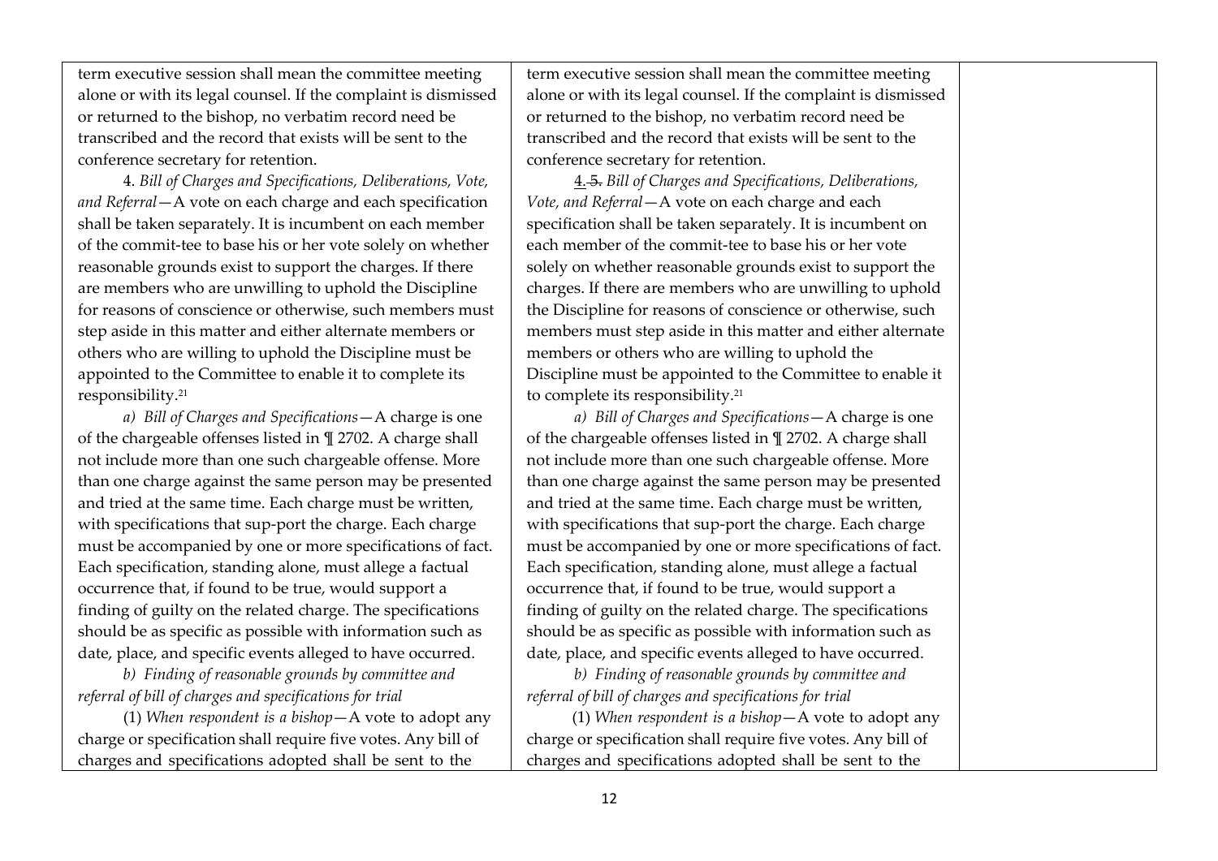| | | |
|---|---|---|
| term executive session shall mean the committee meeting alone or with its legal counsel. If the complaint is dismissed or returned to the bishop, no verbatim record need be transcribed and the record that exists will be sent to the conference secretary for retention.<br><br>4. *Bill of Charges and Specifications, Deliberations, Vote, and Referral*—A vote on each charge and each specification shall be taken separately. It is incumbent on each member of the commit-tee to base his or her vote solely on whether reasonable grounds exist to support the charges. If there are members who are unwilling to uphold the Discipline for reasons of conscience or otherwise, such members must step aside in this matter and either alternate members or others who are willing to uphold the Discipline must be appointed to the Committee to enable it to complete its responsibility.[21]<br><br>*a) Bill of Charges and Specifications*—A charge is one of the chargeable offenses listed in ¶ 2702. A charge shall not include more than one such chargeable offense. More than one charge against the same person may be presented and tried at the same time. Each charge must be written, with specifications that sup-port the charge. Each charge must be accompanied by one or more specifications of fact. Each specification, standing alone, must allege a factual occurrence that, if found to be true, would support a finding of guilty on the related charge. The specifications should be as specific as possible with information such as date, place, and specific events alleged to have occurred.<br><br>*b) Finding of reasonable grounds by committee and referral of bill of charges and specifications for trial*<br><br>(1) *When respondent is a bishop*—A vote to adopt any charge or specification shall require five votes. Any bill of charges and specifications adopted shall be sent to the | term executive session shall mean the committee meeting alone or with its legal counsel. If the complaint is dismissed or returned to the bishop, no verbatim record need be transcribed and the record that exists will be sent to the conference secretary for retention.<br><br><u>4.</u> ~~5.~~ *Bill of Charges and Specifications, Deliberations, Vote, and Referral*—A vote on each charge and each specification shall be taken separately. It is incumbent on each member of the commit-tee to base his or her vote solely on whether reasonable grounds exist to support the charges. If there are members who are unwilling to uphold the Discipline for reasons of conscience or otherwise, such members must step aside in this matter and either alternate members or others who are willing to uphold the Discipline must be appointed to the Committee to enable it to complete its responsibility.[21]<br><br>*a) Bill of Charges and Specifications*—A charge is one of the chargeable offenses listed in ¶ 2702. A charge shall not include more than one such chargeable offense. More than one charge against the same person may be presented and tried at the same time. Each charge must be written, with specifications that sup-port the charge. Each charge must be accompanied by one or more specifications of fact. Each specification, standing alone, must allege a factual occurrence that, if found to be true, would support a finding of guilty on the related charge. The specifications should be as specific as possible with information such as date, place, and specific events alleged to have occurred.<br><br>*b) Finding of reasonable grounds by committee and referral of bill of charges and specifications for trial*<br><br>(1) *When respondent is a bishop*—A vote to adopt any charge or specification shall require five votes. Any bill of charges and specifications adopted shall be sent to the | |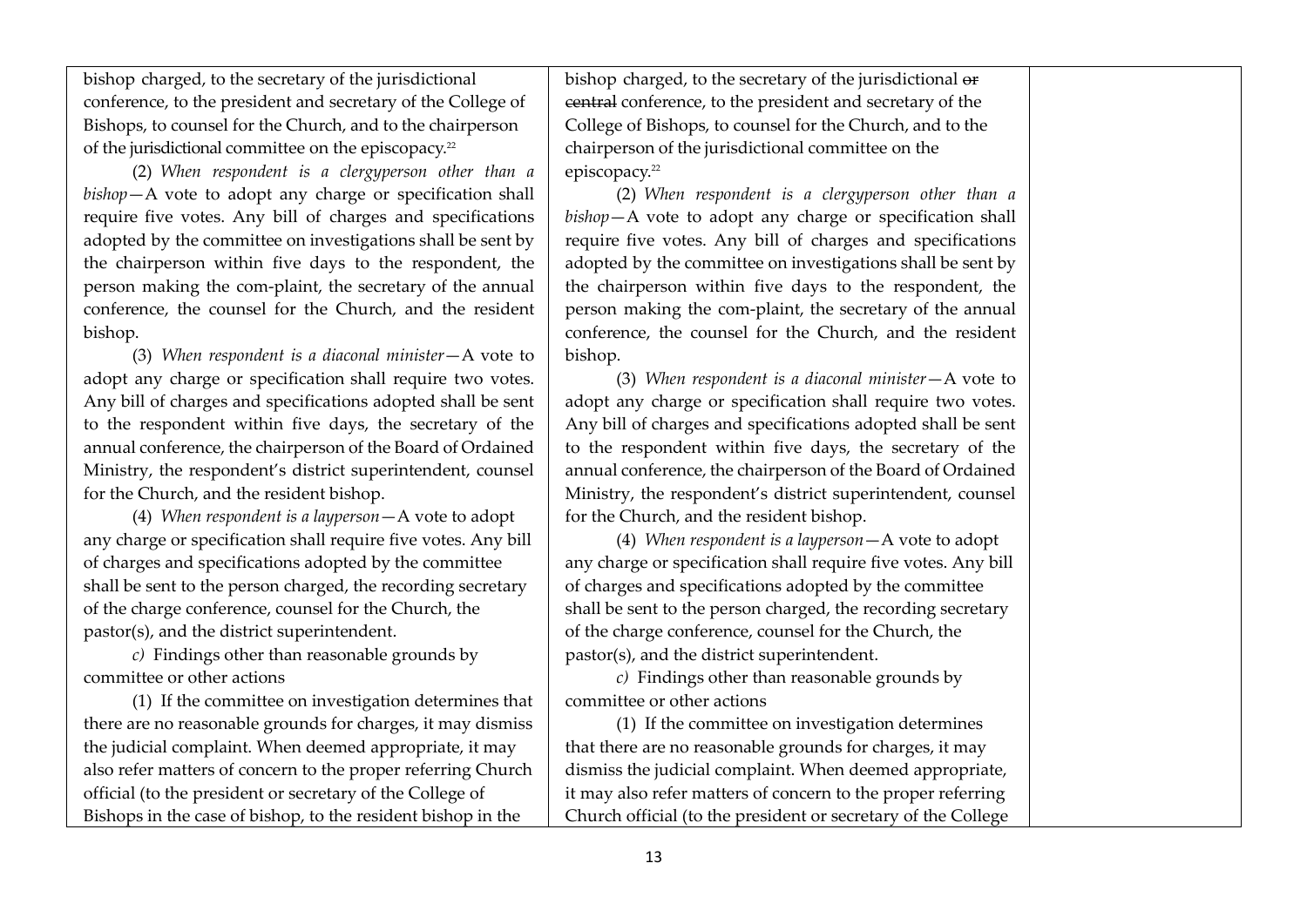| | | |
|---|---|---|
| bishop charged, to the secretary of the jurisdictional conference, to the president and secretary of the College of Bishops, to counsel for the Church, and to the chairperson of the jurisdictional committee on the episcopacy.[22]<br><br>(2) *When respondent is a clergyperson other than a bishop*—A vote to adopt any charge or specification shall require five votes. Any bill of charges and specifications adopted by the committee on investigations shall be sent by the chairperson within five days to the respondent, the person making the com-plaint, the secretary of the annual conference, the counsel for the Church, and the resident bishop.<br><br>(3) *When respondent is a diaconal minister*—A vote to adopt any charge or specification shall require two votes. Any bill of charges and specifications adopted shall be sent to the respondent within five days, the secretary of the annual conference, the chairperson of the Board of Ordained Ministry, the respondent's district superintendent, counsel for the Church, and the resident bishop.<br><br>(4) *When respondent is a layperson*—A vote to adopt any charge or specification shall require five votes. Any bill of charges and specifications adopted by the committee shall be sent to the person charged, the recording secretary of the charge conference, counsel for the Church, the pastor(s), and the district superintendent.<br><br>*c)* Findings other than reasonable grounds by committee or other actions<br><br>(1) If the committee on investigation determines that there are no reasonable grounds for charges, it may dismiss the judicial complaint. When deemed appropriate, it may also refer matters of concern to the proper referring Church official (to the president or secretary of the College of Bishops in the case of bishop, to the resident bishop in the | bishop charged, to the secretary of the jurisdictional ~~or central~~ conference, to the president and secretary of the College of Bishops, to counsel for the Church, and to the chairperson of the jurisdictional committee on the episcopacy.[22]<br><br>(2) *When respondent is a clergyperson other than a bishop*—A vote to adopt any charge or specification shall require five votes. Any bill of charges and specifications adopted by the committee on investigations shall be sent by the chairperson within five days to the respondent, the person making the com-plaint, the secretary of the annual conference, the counsel for the Church, and the resident bishop.<br><br>(3) *When respondent is a diaconal minister*—A vote to adopt any charge or specification shall require two votes. Any bill of charges and specifications adopted shall be sent to the respondent within five days, the secretary of the annual conference, the chairperson of the Board of Ordained Ministry, the respondent's district superintendent, counsel for the Church, and the resident bishop.<br><br>(4) *When respondent is a layperson*—A vote to adopt any charge or specification shall require five votes. Any bill of charges and specifications adopted by the committee shall be sent to the person charged, the recording secretary of the charge conference, counsel for the Church, the pastor(s), and the district superintendent.<br><br>*c)* Findings other than reasonable grounds by committee or other actions<br><br>(1) If the committee on investigation determines that there are no reasonable grounds for charges, it may dismiss the judicial complaint. When deemed appropriate, it may also refer matters of concern to the proper referring Church official (to the president or secretary of the College | |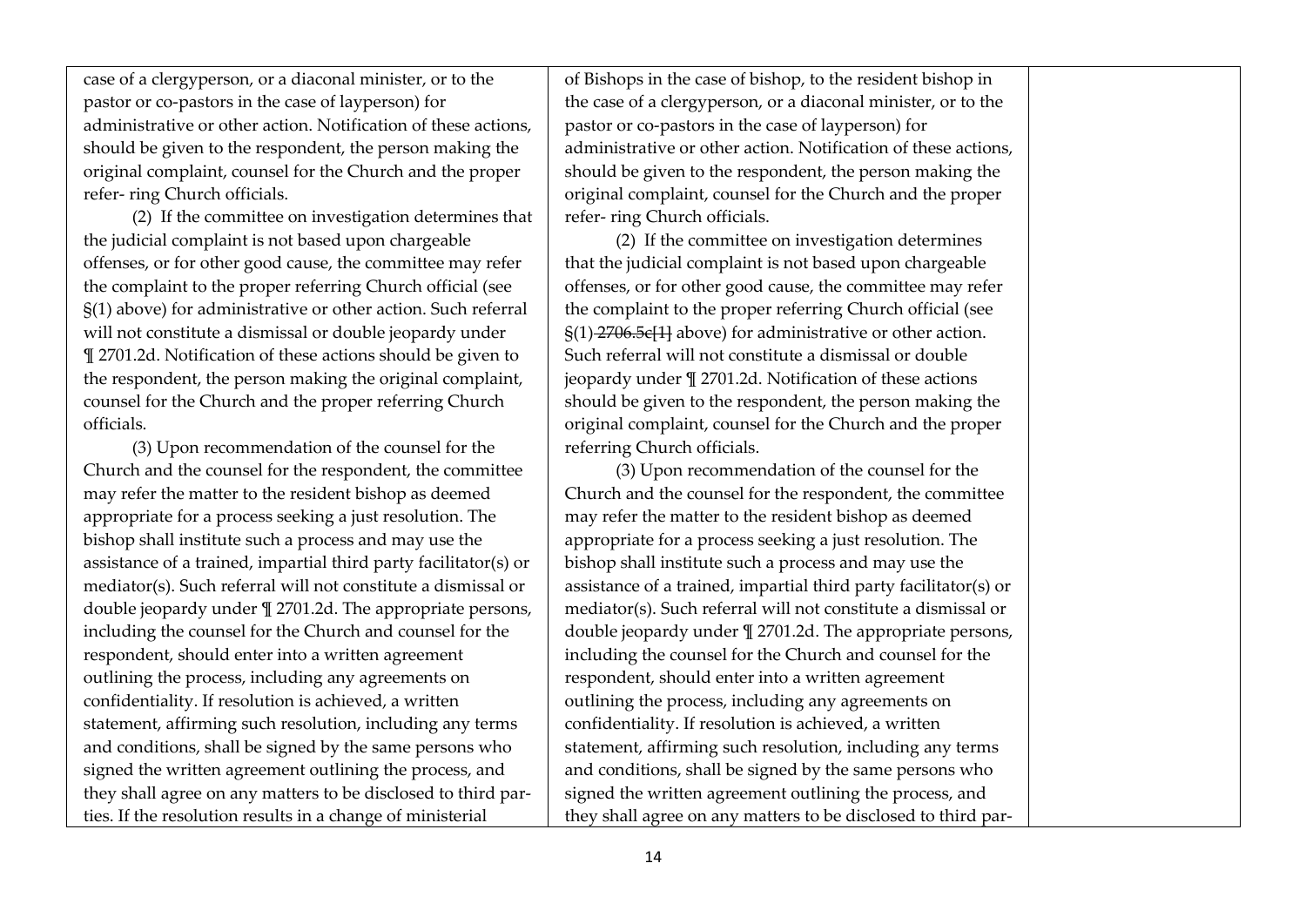| | | |
|---|---|---|
| case of a clergyperson, or a diaconal minister, or to the pastor or co-pastors in the case of layperson) for administrative or other action. Notification of these actions, should be given to the respondent, the person making the original complaint, counsel for the Church and the proper refer- ring Church officials.<br><br>(2) If the committee on investigation determines that the judicial complaint is not based upon chargeable offenses, or for other good cause, the committee may refer the complaint to the proper referring Church official (see §(1) above) for administrative or other action. Such referral will not constitute a dismissal or double jeopardy under ¶ 2701.2d. Notification of these actions should be given to the respondent, the person making the original complaint, counsel for the Church and the proper referring Church officials.<br><br>(3) Upon recommendation of the counsel for the Church and the counsel for the respondent, the committee may refer the matter to the resident bishop as deemed appropriate for a process seeking a just resolution. The bishop shall institute such a process and may use the assistance of a trained, impartial third party facilitator(s) or mediator(s). Such referral will not constitute a dismissal or double jeopardy under ¶ 2701.2d. The appropriate persons, including the counsel for the Church and counsel for the respondent, should enter into a written agreement outlining the process, including any agreements on confidentiality. If resolution is achieved, a written statement, affirming such resolution, including any terms and conditions, shall be signed by the same persons who signed the written agreement outlining the process, and they shall agree on any matters to be disclosed to third par- ties. If the resolution results in a change of ministerial | of Bishops in the case of bishop, to the resident bishop in the case of a clergyperson, or a diaconal minister, or to the pastor or co-pastors in the case of layperson) for administrative or other action. Notification of these actions, should be given to the respondent, the person making the original complaint, counsel for the Church and the proper refer- ring Church officials.<br><br>(2) If the committee on investigation determines that the judicial complaint is not based upon chargeable offenses, or for other good cause, the committee may refer the complaint to the proper referring Church official (see §(1) ~~2706.5c[1]~~ above) for administrative or other action. Such referral will not constitute a dismissal or double jeopardy under ¶ 2701.2d. Notification of these actions should be given to the respondent, the person making the original complaint, counsel for the Church and the proper referring Church officials.<br><br>(3) Upon recommendation of the counsel for the Church and the counsel for the respondent, the committee may refer the matter to the resident bishop as deemed appropriate for a process seeking a just resolution. The bishop shall institute such a process and may use the assistance of a trained, impartial third party facilitator(s) or mediator(s). Such referral will not constitute a dismissal or double jeopardy under ¶ 2701.2d. The appropriate persons, including the counsel for the Church and counsel for the respondent, should enter into a written agreement outlining the process, including any agreements on confidentiality. If resolution is achieved, a written statement, affirming such resolution, including any terms and conditions, shall be signed by the same persons who signed the written agreement outlining the process, and they shall agree on any matters to be disclosed to third par- | |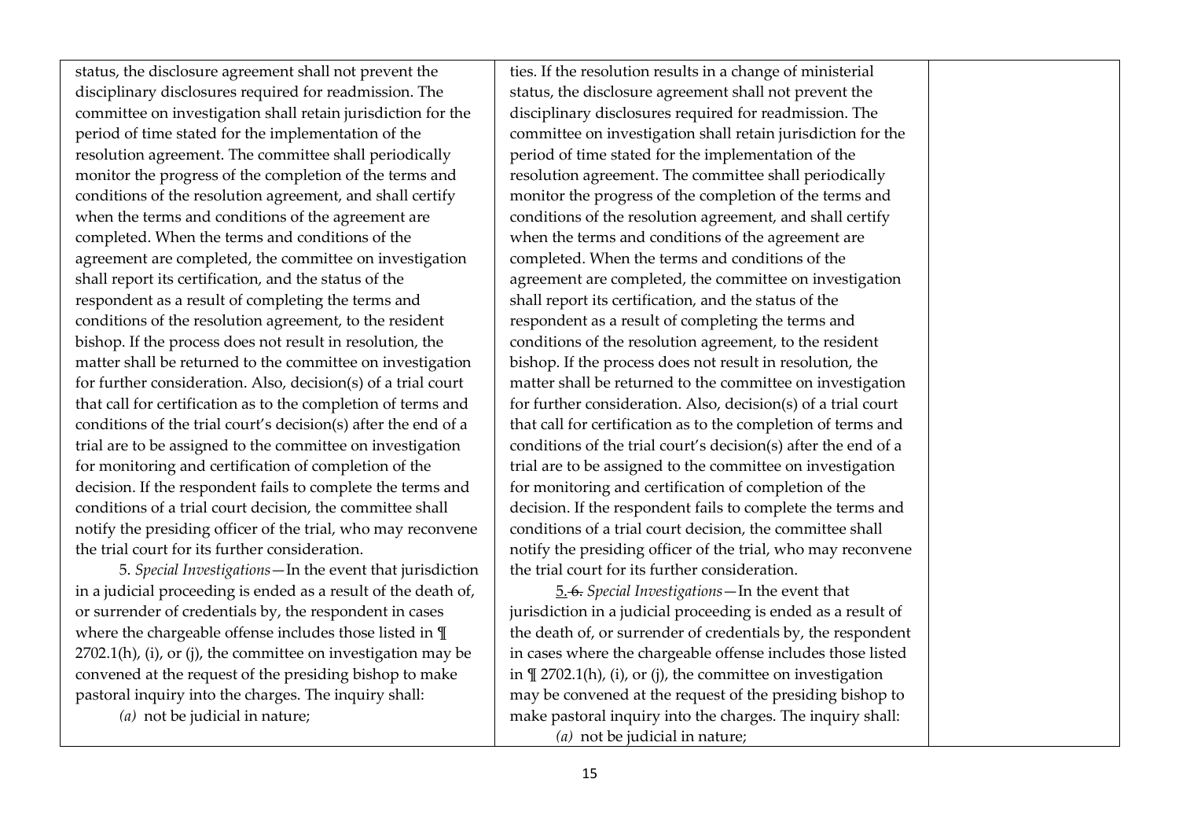| | | |
|---|---|---|
| status, the disclosure agreement shall not prevent the disciplinary disclosures required for readmission. The committee on investigation shall retain jurisdiction for the period of time stated for the implementation of the resolution agreement. The committee shall periodically monitor the progress of the completion of the terms and conditions of the resolution agreement, and shall certify when the terms and conditions of the agreement are completed. When the terms and conditions of the agreement are completed, the committee on investigation shall report its certification, and the status of the respondent as a result of completing the terms and conditions of the resolution agreement, to the resident bishop. If the process does not result in resolution, the matter shall be returned to the committee on investigation for further consideration. Also, decision(s) of a trial court that call for certification as to the completion of terms and conditions of the trial court's decision(s) after the end of a trial are to be assigned to the committee on investigation for monitoring and certification of completion of the decision. If the respondent fails to complete the terms and conditions of a trial court decision, the committee shall notify the presiding officer of the trial, who may reconvene the trial court for its further consideration.<br><br>5. *Special Investigations*—In the event that jurisdiction in a judicial proceeding is ended as a result of the death of, or surrender of credentials by, the respondent in cases where the chargeable offense includes those listed in ¶ 2702.1(h), (i), or (j), the committee on investigation may be convened at the request of the presiding bishop to make pastoral inquiry into the charges. The inquiry shall:<br>*(a)* not be judicial in nature; | ties. If the resolution results in a change of ministerial status, the disclosure agreement shall not prevent the disciplinary disclosures required for readmission. The committee on investigation shall retain jurisdiction for the period of time stated for the implementation of the resolution agreement. The committee shall periodically monitor the progress of the completion of the terms and conditions of the resolution agreement, and shall certify when the terms and conditions of the agreement are completed. When the terms and conditions of the agreement are completed, the committee on investigation shall report its certification, and the status of the respondent as a result of completing the terms and conditions of the resolution agreement, to the resident bishop. If the process does not result in resolution, the matter shall be returned to the committee on investigation for further consideration. Also, decision(s) of a trial court that call for certification as to the completion of terms and conditions of the trial court's decision(s) after the end of a trial are to be assigned to the committee on investigation for monitoring and certification of completion of the decision. If the respondent fails to complete the terms and conditions of a trial court decision, the committee shall notify the presiding officer of the trial, who may reconvene the trial court for its further consideration.<br><br><u>5.</u> ~~6.~~ *Special Investigations*—In the event that jurisdiction in a judicial proceeding is ended as a result of the death of, or surrender of credentials by, the respondent in cases where the chargeable offense includes those listed in ¶ 2702.1(h), (i), or (j), the committee on investigation may be convened at the request of the presiding bishop to make pastoral inquiry into the charges. The inquiry shall:<br>*(a)* not be judicial in nature; | |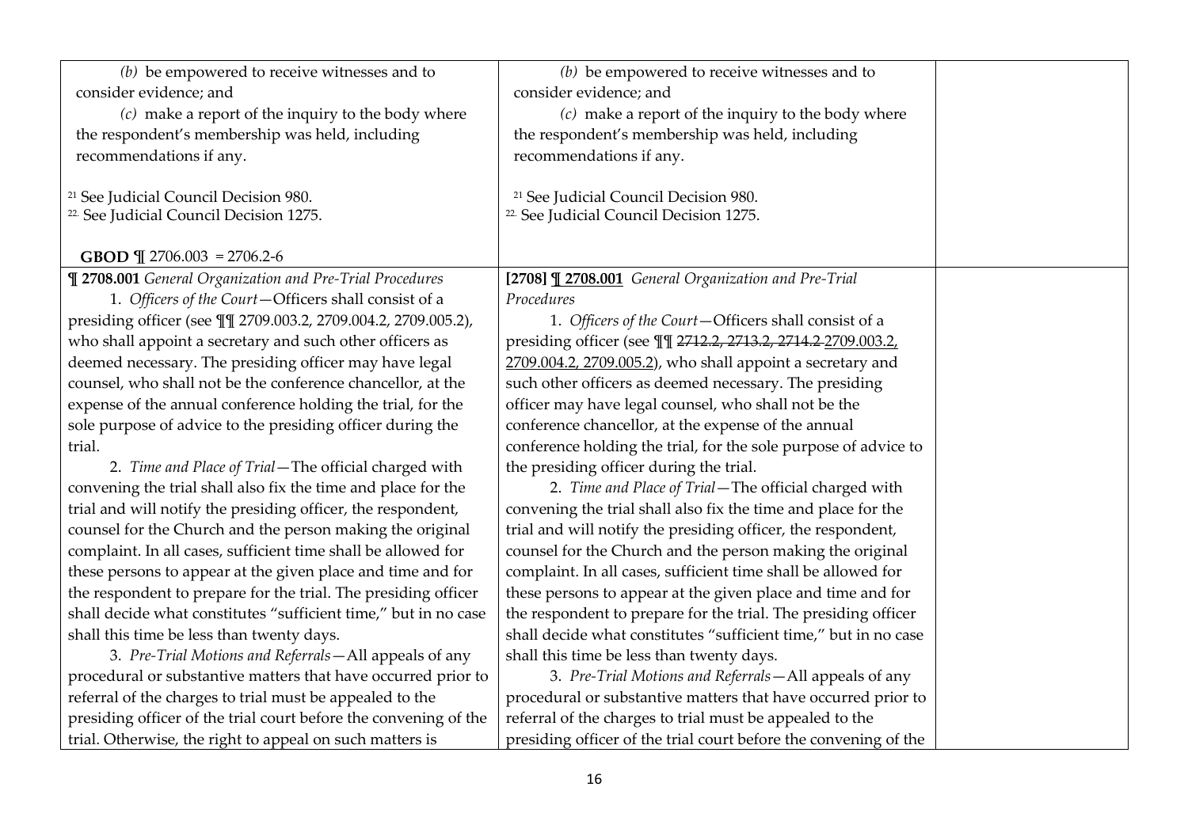| | | |
|---|---|---|
| *(b)* be empowered to receive witnesses and to consider evidence; and<br>*(c)* make a report of the inquiry to the body where the respondent's membership was held, including recommendations if any.<br><br>[21] See Judicial Council Decision 980.<br>[22] See Judicial Council Decision 1275.<br><br>**GBOD** ¶ 2706.003 = 2706.2-6 | *(b)* be empowered to receive witnesses and to consider evidence; and<br>*(c)* make a report of the inquiry to the body where the respondent's membership was held, including recommendations if any.<br><br>[21] See Judicial Council Decision 980.<br>[22] See Judicial Council Decision 1275. | |
| **¶ 2708.001** *General Organization and Pre-Trial Procedures*<br>1. *Officers of the Court*—Officers shall consist of a presiding officer (see ¶¶ 2709.003.2, 2709.004.2, 2709.005.2), who shall appoint a secretary and such other officers as deemed necessary. The presiding officer may have legal counsel, who shall not be the conference chancellor, for the expense of the annual conference holding the trial, for the sole purpose of advice to the presiding officer during the trial.<br>2. *Time and Place of Trial*—The official charged with convening the trial shall also fix the time and place for the trial and will notify the presiding officer, the respondent, counsel for the Church and the person making the original complaint. In all cases, sufficient time shall be allowed for these persons to appear at the given place and time and for the respondent to prepare for the trial. The presiding officer shall decide what constitutes "sufficient time," but in no case shall this time be less than twenty days.<br>3. *Pre-Trial Motions and Referrals*—All appeals of any procedural or substantive matters that have occurred prior to referral of the charges to trial must be appealed to the presiding officer of the trial court before the convening of the trial. Otherwise, the right to appeal on such matters is | **[2708]** <u>**¶ 2708.001**</u> *General Organization and Pre-Trial Procedures*<br>1. *Officers of the Court*—Officers shall consist of a presiding officer (see ¶¶ ~~2712.2, 2713.2, 2714.2~~ <u>2709.003.2, 2709.004.2, 2709.005.2</u>), who shall appoint a secretary and such other officers as deemed necessary. The presiding officer may have legal counsel, who shall not be the conference chancellor, at the expense of the annual conference holding the trial, for the sole purpose of advice to the presiding officer during the trial.<br>2. *Time and Place of Trial*—The official charged with convening the trial shall also fix the time and place for the trial and will notify the presiding officer, the respondent, counsel for the Church and the person making the original complaint. In all cases, sufficient time shall be allowed for these persons to appear at the given place and time and for the respondent to prepare for the trial. The presiding officer shall decide what constitutes "sufficient time," but in no case shall this time be less than twenty days.<br>3. *Pre-Trial Motions and Referrals*—All appeals of any procedural or substantive matters that have occurred prior to referral of the charges to trial must be appealed to the presiding officer of the trial court before the convening of the | |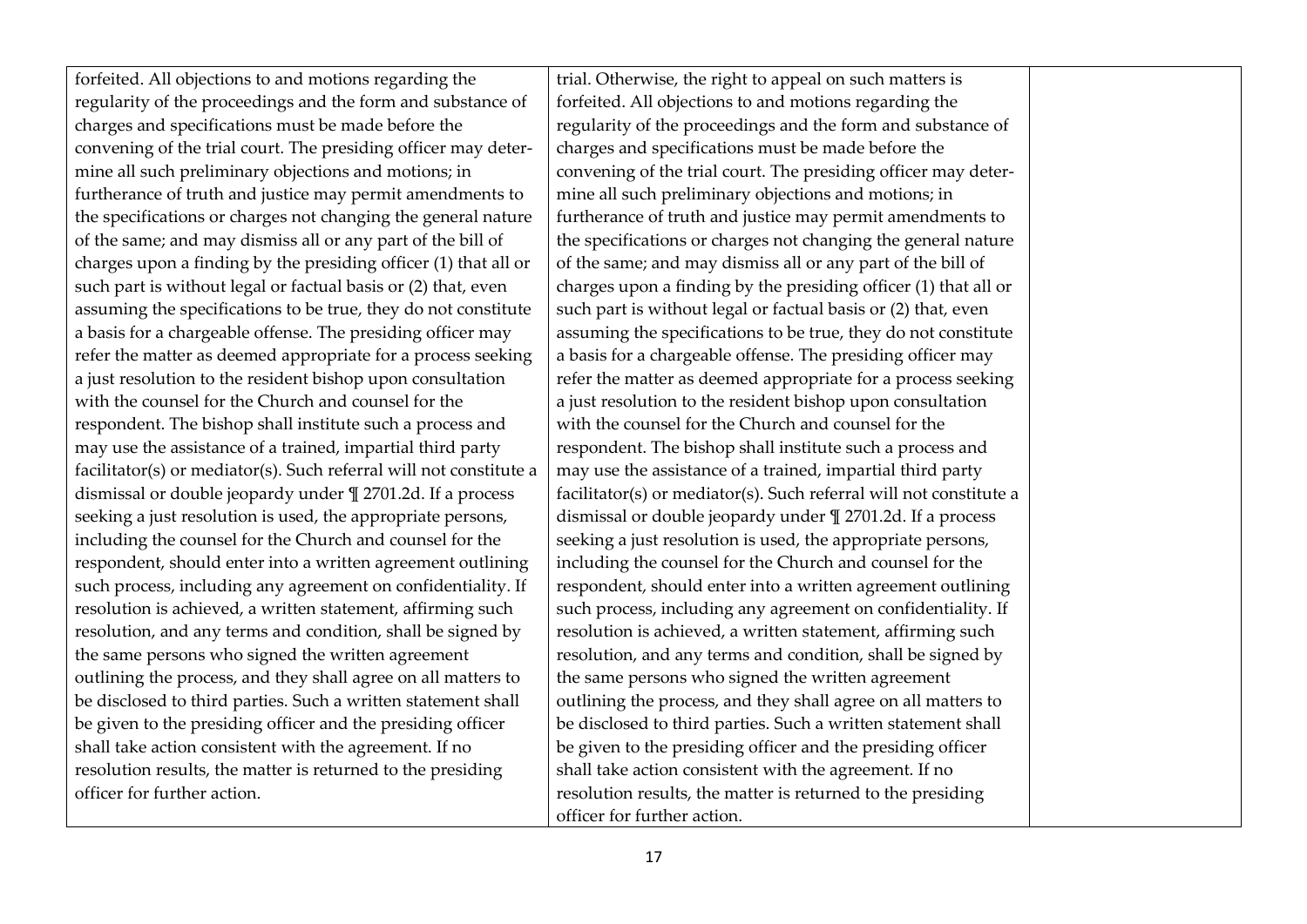| | | |
|---|---|---|
| forfeited. All objections to and motions regarding the regularity of the proceedings and the form and substance of charges and specifications must be made before the convening of the trial court. The presiding officer may determine all such preliminary objections and motions; in furtherance of truth and justice may permit amendments to the specifications or charges not changing the general nature of the same; and may dismiss all or any part of the bill of charges upon a finding by the presiding officer (1) that all or such part is without legal or factual basis or (2) that, even assuming the specifications to be true, they do not constitute a basis for a chargeable offense. The presiding officer may refer the matter as deemed appropriate for a process seeking a just resolution to the resident bishop upon consultation with the counsel for the Church and counsel for the respondent. The bishop shall institute such a process and may use the assistance of a trained, impartial third party facilitator(s) or mediator(s). Such referral will not constitute a dismissal or double jeopardy under ¶ 2701.2d. If a process seeking a just resolution is used, the appropriate persons, including the counsel for the Church and counsel for the respondent, should enter into a written agreement outlining such process, including any agreement on confidentiality. If resolution is achieved, a written statement, affirming such resolution, and any terms and condition, shall be signed by the same persons who signed the written agreement outlining the process, and they shall agree on all matters to be disclosed to third parties. Such a written statement shall be given to the presiding officer and the presiding officer shall take action consistent with the agreement. If no resolution results, the matter is returned to the presiding officer for further action. | trial. Otherwise, the right to appeal on such matters is forfeited. All objections to and motions regarding the regularity of the proceedings and the form and substance of charges and specifications must be made before the convening of the trial court. The presiding officer may determine all such preliminary objections and motions; in furtherance of truth and justice may permit amendments to the specifications or charges not changing the general nature of the same; and may dismiss all or any part of the bill of charges upon a finding by the presiding officer (1) that all or such part is without legal or factual basis or (2) that, even assuming the specifications to be true, they do not constitute a basis for a chargeable offense. The presiding officer may refer the matter as deemed appropriate for a process seeking a just resolution to the resident bishop upon consultation with the counsel for the Church and counsel for the respondent. The bishop shall institute such a process and may use the assistance of a trained, impartial third party facilitator(s) or mediator(s). Such referral will not constitute a dismissal or double jeopardy under ¶ 2701.2d. If a process seeking a just resolution is used, the appropriate persons, including the counsel for the Church and counsel for the respondent, should enter into a written agreement outlining such process, including any agreement on confidentiality. If resolution is achieved, a written statement, affirming such resolution, and any terms and condition, shall be signed by the same persons who signed the written agreement outlining the process, and they shall agree on all matters to be disclosed to third parties. Such a written statement shall be given to the presiding officer and the presiding officer shall take action consistent with the agreement. If no resolution results, the matter is returned to the presiding officer for further action. | |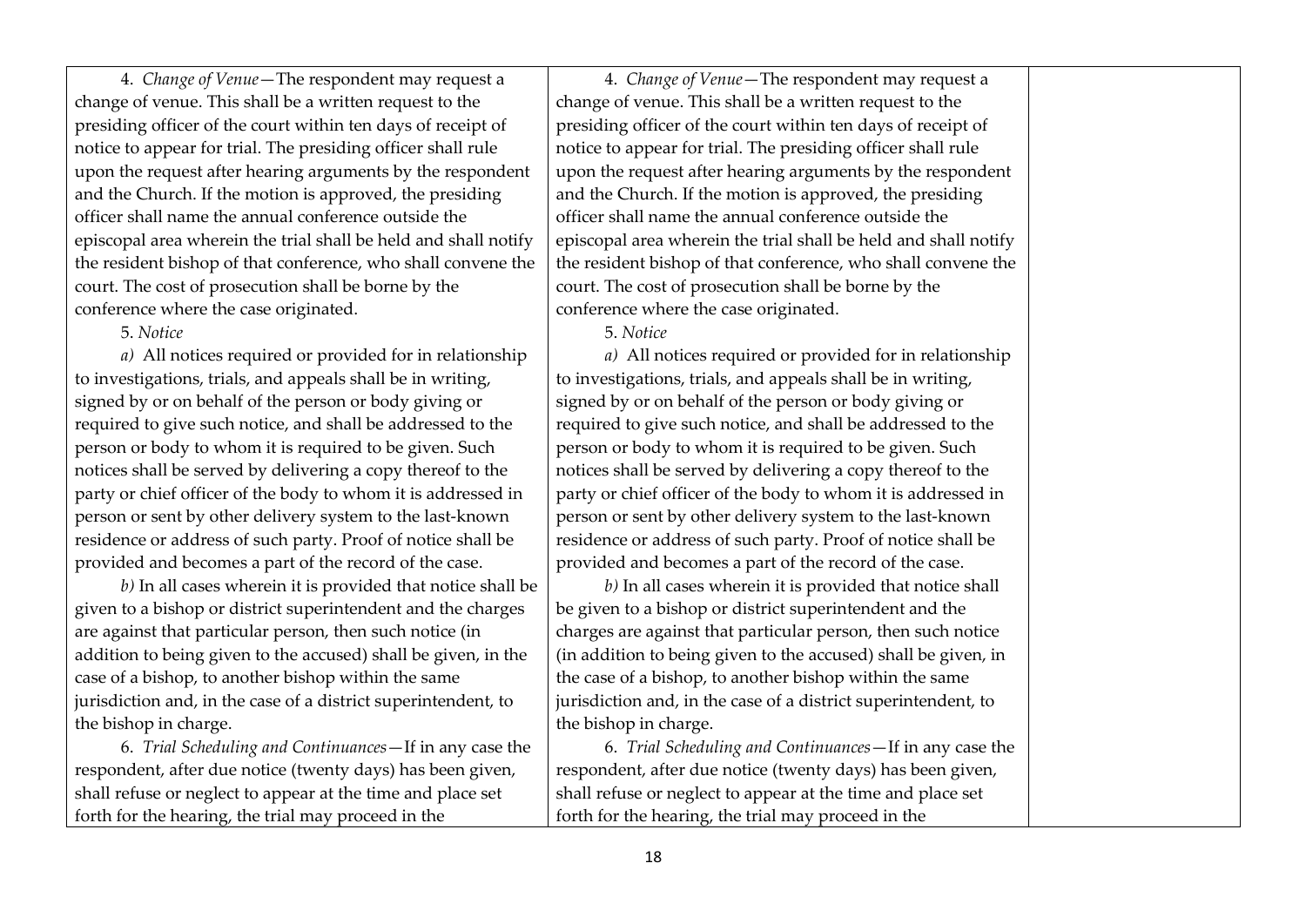| | | |
|---|---|---|
| 4. *Change of Venue*—The respondent may request a change of venue. This shall be a written request to the presiding officer of the court within ten days of receipt of notice to appear for trial. The presiding officer shall rule upon the request after hearing arguments by the respondent and the Church. If the motion is approved, the presiding officer shall name the annual conference outside the episcopal area wherein the trial shall be held and shall notify the resident bishop of that conference, who shall convene the court. The cost of prosecution shall be borne by the conference where the case originated.<br>5. *Notice*<br>*a)* All notices required or provided for in relationship to investigations, trials, and appeals shall be in writing, signed by or on behalf of the person or body giving or required to give such notice, and shall be addressed to the person or body to whom it is required to be given. Such notices shall be served by delivering a copy thereof to the party or chief officer of the body to whom it is addressed in person or sent by other delivery system to the last-known residence or address of such party. Proof of notice shall be provided and becomes a part of the record of the case.<br>*b)* In all cases wherein it is provided that notice shall be given to a bishop or district superintendent and the charges are against that particular person, then such notice (in addition to being given to the accused) shall be given, in the case of a bishop, to another bishop within the same jurisdiction and, in the case of a district superintendent, to the bishop in charge.<br>6. *Trial Scheduling and Continuances*—If in any case the respondent, after due notice (twenty days) has been given, shall refuse or neglect to appear at the time and place set forth for the hearing, the trial may proceed in the | 4. *Change of Venue*—The respondent may request a change of venue. This shall be a written request to the presiding officer of the court within ten days of receipt of notice to appear for trial. The presiding officer shall rule upon the request after hearing arguments by the respondent and the Church. If the motion is approved, the presiding officer shall name the annual conference outside the episcopal area wherein the trial shall be held and shall notify the resident bishop of that conference, who shall convene the court. The cost of prosecution shall be borne by the conference where the case originated.<br>5. *Notice*<br>*a)* All notices required or provided for in relationship to investigations, trials, and appeals shall be in writing, signed by or on behalf of the person or body giving or required to give such notice, and shall be addressed to the person or body to whom it is required to be given. Such notices shall be served by delivering a copy thereof to the party or chief officer of the body to whom it is addressed in person or sent by other delivery system to the last-known residence or address of such party. Proof of notice shall be provided and becomes a part of the record of the case.<br>*b)* In all cases wherein it is provided that notice shall be given to a bishop or district superintendent and the charges are against that particular person, then such notice (in addition to being given to the accused) shall be given, in the case of a bishop, to another bishop within the same jurisdiction and, in the case of a district superintendent, to the bishop in charge.<br>6. *Trial Scheduling and Continuances*—If in any case the respondent, after due notice (twenty days) has been given, shall refuse or neglect to appear at the time and place set forth for the hearing, the trial may proceed in the | |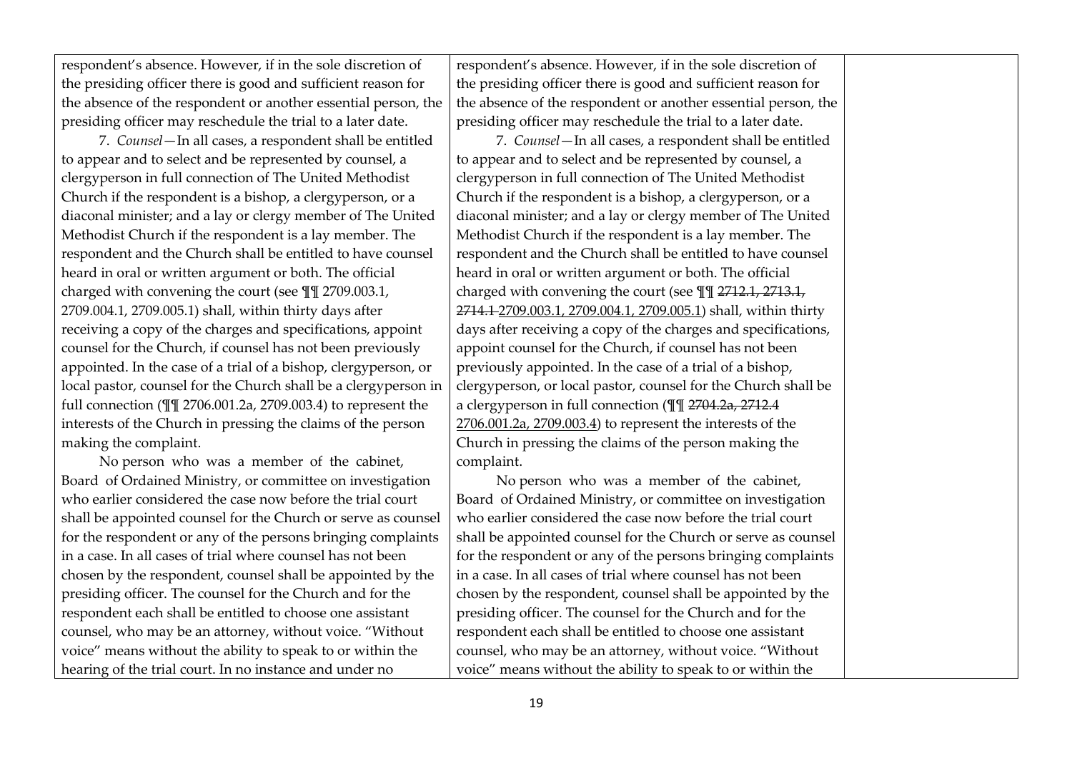| | | |
|---|---|---|
| respondent's absence. However, if in the sole discretion of the presiding officer there is good and sufficient reason for the absence of the respondent or another essential person, the presiding officer may reschedule the trial to a later date.<br><br>7. *Counsel*—In all cases, a respondent shall be entitled to appear and to select and be represented by counsel, a clergyperson in full connection of The United Methodist Church if the respondent is a bishop, a clergyperson, or a diaconal minister; and a lay or clergy member of The United Methodist Church if the respondent is a lay member. The respondent and the Church shall be entitled to have counsel heard in oral or written argument or both. The official charged with convening the court (see ¶¶ 2709.003.1, 2709.004.1, 2709.005.1) shall, within thirty days after receiving a copy of the charges and specifications, appoint counsel for the Church, if counsel has not been previously appointed. In the case of a trial of a bishop, clergyperson, or local pastor, counsel for the Church shall be a clergyperson in full connection (¶¶ 2706.001.2a, 2709.003.4) to represent the interests of the Church in pressing the claims of the person making the complaint.<br><br>No person who was a member of the cabinet, Board of Ordained Ministry, or committee on investigation who earlier considered the case now before the trial court shall be appointed counsel for the Church or serve as counsel for the respondent or any of the persons bringing complaints in a case. In all cases of trial where counsel has not been chosen by the respondent, counsel shall be appointed by the presiding officer. The counsel for the Church and for the respondent each shall be entitled to choose one assistant counsel, who may be an attorney, without voice. "Without voice" means without the ability to speak to or within the hearing of the trial court. In no instance and under no | respondent's absence. However, if in the sole discretion of the presiding officer there is good and sufficient reason for the absence of the respondent or another essential person, the presiding officer may reschedule the trial to a later date.<br><br>7. *Counsel*—In all cases, a respondent shall be entitled to appear and to select and be represented by counsel, a clergyperson in full connection of The United Methodist Church if the respondent is a bishop, a clergyperson, or a diaconal minister; and a lay or clergy member of The United Methodist Church if the respondent is a lay member. The respondent and the Church shall be entitled to have counsel heard in oral or written argument or both. The official charged with convening the court (see ¶¶ ~~2712.1, 2713.1, 2714.1~~ <u>2709.003.1, 2709.004.1, 2709.005.1</u>) shall, within thirty days after receiving a copy of the charges and specifications, appoint counsel for the Church, if counsel has not been previously appointed. In the case of a trial of a bishop, clergyperson, or local pastor, counsel for the Church shall be a clergyperson in full connection (¶¶ ~~2704.2a, 2712.4~~ <u>2706.001.2a, 2709.003.4</u>) to represent the interests of the Church in pressing the claims of the person making the complaint.<br><br>No person who was a member of the cabinet, Board of Ordained Ministry, or committee on investigation who earlier considered the case now before the trial court shall be appointed counsel for the Church or serve as counsel for the respondent or any of the persons bringing complaints in a case. In all cases of trial where counsel has not been chosen by the respondent, counsel shall be appointed by the presiding officer. The counsel for the Church and for the respondent each shall be entitled to choose one assistant counsel, who may be an attorney, without voice. "Without voice" means without the ability to speak to or within the | |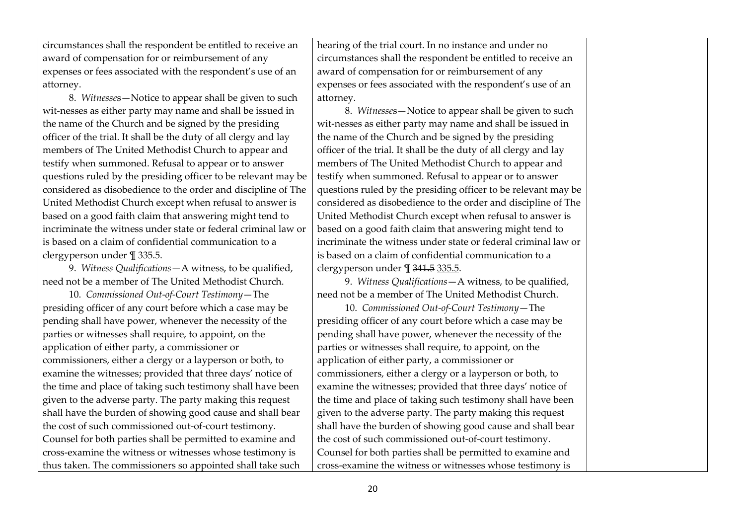| | | |
|---|---|---|
| circumstances shall the respondent be entitled to receive an award of compensation for or reimbursement of any expenses or fees associated with the respondent's use of an attorney.<br><br>8. *Witnesses*—Notice to appear shall be given to such wit-nesses as either party may name and shall be issued in the name of the Church and be signed by the presiding officer of the trial. It shall be the duty of all clergy and lay members of The United Methodist Church to appear and testify when summoned. Refusal to appear or to answer questions ruled by the presiding officer to be relevant may be considered as disobedience to the order and discipline of The United Methodist Church except when refusal to answer is based on a good faith claim that answering might tend to incriminate the witness under state or federal criminal law or is based on a claim of confidential communication to a clergyperson under ¶ 335.5.<br><br>9. *Witness Qualifications*—A witness, to be qualified, need not be a member of The United Methodist Church.<br><br>10. *Commissioned Out-of-Court Testimony*—The presiding officer of any court before which a case may be pending shall have power, whenever the necessity of the parties or witnesses shall require, to appoint, on the application of either party, a commissioner or commissioners, either a clergy or a layperson or both, to examine the witnesses; provided that three days' notice of the time and place of taking such testimony shall have been given to the adverse party. The party making this request shall have the burden of showing good cause and shall bear the cost of such commissioned out-of-court testimony. Counsel for both parties shall be permitted to examine and cross-examine the witness or witnesses whose testimony is thus taken. The commissioners so appointed shall take such | hearing of the trial court. In no instance and under no circumstances shall the respondent be entitled to receive an award of compensation for or reimbursement of any expenses or fees associated with the respondent's use of an attorney.<br><br>8. *Witnesses*—Notice to appear shall be given to such wit-nesses as either party may name and shall be issued in the name of the Church and be signed by the presiding officer of the trial. It shall be the duty of all clergy and lay members of The United Methodist Church to appear and testify when summoned. Refusal to appear or to answer questions ruled by the presiding officer to be relevant may be considered as disobedience to the order and discipline of The United Methodist Church except when refusal to answer is based on a good faith claim that answering might tend to incriminate the witness under state or federal criminal law or is based on a claim of confidential communication to a clergyperson under ¶ ~~341.5~~ 335.5.<br><br>9. *Witness Qualifications*—A witness, to be qualified, need not be a member of The United Methodist Church.<br><br>10. *Commissioned Out-of-Court Testimony*—The presiding officer of any court before which a case may be pending shall have power, whenever the necessity of the parties or witnesses shall require, to appoint, on the application of either party, a commissioner or commissioners, either a clergy or a layperson or both, to examine the witnesses; provided that three days' notice of the time and place of taking such testimony shall have been given to the adverse party. The party making this request shall have the burden of showing good cause and shall bear the cost of such commissioned out-of-court testimony. Counsel for both parties shall be permitted to examine and cross-examine the witness or witnesses whose testimony is | |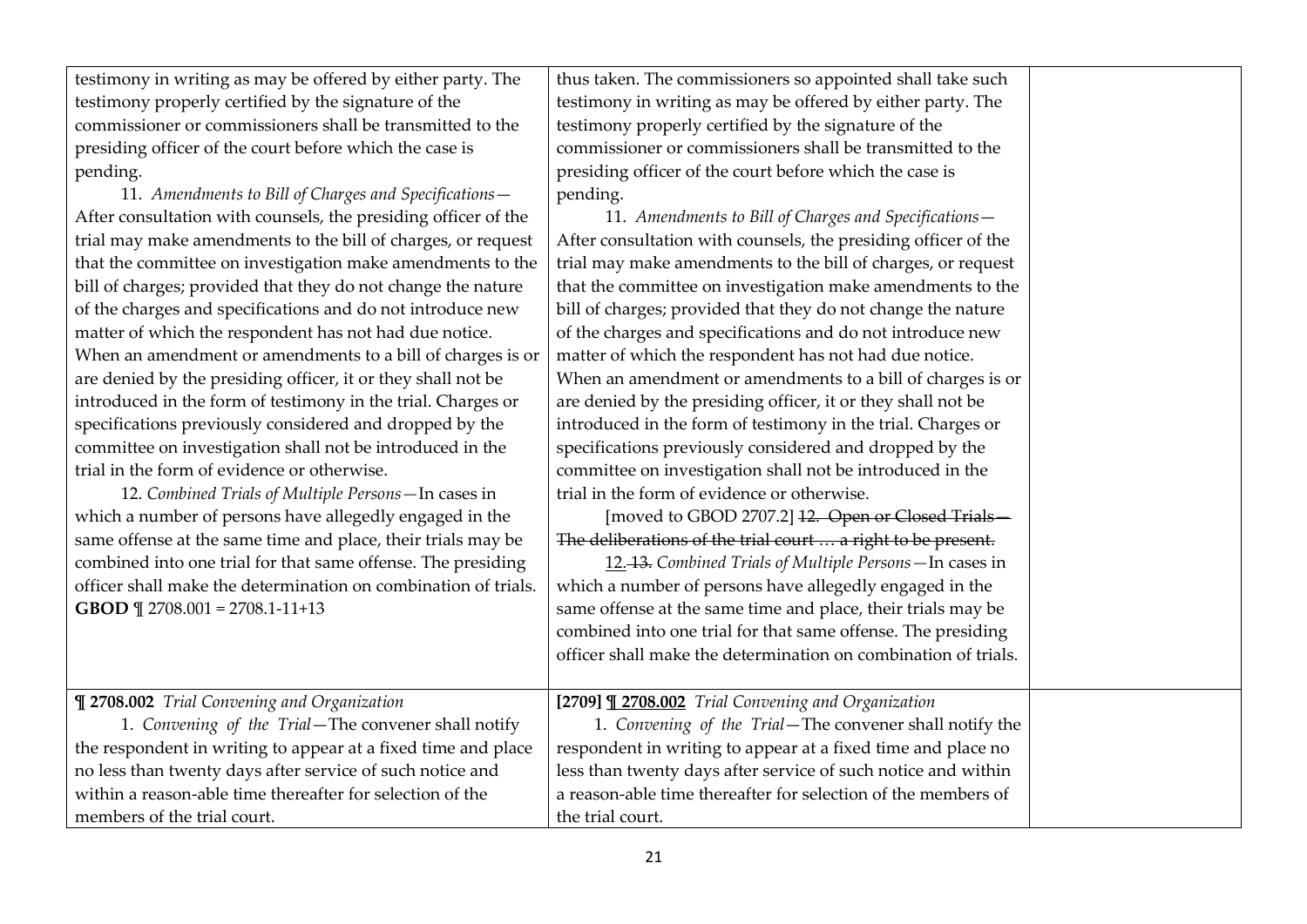| | | |
|---|---|---|
| testimony in writing as may be offered by either party. The testimony properly certified by the signature of the commissioner or commissioners shall be transmitted to the presiding officer of the court before which the case is pending.<br>11. *Amendments to Bill of Charges and Specifications*—After consultation with counsels, the presiding officer of the trial may make amendments to the bill of charges, or request that the committee on investigation make amendments to the bill of charges; provided that they do not change the nature of the charges and specifications and do not introduce new matter of which the respondent has not had due notice. When an amendment or amendments to a bill of charges is or are denied by the presiding officer, it or they shall not be introduced in the form of testimony in the trial. Charges or specifications previously considered and dropped by the committee on investigation shall not be introduced in the trial in the form of evidence or otherwise.<br>12. *Combined Trials of Multiple Persons*—In cases in which a number of persons have allegedly engaged in the same offense at the same time and place, their trials may be combined into one trial for that same offense. The presiding officer shall make the determination on combination of trials.<br>**GBOD** ¶ 2708.001 = 2708.1-11+13 | thus taken. The commissioners so appointed shall take such testimony in writing as may be offered by either party. The testimony properly certified by the signature of the commissioner or commissioners shall be transmitted to the presiding officer of the court before which the case is pending.<br>11. *Amendments to Bill of Charges and Specifications*—After consultation with counsels, the presiding officer of the trial may make amendments to the bill of charges, or request that the committee on investigation make amendments to the bill of charges; provided that they do not change the nature of the charges and specifications and do not introduce new matter of which the respondent has not had due notice. When an amendment or amendments to a bill of charges is or are denied by the presiding officer, it or they shall not be introduced in the form of testimony in the trial. Charges or specifications previously considered and dropped by the committee on investigation shall not be introduced in the trial in the form of evidence or otherwise.<br>[moved to GBOD 2707.2] ~~12. Open or Closed Trials—The deliberations of the trial court … a right to be present.~~<br><u>12.</u> ~~13.~~ *Combined Trials of Multiple Persons*—In cases in which a number of persons have allegedly engaged in the same offense at the same time and place, their trials may be combined into one trial for that same offense. The presiding officer shall make the determination on combination of trials. | |
| **¶ 2708.002** *Trial Convening and Organization*<br>1. *Convening of the Trial*—The convener shall notify the respondent in writing to appear at a fixed time and place no less than twenty days after service of such notice and within a reason-able time thereafter for selection of the members of the trial court. | **[2709]** <u>**¶ 2708.002**</u> *Trial Convening and Organization*<br>1. *Convening of the Trial*—The convener shall notify the respondent in writing to appear at a fixed time and place no less than twenty days after service of such notice and within a reason-able time thereafter for selection of the members of the trial court. | |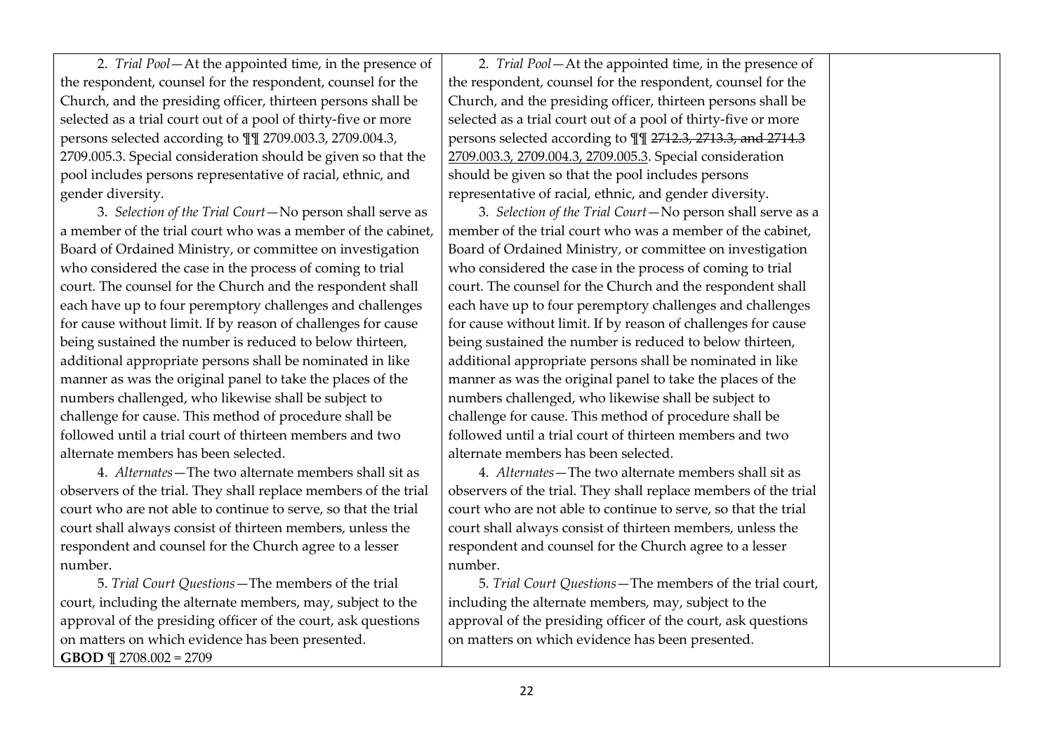| | | |
|---|---|---|
| 2. *Trial Pool*—At the appointed time, in the presence of the respondent, counsel for the respondent, counsel for the Church, and the presiding officer, thirteen persons shall be selected as a trial court out of a pool of thirty-five or more persons selected according to ¶¶ 2709.003.3, 2709.004.3, 2709.005.3. Special consideration should be given so that the pool includes persons representative of racial, ethnic, and gender diversity.<br><br>3. *Selection of the Trial Court*—No person shall serve as a member of the trial court who was a member of the cabinet, Board of Ordained Ministry, or committee on investigation who considered the case in the process of coming to trial court. The counsel for the Church and the respondent shall each have up to four peremptory challenges and challenges for cause without limit. If by reason of challenges for cause being sustained the number is reduced to below thirteen, additional appropriate persons shall be nominated in like manner as was the original panel to take the places of the numbers challenged, who likewise shall be subject to challenge for cause. This method of procedure shall be followed until a trial court of thirteen members and two alternate members has been selected.<br><br>4. *Alternates*—The two alternate members shall sit as observers of the trial. They shall replace members of the trial court who are not able to continue to serve, so that the trial court shall always consist of thirteen members, unless the respondent and counsel for the Church agree to a lesser number.<br><br>5. *Trial Court Questions*—The members of the trial court, including the alternate members, may, subject to the approval of the presiding officer of the court, ask questions on matters on which evidence has been presented.<br>**GBOD** ¶ 2708.002 = 2709 | 2. *Trial Pool*—At the appointed time, in the presence of the respondent, counsel for the respondent, counsel for the Church, and the presiding officer, thirteen persons shall be selected as a trial court out of a pool of thirty-five or more persons selected according to ¶¶ ~~2712.3, 2713.3, and 2714.3~~ <u>2709.003.3, 2709.004.3, 2709.005.3</u>. Special consideration should be given so that the pool includes persons representative of racial, ethnic, and gender diversity.<br><br>3. *Selection of the Trial Court*—No person shall serve as a member of the trial court who was a member of the cabinet, Board of Ordained Ministry, or committee on investigation who considered the case in the process of coming to trial court. The counsel for the Church and the respondent shall each have up to four peremptory challenges and challenges for cause without limit. If by reason of challenges for cause being sustained the number is reduced to below thirteen, additional appropriate persons shall be nominated in like manner as was the original panel to take the places of the numbers challenged, who likewise shall be subject to challenge for cause. This method of procedure shall be followed until a trial court of thirteen members and two alternate members has been selected.<br><br>4. *Alternates*—The two alternate members shall sit as observers of the trial. They shall replace members of the trial court who are not able to continue to serve, so that the trial court shall always consist of thirteen members, unless the respondent and counsel for the Church agree to a lesser number.<br><br>5. *Trial Court Questions*—The members of the trial court, including the alternate members, may, subject to the approval of the presiding officer of the court, ask questions on matters on which evidence has been presented. | |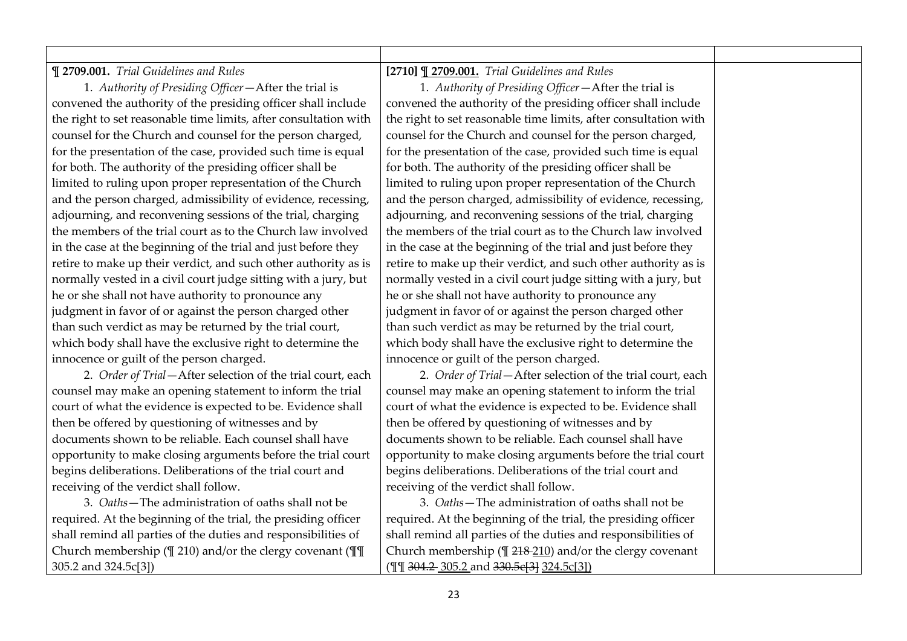| | | |
|---|---|---|
| **¶ 2709.001.** *Trial Guidelines and Rules*<br>1. *Authority of Presiding Officer*—After the trial is convened the authority of the presiding officer shall include the right to set reasonable time limits, after consultation with counsel for the Church and counsel for the person charged, for the presentation of the case, provided such time is equal for both. The authority of the presiding officer shall be limited to ruling upon proper representation of the Church and the person charged, admissibility of evidence, recessing, adjourning, and reconvening sessions of the trial, charging the members of the trial court as to the Church law involved in the case at the beginning of the trial and just before they retire to make up their verdict, and such other authority as is normally vested in a civil court judge sitting with a jury, but he or she shall not have authority to pronounce any judgment in favor of or against the person charged other than such verdict as may be returned by the trial court, which body shall have the exclusive right to determine the innocence or guilt of the person charged.<br>2. *Order of Trial*—After selection of the trial court, each counsel may make an opening statement to inform the trial court of what the evidence is expected to be. Evidence shall then be offered by questioning of witnesses and by documents shown to be reliable. Each counsel shall have opportunity to make closing arguments before the trial court begins deliberations. Deliberations of the trial court and receiving of the verdict shall follow.<br>3. *Oaths*—The administration of oaths shall not be required. At the beginning of the trial, the presiding officer shall remind all parties of the duties and responsibilities of Church membership (¶ 210) and/or the clergy covenant (¶¶ 305.2 and 324.5c[3]) | **[2710] ¶ 2709.001.** *Trial Guidelines and Rules*<br>1. *Authority of Presiding Officer*—After the trial is convened the authority of the presiding officer shall include the right to set reasonable time limits, after consultation with counsel for the Church and counsel for the person charged, for the presentation of the case, provided such time is equal for both. The authority of the presiding officer shall be limited to ruling upon proper representation of the Church and the person charged, admissibility of evidence, recessing, adjourning, and reconvening sessions of the trial, charging the members of the trial court as to the Church law involved in the case at the beginning of the trial and just before they retire to make up their verdict, and such other authority as is normally vested in a civil court judge sitting with a jury, but he or she shall not have authority to pronounce any judgment in favor of or against the person charged other than such verdict as may be returned by the trial court, which body shall have the exclusive right to determine the innocence or guilt of the person charged.<br>2. *Order of Trial*—After selection of the trial court, each counsel may make an opening statement to inform the trial court of what the evidence is expected to be. Evidence shall then be offered by questioning of witnesses and by documents shown to be reliable. Each counsel shall have opportunity to make closing arguments before the trial court begins deliberations. Deliberations of the trial court and receiving of the verdict shall follow.<br>3. *Oaths*—The administration of oaths shall not be required. At the beginning of the trial, the presiding officer shall remind all parties of the duties and responsibilities of Church membership (¶ ~~218~~ 210) and/or the clergy covenant (¶¶ ~~304.2~~ 305.2 and ~~330.5c[3]~~ 324.5c[3]) | |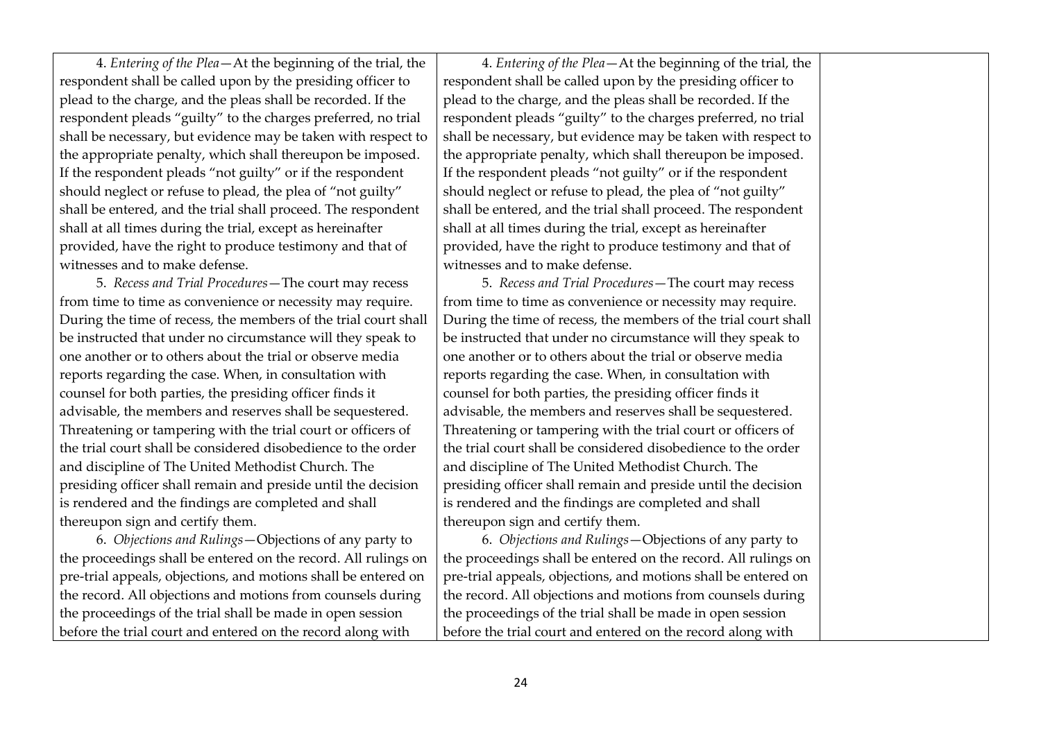| | | |
|---|---|---|
| 4. *Entering of the Plea*—At the beginning of the trial, the respondent shall be called upon by the presiding officer to plead to the charge, and the pleas shall be recorded. If the respondent pleads "guilty" to the charges preferred, no trial shall be necessary, but evidence may be taken with respect to the appropriate penalty, which shall thereupon be imposed. If the respondent pleads "not guilty" or if the respondent should neglect or refuse to plead, the plea of "not guilty" shall be entered, and the trial shall proceed. The respondent shall at all times during the trial, except as hereinafter provided, have the right to produce testimony and that of witnesses and to make defense. | 4. *Entering of the Plea*—At the beginning of the trial, the respondent shall be called upon by the presiding officer to plead to the charge, and the pleas shall be recorded. If the respondent pleads "guilty" to the charges preferred, no trial shall be necessary, but evidence may be taken with respect to the appropriate penalty, which shall thereupon be imposed. If the respondent pleads "not guilty" or if the respondent should neglect or refuse to plead, the plea of "not guilty" shall be entered, and the trial shall proceed. The respondent shall at all times during the trial, except as hereinafter provided, have the right to produce testimony and that of witnesses and to make defense. | |
| 5. *Recess and Trial Procedures*—The court may recess from time to time as convenience or necessity may require. During the time of recess, the members of the trial court shall be instructed that under no circumstance will they speak to one another or to others about the trial or observe media reports regarding the case. When, in consultation with counsel for both parties, the presiding officer finds it advisable, the members and reserves shall be sequestered. Threatening or tampering with the trial court or officers of the trial court shall be considered disobedience to the order and discipline of The United Methodist Church. The presiding officer shall remain and preside until the decision is rendered and the findings are completed and shall thereupon sign and certify them. | 5. *Recess and Trial Procedures*—The court may recess from time to time as convenience or necessity may require. During the time of recess, the members of the trial court shall be instructed that under no circumstance will they speak to one another or to others about the trial or observe media reports regarding the case. When, in consultation with counsel for both parties, the presiding officer finds it advisable, the members and reserves shall be sequestered. Threatening or tampering with the trial court or officers of the trial court shall be considered disobedience to the order and discipline of The United Methodist Church. The presiding officer shall remain and preside until the decision is rendered and the findings are completed and shall thereupon sign and certify them. | |
| 6. *Objections and Rulings*—Objections of any party to the proceedings shall be entered on the record. All rulings on pre-trial appeals, objections, and motions shall be entered on the record. All objections and motions from counsels during the proceedings of the trial shall be made in open session before the trial court and entered on the record along with | 6. *Objections and Rulings*—Objections of any party to the proceedings shall be entered on the record. All rulings on pre-trial appeals, objections, and motions shall be entered on the record. All objections and motions from counsels during the proceedings of the trial shall be made in open session before the trial court and entered on the record along with | |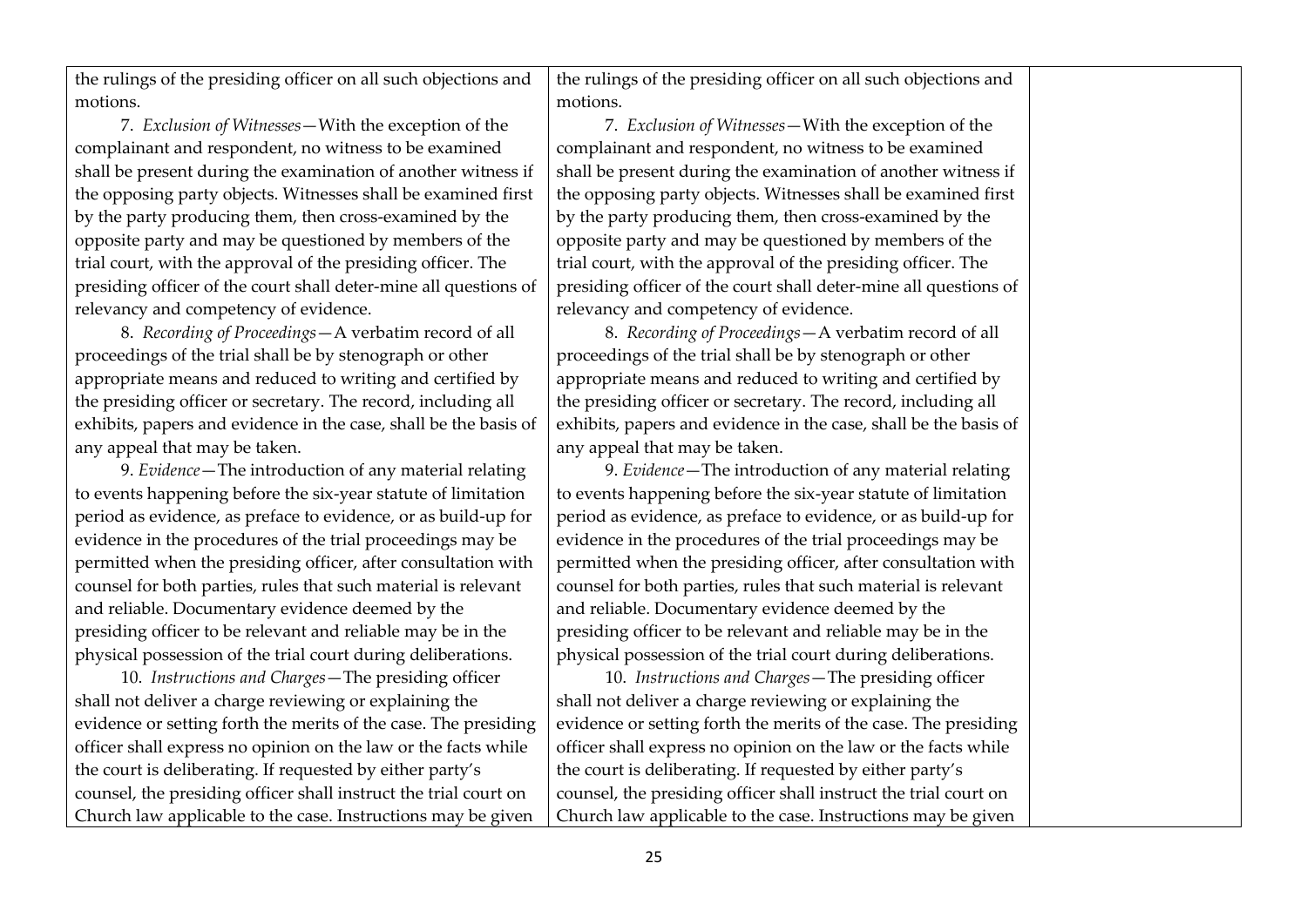| | | |
|---|---|---|
| the rulings of the presiding officer on all such objections and motions.<br><br>7. *Exclusion of Witnesses*—With the exception of the complainant and respondent, no witness to be examined shall be present during the examination of another witness if the opposing party objects. Witnesses shall be examined first by the party producing them, then cross-examined by the opposite party and may be questioned by members of the trial court, with the approval of the presiding officer. The presiding officer of the court shall deter-mine all questions of relevancy and competency of evidence.<br><br>8. *Recording of Proceedings*—A verbatim record of all proceedings of the trial shall be by stenograph or other appropriate means and reduced to writing and certified by the presiding officer or secretary. The record, including all exhibits, papers and evidence in the case, shall be the basis of any appeal that may be taken.<br><br>9. *Evidence*—The introduction of any material relating to events happening before the six-year statute of limitation period as evidence, as preface to evidence, or as build-up for evidence in the procedures of the trial proceedings may be permitted when the presiding officer, after consultation with counsel for both parties, rules that such material is relevant and reliable. Documentary evidence deemed by the presiding officer to be relevant and reliable may be in the physical possession of the trial court during deliberations.<br><br>10. *Instructions and Charges*—The presiding officer shall not deliver a charge reviewing or explaining the evidence or setting forth the merits of the case. The presiding officer shall express no opinion on the law or the facts while the court is deliberating. If requested by either party's counsel, the presiding officer shall instruct the trial court on Church law applicable to the case. Instructions may be given | the rulings of the presiding officer on all such objections and motions.<br><br>7. *Exclusion of Witnesses*—With the exception of the complainant and respondent, no witness to be examined shall be present during the examination of another witness if the opposing party objects. Witnesses shall be examined first by the party producing them, then cross-examined by the opposite party and may be questioned by members of the trial court, with the approval of the presiding officer. The presiding officer of the court shall deter-mine all questions of relevancy and competency of evidence.<br><br>8. *Recording of Proceedings*—A verbatim record of all proceedings of the trial shall be by stenograph or other appropriate means and reduced to writing and certified by the presiding officer or secretary. The record, including all exhibits, papers and evidence in the case, shall be the basis of any appeal that may be taken.<br><br>9. *Evidence*—The introduction of any material relating to events happening before the six-year statute of limitation period as evidence, as preface to evidence, or as build-up for evidence in the procedures of the trial proceedings may be permitted when the presiding officer, after consultation with counsel for both parties, rules that such material is relevant and reliable. Documentary evidence deemed by the presiding officer to be relevant and reliable may be in the physical possession of the trial court during deliberations.<br><br>10. *Instructions and Charges*—The presiding officer shall not deliver a charge reviewing or explaining the evidence or setting forth the merits of the case. The presiding officer shall express no opinion on the law or the facts while the court is deliberating. If requested by either party's counsel, the presiding officer shall instruct the trial court on Church law applicable to the case. Instructions may be given | |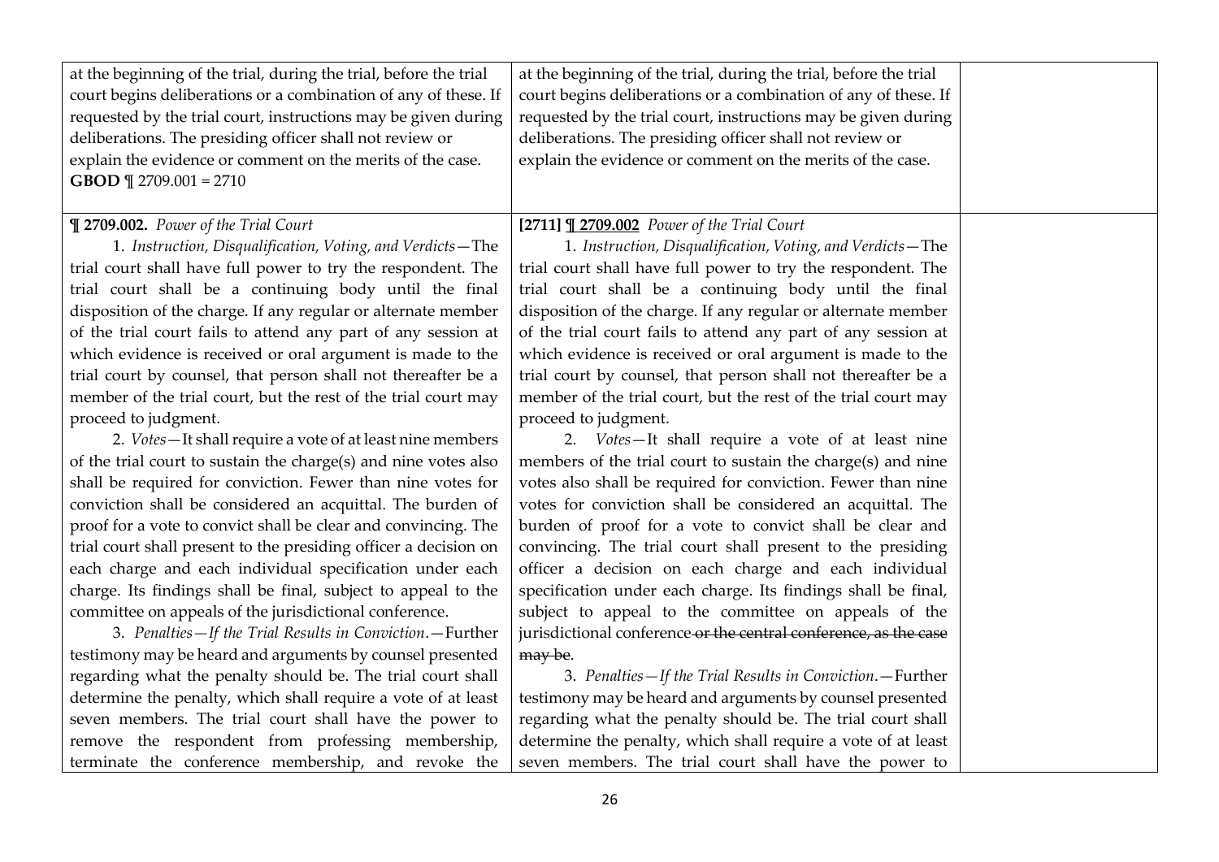| | | |
|---|---|---|
| at the beginning of the trial, during the trial, before the trial court begins deliberations or a combination of any of these. If requested by the trial court, instructions may be given during deliberations. The presiding officer shall not review or explain the evidence or comment on the merits of the case. **GBOD** ¶ 2709.001 = 2710 | at the beginning of the trial, during the trial, before the trial court begins deliberations or a combination of any of these. If requested by the trial court, instructions may be given during deliberations. The presiding officer shall not review or explain the evidence or comment on the merits of the case. | |
| **¶ 2709.002.** *Power of the Trial Court*<br>1. *Instruction, Disqualification, Voting, and Verdicts*—The trial court shall have full power to try the respondent. The trial court shall be a continuing body until the final disposition of the charge. If any regular or alternate member of the trial court fails to attend any part of any session at which evidence is received or oral argument is made to the trial court by counsel, that person shall not thereafter be a member of the trial court, but the rest of the trial court may proceed to judgment.<br>2. *Votes*—It shall require a vote of at least nine members of the trial court to sustain the charge(s) and nine votes also shall be required for conviction. Fewer than nine votes for conviction shall be considered an acquittal. The burden of proof for a vote to convict shall be clear and convincing. The trial court shall present to the presiding officer a decision on each charge and each individual specification under each charge. Its findings shall be final, subject to appeal to the committee on appeals of the jurisdictional conference.<br>3. *Penalties—If the Trial Results in Conviction*.—Further testimony may be heard and arguments by counsel presented regarding what the penalty should be. The trial court shall determine the penalty, which shall require a vote of at least seven members. The trial court shall have the power to remove the respondent from professing membership, terminate the conference membership, and revoke the | **[2711] <u>¶ 2709.002</u>** *Power of the Trial Court*<br>1. *Instruction, Disqualification, Voting, and Verdicts*—The trial court shall have full power to try the respondent. The trial court shall be a continuing body until the final disposition of the charge. If any regular or alternate member of the trial court fails to attend any part of any session at which evidence is received or oral argument is made to the trial court by counsel, that person shall not thereafter be a member of the trial court, but the rest of the trial court may proceed to judgment.<br>2. *Votes*—It shall require a vote of at least nine members of the trial court to sustain the charge(s) and nine votes also shall be required for conviction. Fewer than nine votes for conviction shall be considered an acquittal. The burden of proof for a vote to convict shall be clear and convincing. The trial court shall present to the presiding officer a decision on each charge and each individual specification under each charge. Its findings shall be final, subject to appeal to the committee on appeals of the jurisdictional conference~~ or the central conference, as the case may be~~.<br>3. *Penalties—If the Trial Results in Conviction*.—Further testimony may be heard and arguments by counsel presented regarding what the penalty should be. The trial court shall determine the penalty, which shall require a vote of at least seven members. The trial court shall have the power to | |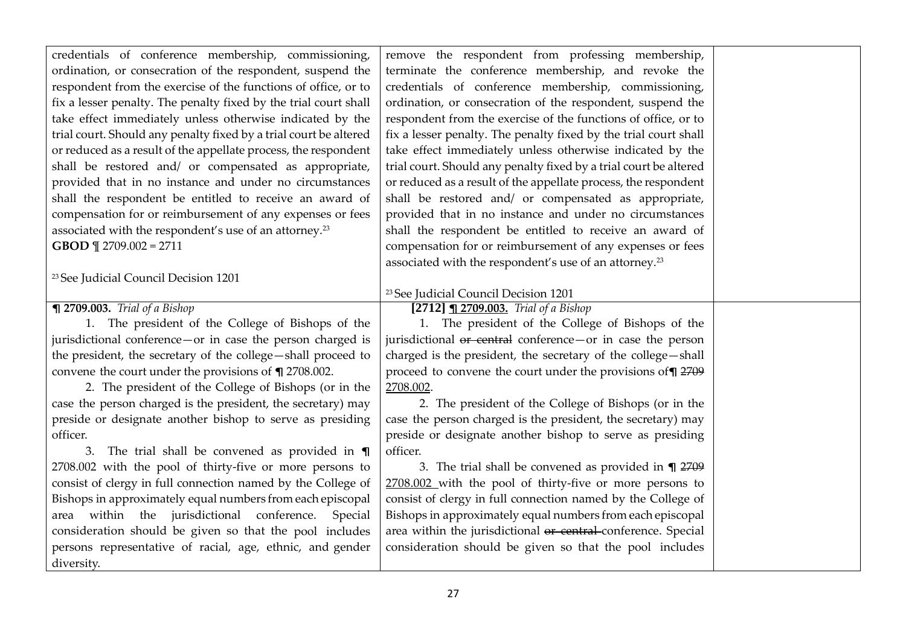| | | |
|---|---|---|
| credentials of conference membership, commissioning, ordination, or consecration of the respondent, suspend the respondent from the exercise of the functions of office, or to fix a lesser penalty. The penalty fixed by the trial court shall take effect immediately unless otherwise indicated by the trial court. Should any penalty fixed by a trial court be altered or reduced as a result of the appellate process, the respondent shall be restored and/ or compensated as appropriate, provided that in no instance and under no circumstances shall the respondent be entitled to receive an award of compensation for or reimbursement of any expenses or fees associated with the respondent's use of an attorney.[23]<br>**GBOD** ¶ 2709.002 = 2711<br><br>[23] See Judicial Council Decision 1201 | remove the respondent from professing membership, terminate the conference membership, and revoke the credentials of conference membership, commissioning, ordination, or consecration of the respondent, suspend the respondent from the exercise of the functions of office, or to fix a lesser penalty. The penalty fixed by the trial court shall take effect immediately unless otherwise indicated by the trial court. Should any penalty fixed by a trial court be altered or reduced as a result of the appellate process, the respondent shall be restored and/ or compensated as appropriate, provided that in no instance and under no circumstances shall the respondent be entitled to receive an award of compensation for or reimbursement of any expenses or fees associated with the respondent's use of an attorney.[23]<br><br>[23] See Judicial Council Decision 1201 | |
| **¶ 2709.003.** *Trial of a Bishop*<br>1. The president of the College of Bishops of the jurisdictional conference—or in case the person charged is the president, the secretary of the college—shall proceed to convene the court under the provisions of **¶** 2708.002.<br>2. The president of the College of Bishops (or in the case the person charged is the president, the secretary) may preside or designate another bishop to serve as presiding officer.<br>3. The trial shall be convened as provided in **¶** 2708.002 with the pool of thirty-five or more persons to consist of clergy in full connection named by the College of Bishops in approximately equal numbers from each episcopal area within the jurisdictional conference. Special consideration should be given so that the pool includes persons representative of racial, age, ethnic, and gender diversity. | **[2712] ¶ 2709.003.** *Trial of a Bishop*<br>1. The president of the College of Bishops of the jurisdictional ~~or central~~ conference—or in case the person charged is the president, the secretary of the college—shall proceed to convene the court under the provisions of **¶** ~~2709~~ 2708.002.<br>2. The president of the College of Bishops (or in the case the person charged is the president, the secretary) may preside or designate another bishop to serve as presiding officer.<br>3. The trial shall be convened as provided in **¶** ~~2709~~ 2708.002 with the pool of thirty-five or more persons to consist of clergy in full connection named by the College of Bishops in approximately equal numbers from each episcopal area within the jurisdictional ~~or central~~ conference. Special consideration should be given so that the pool includes | |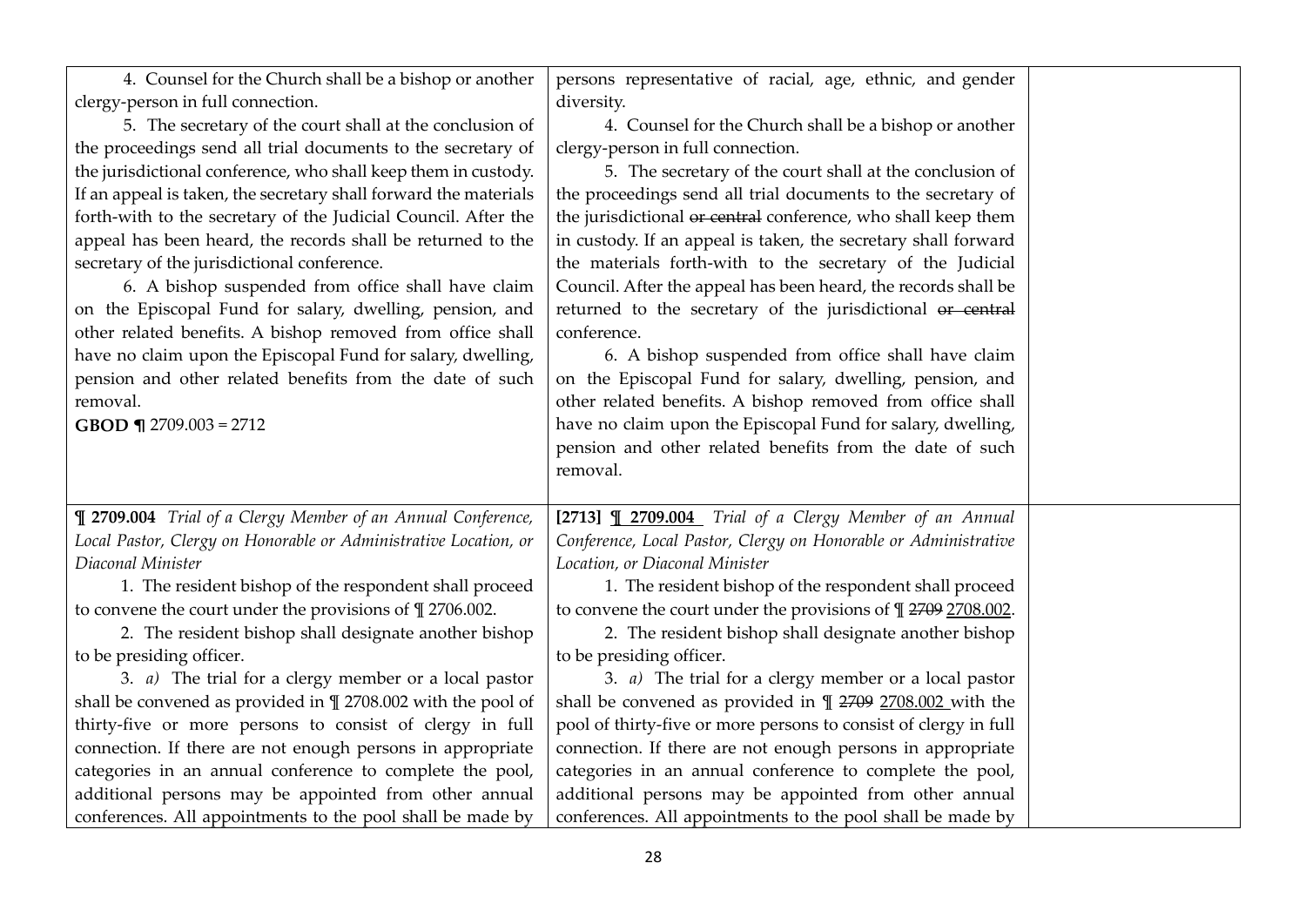| | | |
|---|---|---|
| 4. Counsel for the Church shall be a bishop or another clergy-person in full connection.<br>5. The secretary of the court shall at the conclusion of the proceedings send all trial documents to the secretary of the jurisdictional conference, who shall keep them in custody. If an appeal is taken, the secretary shall forward the materials forth-with to the secretary of the Judicial Council. After the appeal has been heard, the records shall be returned to the secretary of the jurisdictional conference.<br>6. A bishop suspended from office shall have claim on the Episcopal Fund for salary, dwelling, pension, and other related benefits. A bishop removed from office shall have no claim upon the Episcopal Fund for salary, dwelling, pension and other related benefits from the date of such removal.<br>**GBOD ¶** 2709.003 = 2712 | persons representative of racial, age, ethnic, and gender diversity.<br>4. Counsel for the Church shall be a bishop or another clergy-person in full connection.<br>5. The secretary of the court shall at the conclusion of the proceedings send all trial documents to the secretary of the jurisdictional ~~or central~~ conference, who shall keep them in custody. If an appeal is taken, the secretary shall forward the materials forth-with to the secretary of the Judicial Council. After the appeal has been heard, the records shall be returned to the secretary of the jurisdictional ~~or central~~ conference.<br>6. A bishop suspended from office shall have claim on the Episcopal Fund for salary, dwelling, pension, and other related benefits. A bishop removed from office shall have no claim upon the Episcopal Fund for salary, dwelling, pension and other related benefits from the date of such removal. | |
| **¶ 2709.004** *Trial of a Clergy Member of an Annual Conference, Local Pastor, Clergy on Honorable or Administrative Location, or Diaconal Minister*<br>1. The resident bishop of the respondent shall proceed to convene the court under the provisions of ¶ 2706.002.<br>2. The resident bishop shall designate another bishop to be presiding officer.<br>3. *a)* The trial for a clergy member or a local pastor shall be convened as provided in ¶ 2708.002 with the pool of thirty-five or more persons to consist of clergy in full connection. If there are not enough persons in appropriate categories in an annual conference to complete the pool, additional persons may be appointed from other annual conferences. All appointments to the pool shall be made by | **[2713]** <ins>**¶ 2709.004**</ins> *Trial of a Clergy Member of an Annual Conference, Local Pastor, Clergy on Honorable or Administrative Location, or Diaconal Minister*<br>1. The resident bishop of the respondent shall proceed to convene the court under the provisions of ¶ ~~2709~~ <ins>2708.002</ins>.<br>2. The resident bishop shall designate another bishop to be presiding officer.<br>3. *a)* The trial for a clergy member or a local pastor shall be convened as provided in ¶ ~~2709~~ <ins>2708.002</ins> with the pool of thirty-five or more persons to consist of clergy in full connection. If there are not enough persons in appropriate categories in an annual conference to complete the pool, additional persons may be appointed from other annual conferences. All appointments to the pool shall be made by | |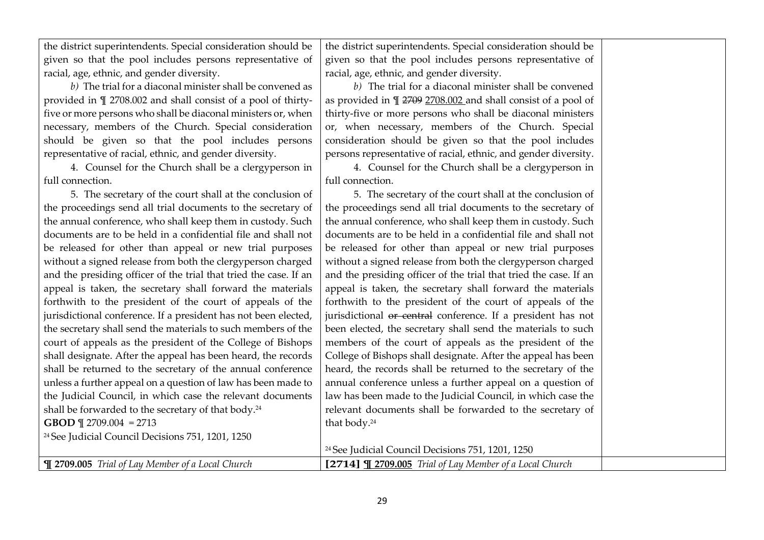| | | |
|---|---|---|
| the district superintendents. Special consideration should be given so that the pool includes persons representative of racial, age, ethnic, and gender diversity.<br>*b)* The trial for a diaconal minister shall be convened as provided in ¶ 2708.002 and shall consist of a pool of thirty-five or more persons who shall be diaconal ministers or, when necessary, members of the Church. Special consideration should be given so that the pool includes persons representative of racial, ethnic, and gender diversity.<br>4. Counsel for the Church shall be a clergyperson in full connection.<br>5. The secretary of the court shall at the conclusion of the proceedings send all trial documents to the secretary of the annual conference, who shall keep them in custody. Such documents are to be held in a confidential file and shall not be released for other than appeal or new trial purposes without a signed release from both the clergyperson charged and the presiding officer of the trial that tried the case. If an appeal is taken, the secretary shall forward the materials forthwith to the president of the court of appeals of the jurisdictional conference. If a president has not been elected, the secretary shall send the materials to such members of the court of appeals as the president of the College of Bishops shall designate. After the appeal has been heard, the records shall be returned to the secretary of the annual conference unless a further appeal on a question of law has been made to the Judicial Council, in which case the relevant documents shall be forwarded to the secretary of that body.[24]<br>**GBOD** ¶ 2709.004 = 2713<br>[24] See Judicial Council Decisions 751, 1201, 1250 | the district superintendents. Special consideration should be given so that the pool includes persons representative of racial, age, ethnic, and gender diversity.<br>*b)* The trial for a diaconal minister shall be convened as provided in ¶ ~~2709~~ <u>2708.002</u> and shall consist of a pool of thirty-five or more persons who shall be diaconal ministers or, when necessary, members of the Church. Special consideration should be given so that the pool includes persons representative of racial, ethnic, and gender diversity.<br>4. Counsel for the Church shall be a clergyperson in full connection.<br>5. The secretary of the court shall at the conclusion of the proceedings send all trial documents to the secretary of the annual conference, who shall keep them in custody. Such documents are to be held in a confidential file and shall not be released for other than appeal or new trial purposes without a signed release from both the clergyperson charged and the presiding officer of the trial that tried the case. If an appeal is taken, the secretary shall forward the materials forthwith to the president of the court of appeals of the jurisdictional ~~or central~~ conference. If a president has not been elected, the secretary shall send the materials to such members of the court of appeals as the president of the College of Bishops shall designate. After the appeal has been heard, the records shall be returned to the secretary of the annual conference unless a further appeal on a question of law has been made to the Judicial Council, in which case the relevant documents shall be forwarded to the secretary of that body.[24]<br>[24] See Judicial Council Decisions 751, 1201, 1250 | |
| **¶ 2709.005** *Trial of Lay Member of a Local Church* | **[2714] <u>¶ 2709.005</u>** *Trial of Lay Member of a Local Church* | |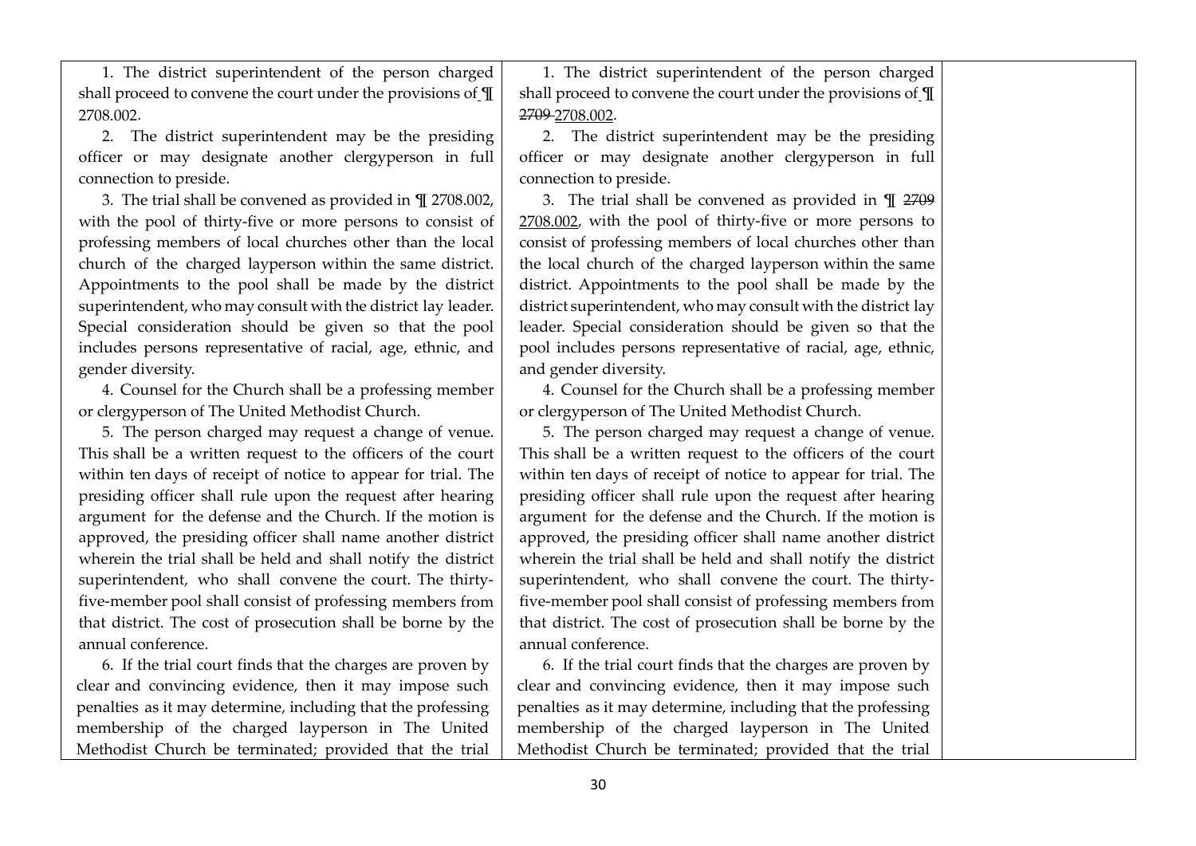| | | |
|---|---|---|
| 1. The district superintendent of the person charged shall proceed to convene the court under the provisions of ¶ 2708.002.<br><br>2. The district superintendent may be the presiding officer or may designate another clergyperson in full connection to preside.<br><br>3. The trial shall be convened as provided in ¶ 2708.002, with the pool of thirty-five or more persons to consist of professing members of local churches other than the local church of the charged layperson within the same district. Appointments to the pool shall be made by the district superintendent, who may consult with the district lay leader. Special consideration should be given so that the pool includes persons representative of racial, age, ethnic, and gender diversity.<br><br>4. Counsel for the Church shall be a professing member or clergyperson of The United Methodist Church.<br><br>5. The person charged may request a change of venue. This shall be a written request to the officers of the court within ten days of receipt of notice to appear for trial. The presiding officer shall rule upon the request after hearing argument for the defense and the Church. If the motion is approved, the presiding officer shall name another district wherein the trial shall be held and shall notify the district superintendent, who shall convene the court. The thirty-five-member pool shall consist of professing members from that district. The cost of prosecution shall be borne by the annual conference.<br><br>6. If the trial court finds that the charges are proven by clear and convincing evidence, then it may impose such penalties as it may determine, including that the professing membership of the charged layperson in The United Methodist Church be terminated; provided that the trial | 1. The district superintendent of the person charged shall proceed to convene the court under the provisions of ¶ ~~2709~~ <u>2708.002</u>.<br><br>2. The district superintendent may be the presiding officer or may designate another clergyperson in full connection to preside.<br><br>3. The trial shall be convened as provided in ¶ ~~2709~~ <u>2708.002</u>, with the pool of thirty-five or more persons to consist of professing members of local churches other than the local church of the charged layperson within the same district. Appointments to the pool shall be made by the district superintendent, who may consult with the district lay leader. Special consideration should be given so that the pool includes persons representative of racial, age, ethnic, and gender diversity.<br><br>4. Counsel for the Church shall be a professing member or clergyperson of The United Methodist Church.<br><br>5. The person charged may request a change of venue. This shall be a written request to the officers of the court within ten days of receipt of notice to appear for trial. The presiding officer shall rule upon the request after hearing argument for the defense and the Church. If the motion is approved, the presiding officer shall name another district wherein the trial shall be held and shall notify the district superintendent, who shall convene the court. The thirty-five-member pool shall consist of professing members from that district. The cost of prosecution shall be borne by the annual conference.<br><br>6. If the trial court finds that the charges are proven by clear and convincing evidence, then it may impose such penalties as it may determine, including that the professing membership of the charged layperson in The United Methodist Church be terminated; provided that the trial | |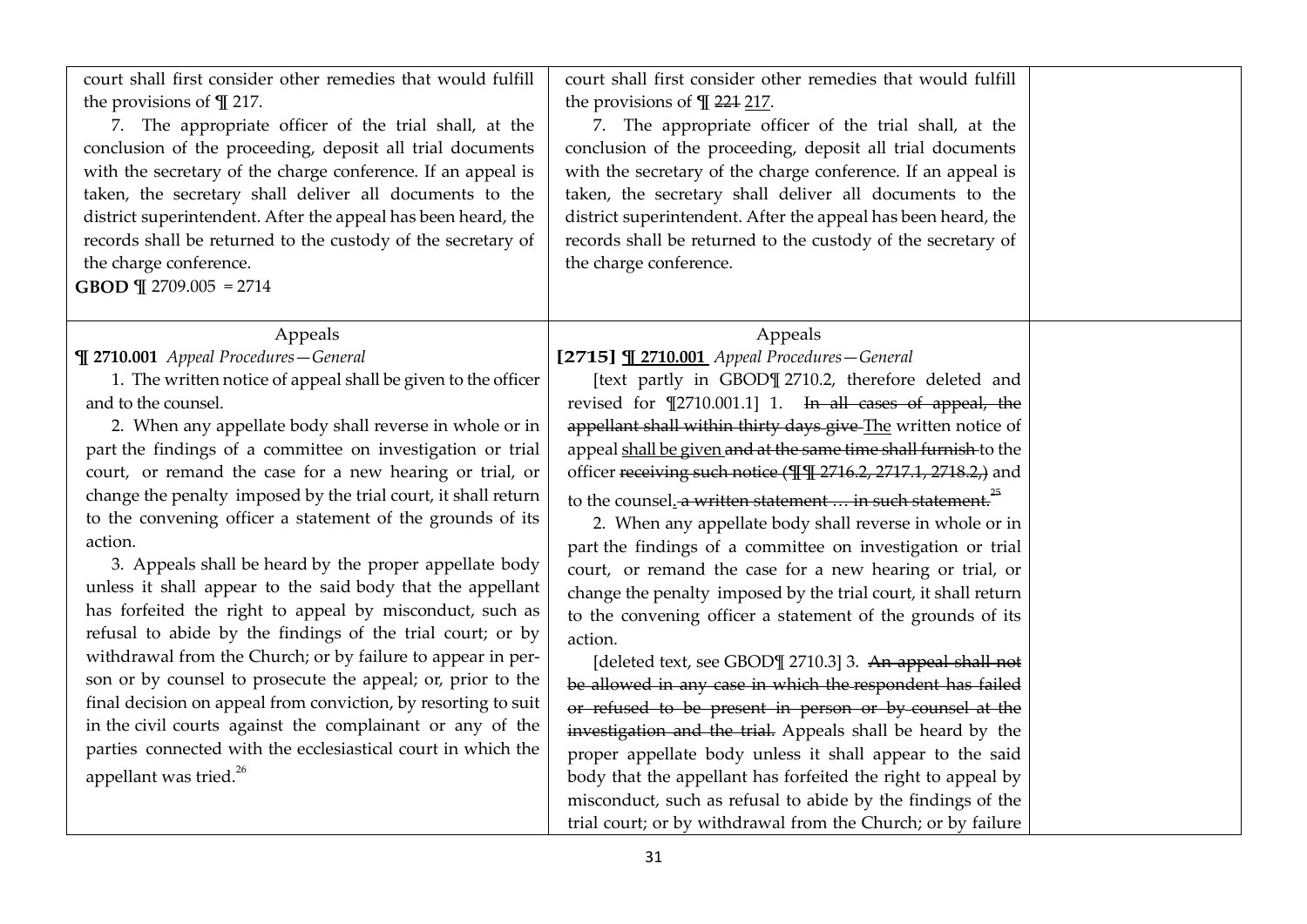| | | |
|---|---|---|
| court shall first consider other remedies that would fulfill the provisions of ¶ 217.<br>7. The appropriate officer of the trial shall, at the conclusion of the proceeding, deposit all trial documents with the secretary of the charge conference. If an appeal is taken, the secretary shall deliver all documents to the district superintendent. After the appeal has been heard, the records shall be returned to the custody of the secretary of the charge conference.<br>**GBOD** ¶ 2709.005 = 2714 | court shall first consider other remedies that would fulfill the provisions of ¶ ~~221~~ <u>217</u>.<br>7. The appropriate officer of the trial shall, at the conclusion of the proceeding, deposit all trial documents with the secretary of the charge conference. If an appeal is taken, the secretary shall deliver all documents to the district superintendent. After the appeal has been heard, the records shall be returned to the custody of the secretary of the charge conference. | |
| Appeals<br>**¶ 2710.001** *Appeal Procedures—General*<br>1. The written notice of appeal shall be given to the officer and to the counsel.<br>2. When any appellate body shall reverse in whole or in part the findings of a committee on investigation or trial court, or remand the case for a new hearing or trial, or change the penalty imposed by the trial court, it shall return to the convening officer a statement of the grounds of its action.<br>3. Appeals shall be heard by the proper appellate body unless it shall appear to the said body that the appellant has forfeited the right to appeal by misconduct, such as refusal to abide by the findings of the trial court; or by withdrawal from the Church; or by failure to appear in person or by counsel to prosecute the appeal; or, prior to the final decision on appeal from conviction, by resorting to suit in the civil courts against the complainant or any of the parties connected with the ecclesiastical court in which the appellant was tried.[26] | Appeals<br>**[2715] <u>¶ 2710.001</u>** *Appeal Procedures—General*<br>[text partly in GBOD¶ 2710.2, therefore deleted and revised for ¶2710.001.1] 1. ~~In all cases of appeal, the appellant shall within thirty days give~~ <u>The</u> written notice of appeal <u>shall be given</u> ~~and at the same time shall furnish~~ to the officer ~~receiving such notice (¶¶ 2716.2, 2717.1, 2718.2,)~~ and to the counsel<u>.</u> ~~a written statement … in such statement.~~[25]<br>2. When any appellate body shall reverse in whole or in part the findings of a committee on investigation or trial court, or remand the case for a new hearing or trial, or change the penalty imposed by the trial court, it shall return to the convening officer a statement of the grounds of its action.<br>[deleted text, see GBOD¶ 2710.3] 3. ~~An appeal shall not be allowed in any case in which the respondent has failed or refused to be present in person or by counsel at the investigation and the trial.~~ Appeals shall be heard by the proper appellate body unless it shall appear to the said body that the appellant has forfeited the right to appeal by misconduct, such as refusal to abide by the findings of the trial court; or by withdrawal from the Church; or by failure | |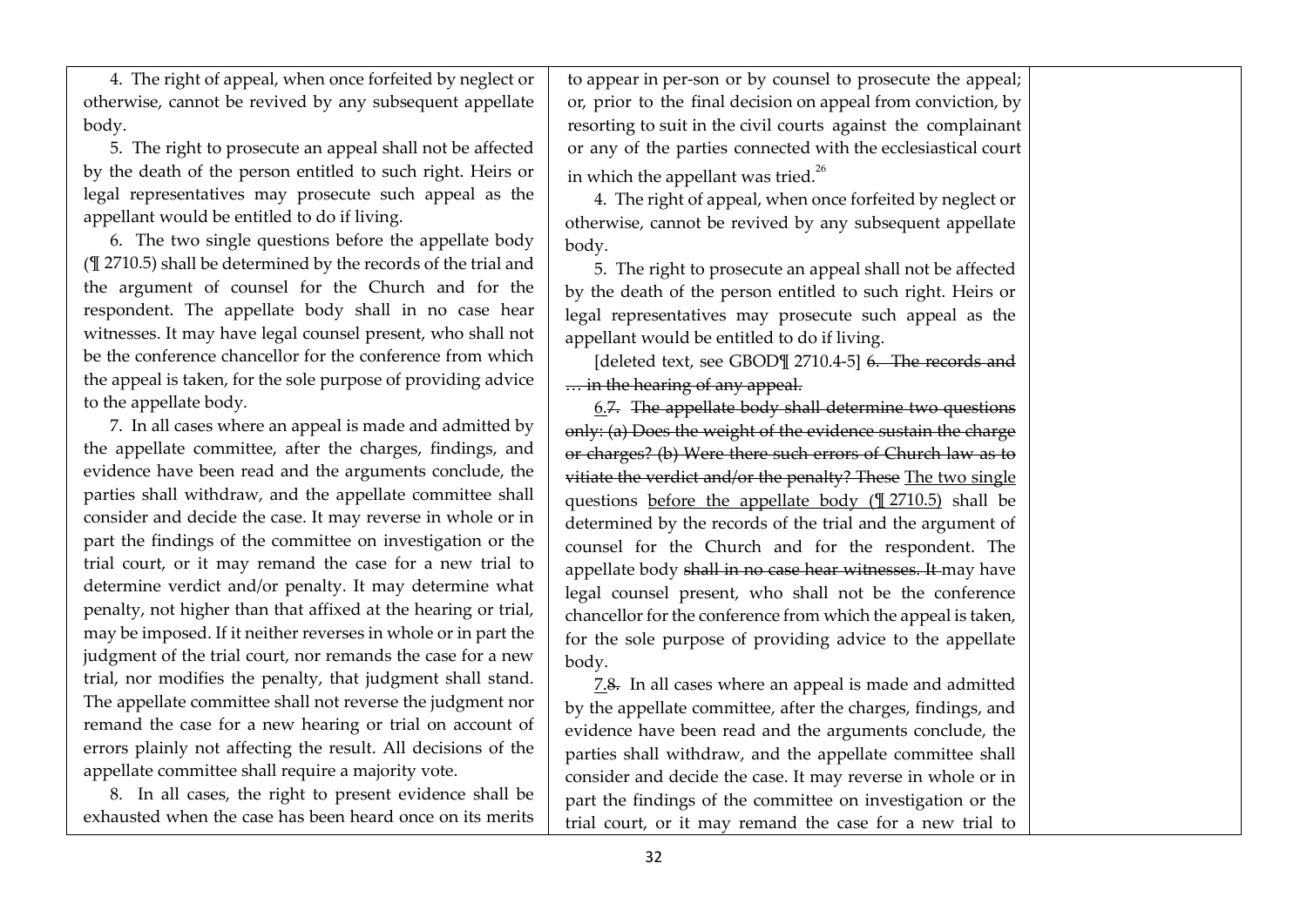4. The right of appeal, when once forfeited by neglect or otherwise, cannot be revived by any subsequent appellate body.

5. The right to prosecute an appeal shall not be affected by the death of the person entitled to such right. Heirs or legal representatives may prosecute such appeal as the appellant would be entitled to do if living.

6. The two single questions before the appellate body (¶ 2710.5) shall be determined by the records of the trial and the argument of counsel for the Church and for the respondent. The appellate body shall in no case hear witnesses. It may have legal counsel present, who shall not be the conference chancellor for the conference from which the appeal is taken, for the sole purpose of providing advice to the appellate body.

7. In all cases where an appeal is made and admitted by the appellate committee, after the charges, findings, and evidence have been read and the arguments conclude, the parties shall withdraw, and the appellate committee shall consider and decide the case. It may reverse in whole or in part the findings of the committee on investigation or the trial court, or it may remand the case for a new trial to determine verdict and/or penalty. It may determine what penalty, not higher than that affixed at the hearing or trial, may be imposed. If it neither reverses in whole or in part the judgment of the trial court, nor remands the case for a new trial, nor modifies the penalty, that judgment shall stand. The appellate committee shall not reverse the judgment nor remand the case for a new hearing or trial on account of errors plainly not affecting the result. All decisions of the appellate committee shall require a majority vote.

8. In all cases, the right to present evidence shall be exhausted when the case has been heard once on its merits

---

to appear in per-son or by counsel to prosecute the appeal; or, prior to the final decision on appeal from conviction, by resorting to suit in the civil courts against the complainant or any of the parties connected with the ecclesiastical court in which the appellant was tried.[26]

4. The right of appeal, when once forfeited by neglect or otherwise, cannot be revived by any subsequent appellate body.

5. The right to prosecute an appeal shall not be affected by the death of the person entitled to such right. Heirs or legal representatives may prosecute such appeal as the appellant would be entitled to do if living.

[deleted text, see GBOD¶ 2710.4-5] ~~6. The records and … in the hearing of any appeal.~~

<u>6.</u>~~7.~~ ~~The appellate body shall determine two questions only: (a) Does the weight of the evidence sustain the charge or charges? (b) Were there such errors of Church law as to vitiate the verdict and/or the penalty? These~~ <u>The two single</u> questions <u>before the appellate body (¶ 2710.5)</u> shall be determined by the records of the trial and the argument of counsel for the Church and for the respondent. The appellate body ~~shall in no case hear witnesses. It~~ may have legal counsel present, who shall not be the conference chancellor for the conference from which the appeal is taken, for the sole purpose of providing advice to the appellate body.

<u>7.</u>~~8.~~ In all cases where an appeal is made and admitted by the appellate committee, after the charges, findings, and evidence have been read and the arguments conclude, the parties shall withdraw, and the appellate committee shall consider and decide the case. It may reverse in whole or in part the findings of the committee on investigation or the trial court, or it may remand the case for a new trial to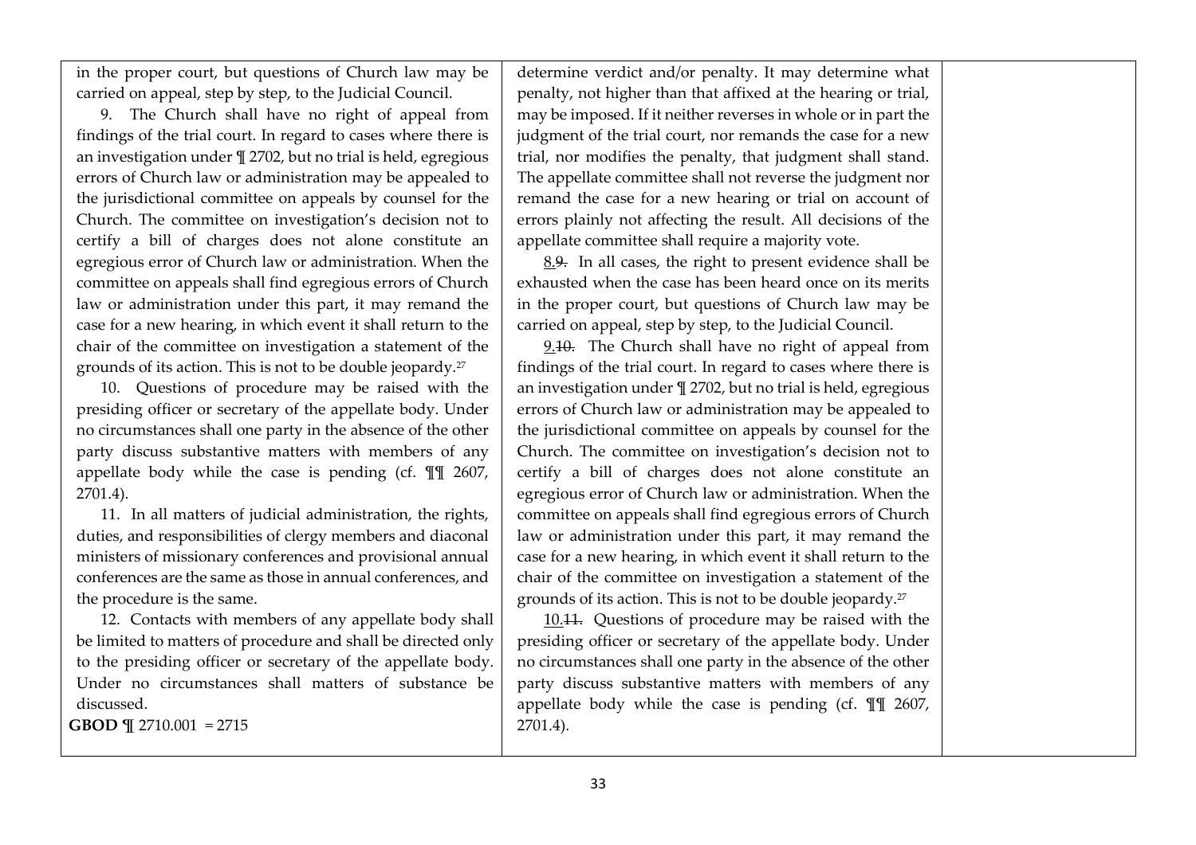| | | |
|---|---|---|
| in the proper court, but questions of Church law may be carried on appeal, step by step, to the Judicial Council.<br><br>9. The Church shall have no right of appeal from findings of the trial court. In regard to cases where there is an investigation under ¶ 2702, but no trial is held, egregious errors of Church law or administration may be appealed to the jurisdictional committee on appeals by counsel for the Church. The committee on investigation's decision not to certify a bill of charges does not alone constitute an egregious error of Church law or administration. When the committee on appeals shall find egregious errors of Church law or administration under this part, it may remand the case for a new hearing, in which event it shall return to the chair of the committee on investigation a statement of the grounds of its action. This is not to be double jeopardy.[27]<br><br>10. Questions of procedure may be raised with the presiding officer or secretary of the appellate body. Under no circumstances shall one party in the absence of the other party discuss substantive matters with members of any appellate body while the case is pending (cf. ¶¶ 2607, 2701.4).<br><br>11. In all matters of judicial administration, the rights, duties, and responsibilities of clergy members and diaconal ministers of missionary conferences and provisional annual conferences are the same as those in annual conferences, and the procedure is the same.<br><br>12. Contacts with members of any appellate body shall be limited to matters of procedure and shall be directed only to the presiding officer or secretary of the appellate body. Under no circumstances shall matters of substance be discussed.<br><br>**GBOD** ¶ 2710.001 = 2715 | determine verdict and/or penalty. It may determine what penalty, not higher than that affixed at the hearing or trial, may be imposed. If it neither reverses in whole or in part the judgment of the trial court, nor remands the case for a new trial, nor modifies the penalty, that judgment shall stand. The appellate committee shall not reverse the judgment nor remand the case for a new hearing or trial on account of errors plainly not affecting the result. All decisions of the appellate committee shall require a majority vote.<br><br><u>8.</u>~~9.~~ In all cases, the right to present evidence shall be exhausted when the case has been heard once on its merits in the proper court, but questions of Church law may be carried on appeal, step by step, to the Judicial Council.<br><br><u>9.</u>~~10.~~ The Church shall have no right of appeal from findings of the trial court. In regard to cases where there is an investigation under ¶ 2702, but no trial is held, egregious errors of Church law or administration may be appealed to the jurisdictional committee on appeals by counsel for the Church. The committee on investigation's decision not to certify a bill of charges does not alone constitute an egregious error of Church law or administration. When the committee on appeals shall find egregious errors of Church law or administration under this part, it may remand the case for a new hearing, in which event it shall return to the chair of the committee on investigation a statement of the grounds of its action. This is not to be double jeopardy.[27]<br><br><u>10.</u>~~11.~~ Questions of procedure may be raised with the presiding officer or secretary of the appellate body. Under no circumstances shall one party in the absence of the other party discuss substantive matters with members of any appellate body while the case is pending (cf. ¶¶ 2607, 2701.4). | |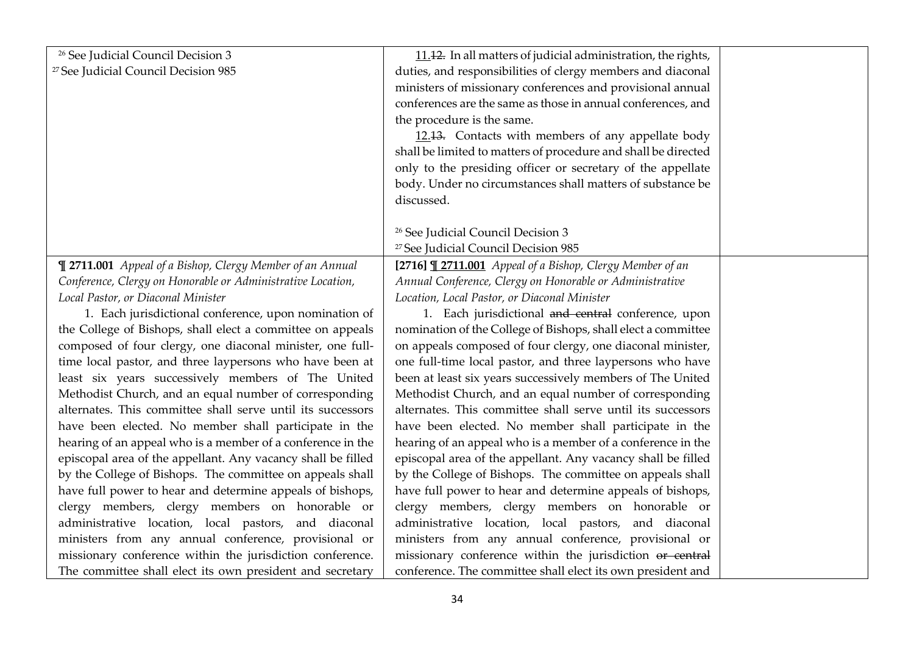| | | |
|---|---|---|
| [26] See Judicial Council Decision 3<br>[27] See Judicial Council Decision 985 | <u>11.</u>~~12.~~ In all matters of judicial administration, the rights, duties, and responsibilities of clergy members and diaconal ministers of missionary conferences and provisional annual conferences are the same as those in annual conferences, and the procedure is the same.<br><u>12.</u>~~13.~~ Contacts with members of any appellate body shall be limited to matters of procedure and shall be directed only to the presiding officer or secretary of the appellate body. Under no circumstances shall matters of substance be discussed.<br><br>[26] See Judicial Council Decision 3<br>[27] See Judicial Council Decision 985 | |
| **¶ 2711.001** *Appeal of a Bishop, Clergy Member of an Annual Conference, Clergy on Honorable or Administrative Location, Local Pastor, or Diaconal Minister*<br>1. Each jurisdictional conference, upon nomination of the College of Bishops, shall elect a committee on appeals composed of four clergy, one diaconal minister, one full-time local pastor, and three laypersons who have been at least six years successively members of The United Methodist Church, and an equal number of corresponding alternates. This committee shall serve until its successors have been elected. No member shall participate in the hearing of an appeal who is a member of a conference in the episcopal area of the appellant. Any vacancy shall be filled by the College of Bishops. The committee on appeals shall have full power to hear and determine appeals of bishops, clergy members, clergy members on honorable or administrative location, local pastors, and diaconal ministers from any annual conference, provisional or missionary conference within the jurisdiction conference. The committee shall elect its own president and secretary | **[2716]** **<u>¶ 2711.001</u>** *Appeal of a Bishop, Clergy Member of an Annual Conference, Clergy on Honorable or Administrative Location, Local Pastor, or Diaconal Minister*<br>1. Each jurisdictional ~~and central~~ conference, upon nomination of the College of Bishops, shall elect a committee on appeals composed of four clergy, one diaconal minister, one full-time local pastor, and three laypersons who have been at least six years successively members of The United Methodist Church, and an equal number of corresponding alternates. This committee shall serve until its successors have been elected. No member shall participate in the hearing of an appeal who is a member of a conference in the episcopal area of the appellant. Any vacancy shall be filled by the College of Bishops. The committee on appeals shall have full power to hear and determine appeals of bishops, clergy members, clergy members on honorable or administrative location, local pastors, and diaconal ministers from any annual conference, provisional or missionary conference within the jurisdiction ~~or central~~ conference. The committee shall elect its own president and | |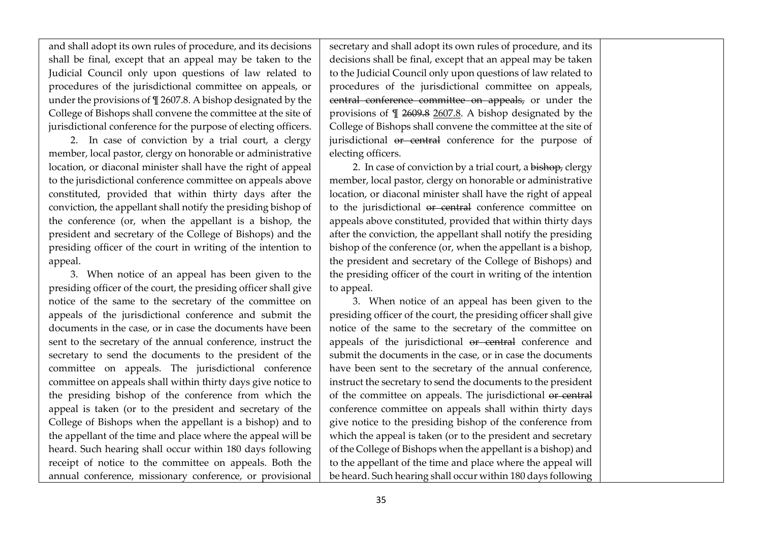| | | |
|---|---|---|
| and shall adopt its own rules of procedure, and its decisions shall be final, except that an appeal may be taken to the Judicial Council only upon questions of law related to procedures of the jurisdictional committee on appeals, or under the provisions of ¶ 2607.8. A bishop designated by the College of Bishops shall convene the committee at the site of jurisdictional conference for the purpose of electing officers.<br><br>2. In case of conviction by a trial court, a clergy member, local pastor, clergy on honorable or administrative location, or diaconal minister shall have the right of appeal to the jurisdictional conference committee on appeals above constituted, provided that within thirty days after the conviction, the appellant shall notify the presiding bishop of the conference (or, when the appellant is a bishop, the president and secretary of the College of Bishops) and the presiding officer of the court in writing of the intention to appeal.<br><br>3. When notice of an appeal has been given to the presiding officer of the court, the presiding officer shall give notice of the same to the secretary of the committee on appeals of the jurisdictional conference and submit the documents in the case, or in case the documents have been sent to the secretary of the annual conference, instruct the secretary to send the documents to the president of the committee on appeals. The jurisdictional conference committee on appeals shall within thirty days give notice to the presiding bishop of the conference from which the appeal is taken (or to the president and secretary of the College of Bishops when the appellant is a bishop) and to the appellant of the time and place where the appeal will be heard. Such hearing shall occur within 180 days following receipt of notice to the committee on appeals. Both the annual conference, missionary conference, or provisional | secretary and shall adopt its own rules of procedure, and its decisions shall be final, except that an appeal may be taken to the Judicial Council only upon questions of law related to procedures of the jurisdictional committee on appeals, ~~central conference committee on appeals,~~ or under the provisions of ¶ ~~2609.8~~ <u>2607.8</u>. A bishop designated by the College of Bishops shall convene the committee at the site of jurisdictional ~~or central~~ conference for the purpose of electing officers.<br><br>2. In case of conviction by a trial court, a ~~bishop,~~ clergy member, local pastor, clergy on honorable or administrative location, or diaconal minister shall have the right of appeal to the jurisdictional ~~or central~~ conference committee on appeals above constituted, provided that within thirty days after the conviction, the appellant shall notify the presiding bishop of the conference (or, when the appellant is a bishop, the president and secretary of the College of Bishops) and the presiding officer of the court in writing of the intention to appeal.<br><br>3. When notice of an appeal has been given to the presiding officer of the court, the presiding officer shall give notice of the same to the secretary of the committee on appeals of the jurisdictional ~~or central~~ conference and submit the documents in the case, or in case the documents have been sent to the secretary of the annual conference, instruct the secretary to send the documents to the president of the committee on appeals. The jurisdictional ~~or central~~ conference committee on appeals shall within thirty days give notice to the presiding bishop of the conference from which the appeal is taken (or to the president and secretary of the College of Bishops when the appellant is a bishop) and to the appellant of the time and place where the appeal will be heard. Such hearing shall occur within 180 days following | |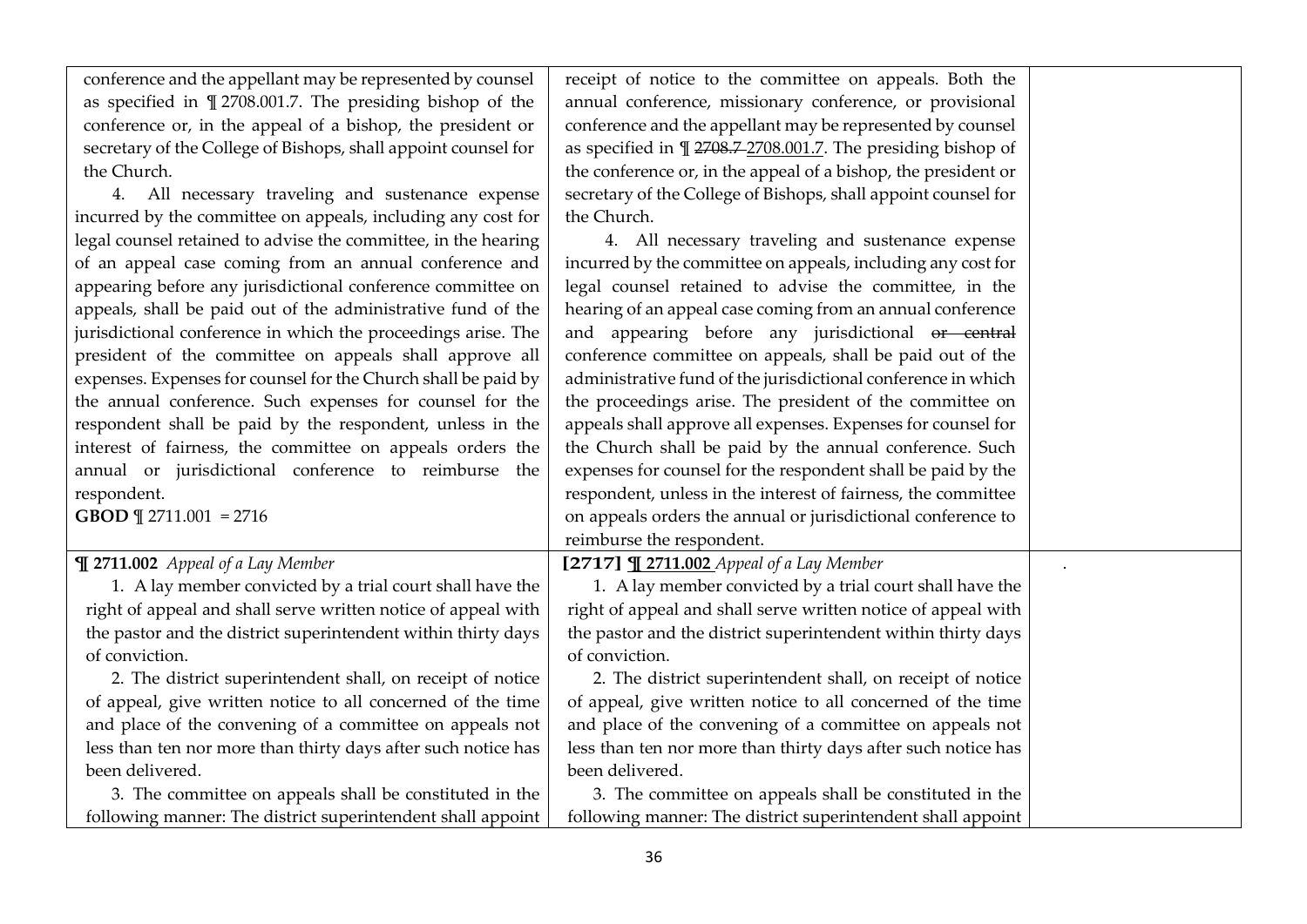| | | |
|---|---|---|
| conference and the appellant may be represented by counsel as specified in ¶ 2708.001.7. The presiding bishop of the conference or, in the appeal of a bishop, the president or secretary of the College of Bishops, shall appoint counsel for the Church.<br><br>4. All necessary traveling and sustenance expense incurred by the committee on appeals, including any cost for legal counsel retained to advise the committee, in the hearing of an appeal case coming from an annual conference and appearing before any jurisdictional conference committee on appeals, shall be paid out of the administrative fund of the jurisdictional conference in which the proceedings arise. The president of the committee on appeals shall approve all expenses. Expenses for counsel for the Church shall be paid by the annual conference. Such expenses for counsel for the respondent shall be paid by the respondent, unless in the interest of fairness, the committee on appeals orders the annual or jurisdictional conference to reimburse the respondent.<br>**GBOD** ¶ 2711.001 = 2716 | receipt of notice to the committee on appeals. Both the annual conference, missionary conference, or provisional conference and the appellant may be represented by counsel as specified in ¶ ~~2708.7~~ 2708.001.7. The presiding bishop of the conference or, in the appeal of a bishop, the president or secretary of the College of Bishops, shall appoint counsel for the Church.<br><br>4. All necessary traveling and sustenance expense incurred by the committee on appeals, including any cost for legal counsel retained to advise the committee, in the hearing of an appeal case coming from an annual conference and appearing before any jurisdictional ~~or central~~ conference committee on appeals, shall be paid out of the administrative fund of the jurisdictional conference in which the proceedings arise. The president of the committee on appeals shall approve all expenses. Expenses for counsel for the Church shall be paid by the annual conference. Such expenses for counsel for the respondent shall be paid by the respondent, unless in the interest of fairness, the committee on appeals orders the annual or jurisdictional conference to reimburse the respondent. | |
| **¶ 2711.002** *Appeal of a Lay Member*<br><br>1. A lay member convicted by a trial court shall have the right of appeal and shall serve written notice of appeal with the pastor and the district superintendent within thirty days of conviction.<br><br>2. The district superintendent shall, on receipt of notice of appeal, give written notice to all concerned of the time and place of the convening of a committee on appeals not less than ten nor more than thirty days after such notice has been delivered.<br><br>3. The committee on appeals shall be constituted in the following manner: The district superintendent shall appoint | **[2717]** <u>**¶ 2711.002**</u> *Appeal of a Lay Member*<br><br>1. A lay member convicted by a trial court shall have the right of appeal and shall serve written notice of appeal with the pastor and the district superintendent within thirty days of conviction.<br><br>2. The district superintendent shall, on receipt of notice of appeal, give written notice to all concerned of the time and place of the convening of a committee on appeals not less than ten nor more than thirty days after such notice has been delivered.<br><br>3. The committee on appeals shall be constituted in the following manner: The district superintendent shall appoint | . |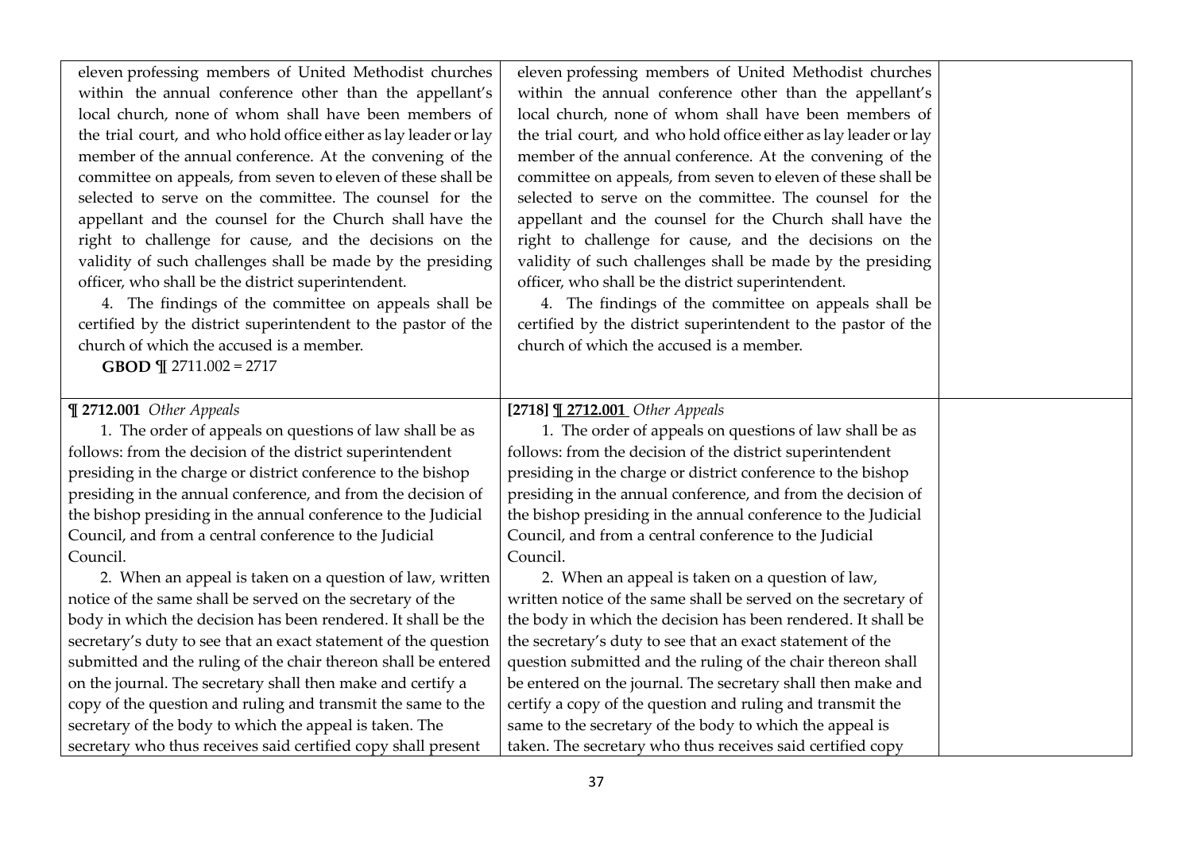| | | |
|---|---|---|
| eleven professing members of United Methodist churches within the annual conference other than the appellant's local church, none of whom shall have been members of the trial court, and who hold office either as lay leader or lay member of the annual conference. At the convening of the committee on appeals, from seven to eleven of these shall be selected to serve on the committee. The counsel for the appellant and the counsel for the Church shall have the right to challenge for cause, and the decisions on the validity of such challenges shall be made by the presiding officer, who shall be the district superintendent.<br>4. The findings of the committee on appeals shall be certified by the district superintendent to the pastor of the church of which the accused is a member.<br>**GBOD ¶** 2711.002 = 2717 | eleven professing members of United Methodist churches within the annual conference other than the appellant's local church, none of whom shall have been members of the trial court, and who hold office either as lay leader or lay member of the annual conference. At the convening of the committee on appeals, from seven to eleven of these shall be selected to serve on the committee. The counsel for the appellant and the counsel for the Church shall have the right to challenge for cause, and the decisions on the validity of such challenges shall be made by the presiding officer, who shall be the district superintendent.<br>4. The findings of the committee on appeals shall be certified by the district superintendent to the pastor of the church of which the accused is a member. | |
| **¶ 2712.001** *Other Appeals*<br>1. The order of appeals on questions of law shall be as follows: from the decision of the district superintendent presiding in the charge or district conference to the bishop presiding in the annual conference, and from the decision of the bishop presiding in the annual conference to the Judicial Council, and from a central conference to the Judicial Council.<br>2. When an appeal is taken on a question of law, written notice of the same shall be served on the secretary of the body in which the decision has been rendered. It shall be the secretary's duty to see that an exact statement of the question submitted and the ruling of the chair thereon shall be entered on the journal. The secretary shall then make and certify a copy of the question and ruling and transmit the same to the secretary of the body to which the appeal is taken. The secretary who thus receives said certified copy shall present | **[2718] ¶ 2712.001** *Other Appeals*<br>1. The order of appeals on questions of law shall be as follows: from the decision of the district superintendent presiding in the charge or district conference to the bishop presiding in the annual conference, and from the decision of the bishop presiding in the annual conference to the Judicial Council, and from a central conference to the Judicial Council.<br>2. When an appeal is taken on a question of law, written notice of the same shall be served on the secretary of the body in which the decision has been rendered. It shall be the secretary's duty to see that an exact statement of the question submitted and the ruling of the chair thereon shall be entered on the journal. The secretary shall then make and certify a copy of the question and ruling and transmit the same to the secretary of the body to which the appeal is taken. The secretary who thus receives said certified copy | |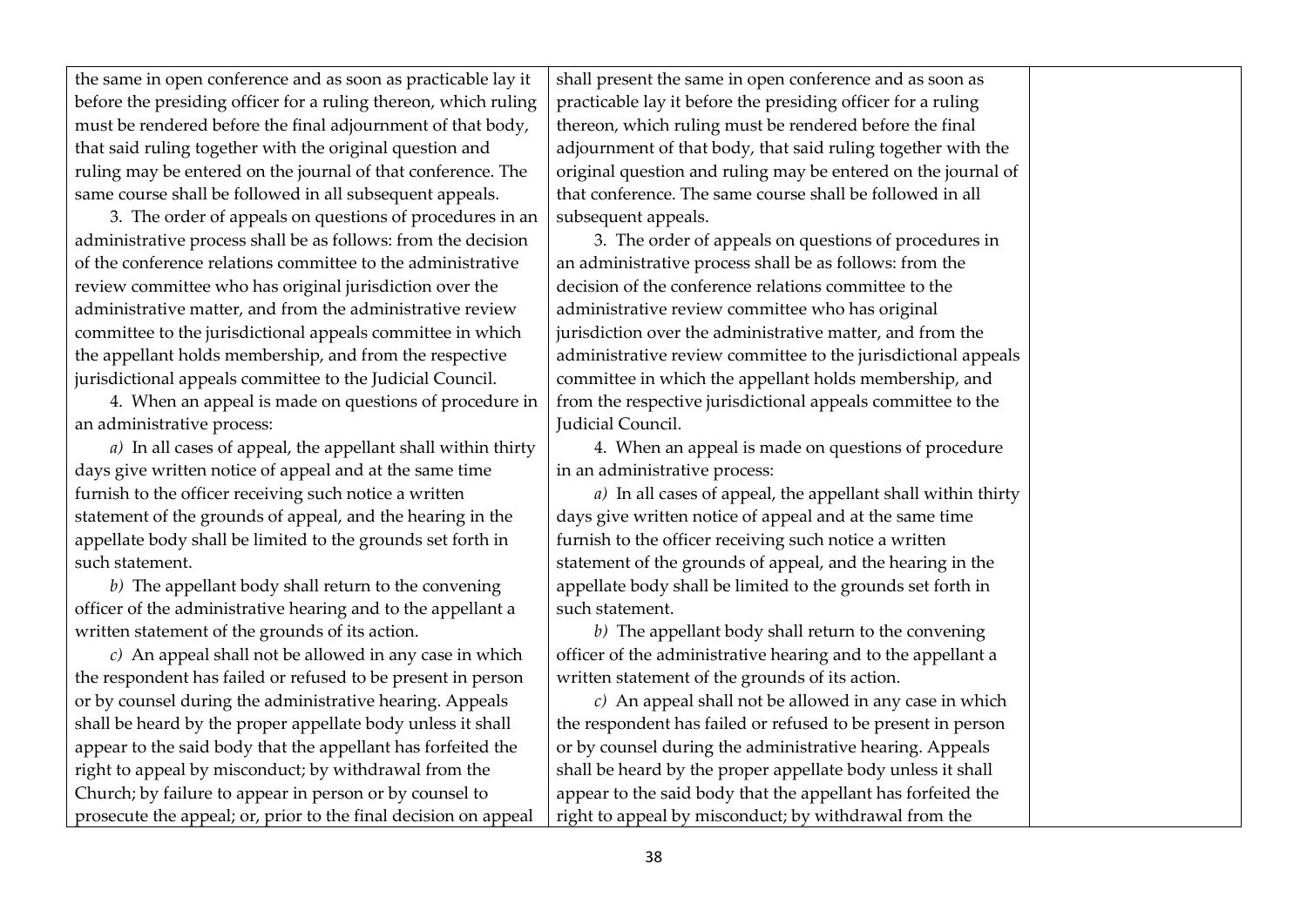| | | |
|---|---|---|
| the same in open conference and as soon as practicable lay it before the presiding officer for a ruling thereon, which ruling must be rendered before the final adjournment of that body, that said ruling together with the original question and ruling may be entered on the journal of that conference. The same course shall be followed in all subsequent appeals.<br><br>3. The order of appeals on questions of procedures in an administrative process shall be as follows: from the decision of the conference relations committee to the administrative review committee who has original jurisdiction over the administrative matter, and from the administrative review committee to the jurisdictional appeals committee in which the appellant holds membership, and from the respective jurisdictional appeals committee to the Judicial Council.<br><br>4. When an appeal is made on questions of procedure in an administrative process:<br><br>*a)* In all cases of appeal, the appellant shall within thirty days give written notice of appeal and at the same time furnish to the officer receiving such notice a written statement of the grounds of appeal, and the hearing in the appellate body shall be limited to the grounds set forth in such statement.<br><br>*b)* The appellant body shall return to the convening officer of the administrative hearing and to the appellant a written statement of the grounds of its action.<br><br>*c)* An appeal shall not be allowed in any case in which the respondent has failed or refused to be present in person or by counsel during the administrative hearing. Appeals shall be heard by the proper appellate body unless it shall appear to the said body that the appellant has forfeited the right to appeal by misconduct; by withdrawal from the Church; by failure to appear in person or by counsel to prosecute the appeal; or, prior to the final decision on appeal | shall present the same in open conference and as soon as practicable lay it before the presiding officer for a ruling thereon, which ruling must be rendered before the final adjournment of that body, that said ruling together with the original question and ruling may be entered on the journal of that conference. The same course shall be followed in all subsequent appeals.<br><br>3. The order of appeals on questions of procedures in an administrative process shall be as follows: from the decision of the conference relations committee to the administrative review committee who has original jurisdiction over the administrative matter, and from the administrative review committee to the jurisdictional appeals committee in which the appellant holds membership, and from the respective jurisdictional appeals committee to the Judicial Council.<br><br>4. When an appeal is made on questions of procedure in an administrative process:<br><br>*a)* In all cases of appeal, the appellant shall within thirty days give written notice of appeal and at the same time furnish to the officer receiving such notice a written statement of the grounds of appeal, and the hearing in the appellate body shall be limited to the grounds set forth in such statement.<br><br>*b)* The appellant body shall return to the convening officer of the administrative hearing and to the appellant a written statement of the grounds of its action.<br><br>*c)* An appeal shall not be allowed in any case in which the respondent has failed or refused to be present in person or by counsel during the administrative hearing. Appeals shall be heard by the proper appellate body unless it shall appear to the said body that the appellant has forfeited the right to appeal by misconduct; by withdrawal from the | |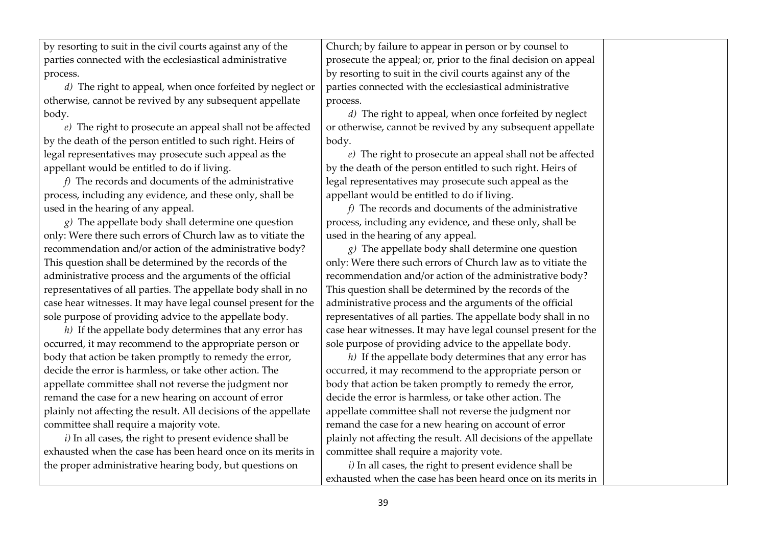| | | |
|---|---|---|
| by resorting to suit in the civil courts against any of the parties connected with the ecclesiastical administrative process.<br><br>*d)* The right to appeal, when once forfeited by neglect or otherwise, cannot be revived by any subsequent appellate body.<br><br>*e)* The right to prosecute an appeal shall not be affected by the death of the person entitled to such right. Heirs of legal representatives may prosecute such appeal as the appellant would be entitled to do if living.<br><br>*f)* The records and documents of the administrative process, including any evidence, and these only, shall be used in the hearing of any appeal.<br><br>*g)* The appellate body shall determine one question only: Were there such errors of Church law as to vitiate the recommendation and/or action of the administrative body? This question shall be determined by the records of the administrative process and the arguments of the official representatives of all parties. The appellate body shall in no case hear witnesses. It may have legal counsel present for the sole purpose of providing advice to the appellate body.<br><br>*h)* If the appellate body determines that any error has occurred, it may recommend to the appropriate person or body that action be taken promptly to remedy the error, decide the error is harmless, or take other action. The appellate committee shall not reverse the judgment nor remand the case for a new hearing on account of error plainly not affecting the result. All decisions of the appellate committee shall require a majority vote.<br><br>*i)* In all cases, the right to present evidence shall be exhausted when the case has been heard once on its merits in the proper administrative hearing body, but questions on | Church; by failure to appear in person or by counsel to prosecute the appeal; or, prior to the final decision on appeal by resorting to suit in the civil courts against any of the parties connected with the ecclesiastical administrative process.<br><br>*d)* The right to appeal, when once forfeited by neglect or otherwise, cannot be revived by any subsequent appellate body.<br><br>*e)* The right to prosecute an appeal shall not be affected by the death of the person entitled to such right. Heirs of legal representatives may prosecute such appeal as the appellant would be entitled to do if living.<br><br>*f)* The records and documents of the administrative process, including any evidence, and these only, shall be used in the hearing of any appeal.<br><br>*g)* The appellate body shall determine one question only: Were there such errors of Church law as to vitiate the recommendation and/or action of the administrative body? This question shall be determined by the records of the administrative process and the arguments of the official representatives of all parties. The appellate body shall in no case hear witnesses. It may have legal counsel present for the sole purpose of providing advice to the appellate body.<br><br>*h)* If the appellate body determines that any error has occurred, it may recommend to the appropriate person or body that action be taken promptly to remedy the error, decide the error is harmless, or take other action. The appellate committee shall not reverse the judgment nor remand the case for a new hearing on account of error plainly not affecting the result. All decisions of the appellate committee shall require a majority vote.<br><br>*i)* In all cases, the right to present evidence shall be exhausted when the case has been heard once on its merits in | |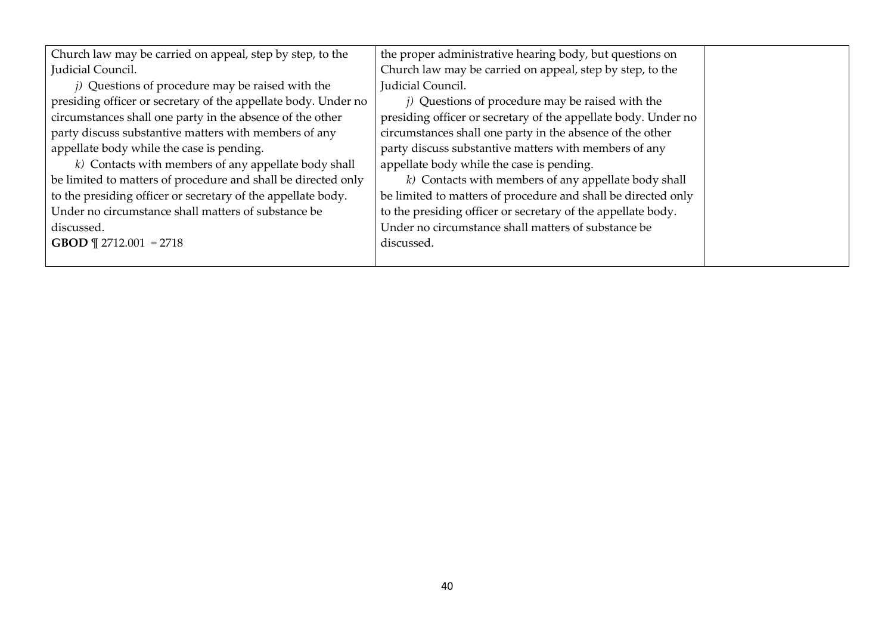| | | |
|---|---|---|
| Church law may be carried on appeal, step by step, to the Judicial Council.<br>*j)* Questions of procedure may be raised with the presiding officer or secretary of the appellate body. Under no circumstances shall one party in the absence of the other party discuss substantive matters with members of any appellate body while the case is pending.<br>*k)* Contacts with members of any appellate body shall be limited to matters of procedure and shall be directed only to the presiding officer or secretary of the appellate body. Under no circumstance shall matters of substance be discussed.<br>**GBOD** ¶ 2712.001 = 2718 | the proper administrative hearing body, but questions on Church law may be carried on appeal, step by step, to the Judicial Council.<br>*j)* Questions of procedure may be raised with the presiding officer or secretary of the appellate body. Under no circumstances shall one party in the absence of the other party discuss substantive matters with members of any appellate body while the case is pending.<br>*k)* Contacts with members of any appellate body shall be limited to matters of procedure and shall be directed only to the presiding officer or secretary of the appellate body. Under no circumstance shall matters of substance be discussed. | |